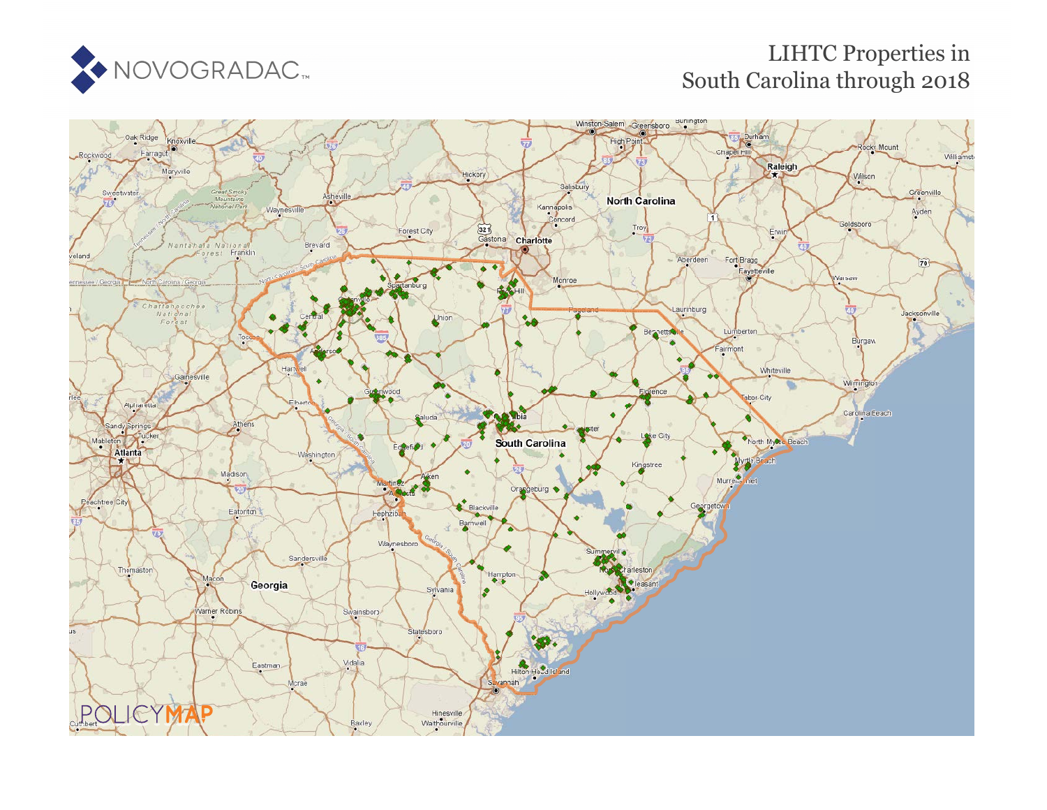NOVOGRADAC

# LIHTC Properties in South Carolina through 2018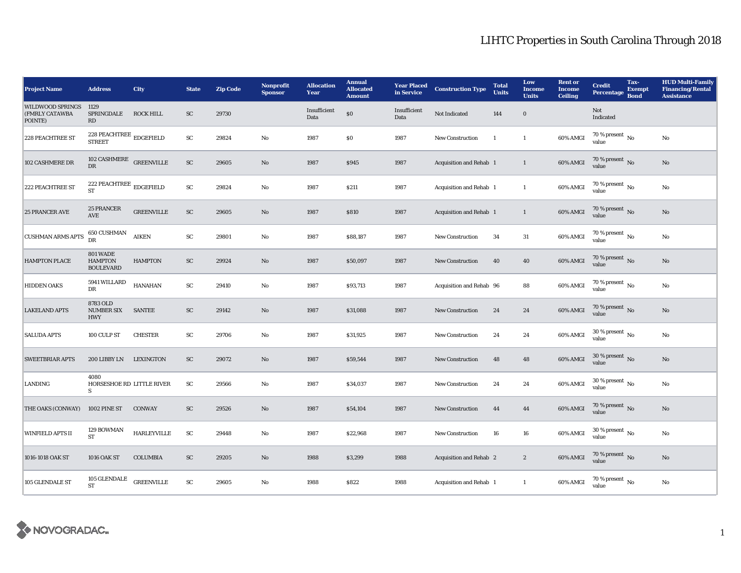# LIHTC Properties in South Carolina Through 2018

| Project Name | Address | City | State | Zip Code | Nonprofit Sponsor | Allocation Year | Annual Allocated Amount | Year Placed in Service | Construction Type | Total Units | Low Income Units | Rent or Income Ceiling | Credit Percentage | Tax-Exempt Bond | HUD Multi-Family Financing/Rental Assistance |
|---|---|---|---|---|---|---|---|---|---|---|---|---|---|---|---|
| WILDWOOD SPRINGS (FMRLY CATAWBA POINTE) | 1129 SPRINGDALE RD | ROCK HILL | SC | 29730 | | Insufficient Data | $0 | Insufficient Data | Not Indicated | 144 | 0 | | Not Indicated | | |
| 228 PEACHTREE ST | 228 PEACHTREE STREET | EDGEFIELD | SC | 29824 | No | 1987 | $0 | 1987 | New Construction | 1 | 1 | 60% AMGI | 70 % present value | No | No |
| 102 CASHMERE DR | 102 CASHMERE DR | GREENVILLE | SC | 29605 | No | 1987 | $945 | 1987 | Acquisition and Rehab | 1 | 1 | 60% AMGI | 70 % present value | No | No |
| 222 PEACHTREE ST | 222 PEACHTREE ST | EDGEFIELD | SC | 29824 | No | 1987 | $211 | 1987 | Acquisition and Rehab | 1 | 1 | 60% AMGI | 70 % present value | No | No |
| 25 PRANCER AVE | 25 PRANCER AVE | GREENVILLE | SC | 29605 | No | 1987 | $810 | 1987 | Acquisition and Rehab | 1 | 1 | 60% AMGI | 70 % present value | No | No |
| CUSHMAN ARMS APTS | 650 CUSHMAN DR | AIKEN | SC | 29801 | No | 1987 | $88,187 | 1987 | New Construction | 34 | 31 | 60% AMGI | 70 % present value | No | No |
| HAMPTON PLACE | 801 WADE HAMPTON BOULEVARD | HAMPTON | SC | 29924 | No | 1987 | $50,097 | 1987 | New Construction | 40 | 40 | 60% AMGI | 70 % present value | No | No |
| HIDDEN OAKS | 5941 WILLARD DR | HANAHAN | SC | 29410 | No | 1987 | $93,713 | 1987 | Acquisition and Rehab | 96 | 88 | 60% AMGI | 70 % present value | No | No |
| LAKELAND APTS | 8783 OLD NUMBER SIX HWY | SANTEE | SC | 29142 | No | 1987 | $31,088 | 1987 | New Construction | 24 | 24 | 60% AMGI | 70 % present value | No | No |
| SALUDA APTS | 100 CULP ST | CHESTER | SC | 29706 | No | 1987 | $31,925 | 1987 | New Construction | 24 | 24 | 60% AMGI | 30 % present value | No | No |
| SWEETBRIAR APTS | 200 LIBBY LN | LEXINGTON | SC | 29072 | No | 1987 | $59,544 | 1987 | New Construction | 48 | 48 | 60% AMGI | 30 % present value | No | No |
| LANDING | 4080 HORSESHOE RD S | LITTLE RIVER | SC | 29566 | No | 1987 | $34,037 | 1987 | New Construction | 24 | 24 | 60% AMGI | 30 % present value | No | No |
| THE OAKS (CONWAY) | 1002 PINE ST | CONWAY | SC | 29526 | No | 1987 | $54,104 | 1987 | New Construction | 44 | 44 | 60% AMGI | 70 % present value | No | No |
| WINFIELD APTS II | 129 BOWMAN ST | HARLEYVILLE | SC | 29448 | No | 1987 | $22,968 | 1987 | New Construction | 16 | 16 | 60% AMGI | 30 % present value | No | No |
| 1016-1018 OAK ST | 1016 OAK ST | COLUMBIA | SC | 29205 | No | 1988 | $3,299 | 1988 | Acquisition and Rehab | 2 | 2 | 60% AMGI | 70 % present value | No | No |
| 105 GLENDALE ST | 105 GLENDALE ST | GREENVILLE | SC | 29605 | No | 1988 | $822 | 1988 | Acquisition and Rehab | 1 | 1 | 60% AMGI | 70 % present value | No | No |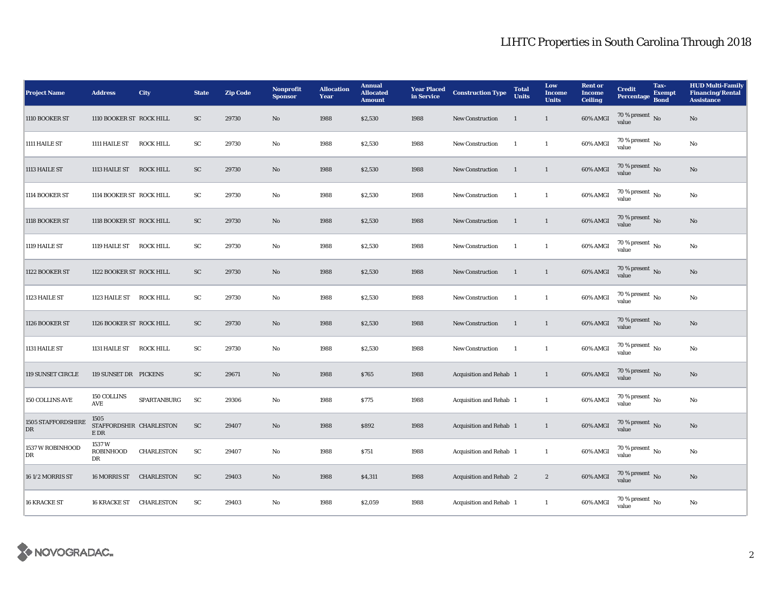# LIHTC Properties in South Carolina Through 2018

| Project Name | Address | City | State | Zip Code | Nonprofit Sponsor | Allocation Year | Annual Allocated Amount | Year Placed in Service | Construction Type | Total Units | Low Income Units | Rent or Income Ceiling | Credit Percentage | Tax-Exempt Bond | HUD Multi-Family Financing/Rental Assistance |
|---|---|---|---|---|---|---|---|---|---|---|---|---|---|---|---|
| 1110 BOOKER ST | 1110 BOOKER ST | ROCK HILL | SC | 29730 | No | 1988 | $2,530 | 1988 | New Construction | 1 | 1 | 60% AMGI | 70 % present value | No | No |
| 1111 HAILE ST | 1111 HAILE ST | ROCK HILL | SC | 29730 | No | 1988 | $2,530 | 1988 | New Construction | 1 | 1 | 60% AMGI | 70 % present value | No | No |
| 1113 HAILE ST | 1113 HAILE ST | ROCK HILL | SC | 29730 | No | 1988 | $2,530 | 1988 | New Construction | 1 | 1 | 60% AMGI | 70 % present value | No | No |
| 1114 BOOKER ST | 1114 BOOKER ST | ROCK HILL | SC | 29730 | No | 1988 | $2,530 | 1988 | New Construction | 1 | 1 | 60% AMGI | 70 % present value | No | No |
| 1118 BOOKER ST | 1118 BOOKER ST | ROCK HILL | SC | 29730 | No | 1988 | $2,530 | 1988 | New Construction | 1 | 1 | 60% AMGI | 70 % present value | No | No |
| 1119 HAILE ST | 1119 HAILE ST | ROCK HILL | SC | 29730 | No | 1988 | $2,530 | 1988 | New Construction | 1 | 1 | 60% AMGI | 70 % present value | No | No |
| 1122 BOOKER ST | 1122 BOOKER ST | ROCK HILL | SC | 29730 | No | 1988 | $2,530 | 1988 | New Construction | 1 | 1 | 60% AMGI | 70 % present value | No | No |
| 1123 HAILE ST | 1123 HAILE ST | ROCK HILL | SC | 29730 | No | 1988 | $2,530 | 1988 | New Construction | 1 | 1 | 60% AMGI | 70 % present value | No | No |
| 1126 BOOKER ST | 1126 BOOKER ST | ROCK HILL | SC | 29730 | No | 1988 | $2,530 | 1988 | New Construction | 1 | 1 | 60% AMGI | 70 % present value | No | No |
| 1131 HAILE ST | 1131 HAILE ST | ROCK HILL | SC | 29730 | No | 1988 | $2,530 | 1988 | New Construction | 1 | 1 | 60% AMGI | 70 % present value | No | No |
| 119 SUNSET CIRCLE | 119 SUNSET DR | PICKENS | SC | 29671 | No | 1988 | $765 | 1988 | Acquisition and Rehab | 1 | 1 | 60% AMGI | 70 % present value | No | No |
| 150 COLLINS AVE | 150 COLLINS AVE | SPARTANBURG | SC | 29306 | No | 1988 | $775 | 1988 | Acquisition and Rehab | 1 | 1 | 60% AMGI | 70 % present value | No | No |
| 1505 STAFFORDSHIRE DR | 1505 STAFFORDSHIRE DR | CHARLESTON | SC | 29407 | No | 1988 | $892 | 1988 | Acquisition and Rehab | 1 | 1 | 60% AMGI | 70 % present value | No | No |
| 1537 W ROBINHOOD DR | 1537 W ROBINHOOD DR | CHARLESTON | SC | 29407 | No | 1988 | $751 | 1988 | Acquisition and Rehab | 1 | 1 | 60% AMGI | 70 % present value | No | No |
| 16 1/2 MORRIS ST | 16 MORRIS ST | CHARLESTON | SC | 29403 | No | 1988 | $4,311 | 1988 | Acquisition and Rehab | 2 | 2 | 60% AMGI | 70 % present value | No | No |
| 16 KRACKE ST | 16 KRACKE ST | CHARLESTON | SC | 29403 | No | 1988 | $2,059 | 1988 | Acquisition and Rehab | 1 | 1 | 60% AMGI | 70 % present value | No | No |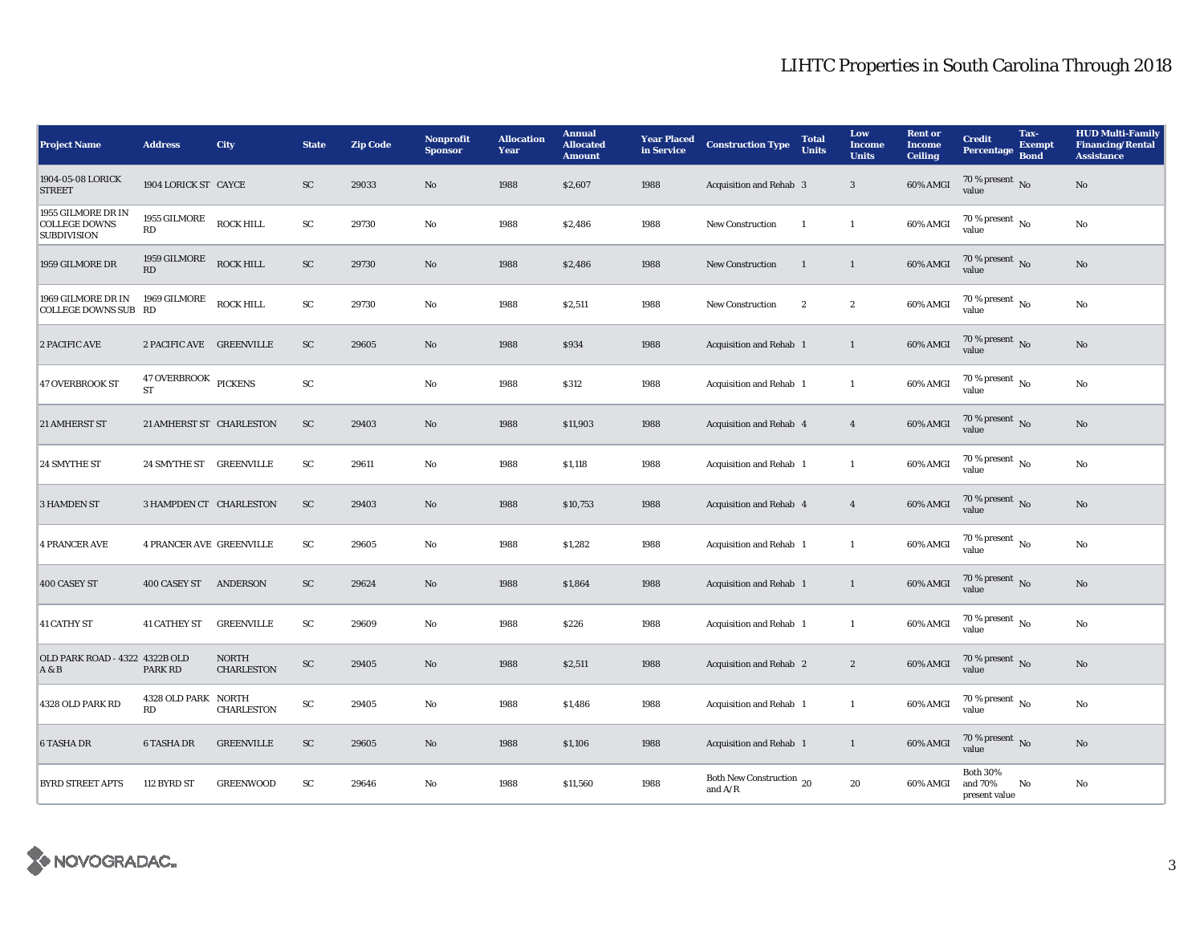# LIHTC Properties in South Carolina Through 2018

| Project Name | Address | City | State | Zip Code | Nonprofit Sponsor | Allocation Year | Annual Allocated Amount | Year Placed in Service | Construction Type | Total Units | Low Income Units | Rent or Income Ceiling | Credit Percentage | Tax-Exempt Bond | HUD Multi-Family Financing/Rental Assistance |
|---|---|---|---|---|---|---|---|---|---|---|---|---|---|---|---|
| 1904-05-08 LORICK STREET | 1904 LORICK ST | CAYCE | SC | 29033 | No | 1988 | $2,607 | 1988 | Acquisition and Rehab | 3 | 3 | 60% AMGI | 70 % present value | No | No |
| 1955 GILMORE DR IN COLLEGE DOWNS SUBDIVISION | 1955 GILMORE RD | ROCK HILL | SC | 29730 | No | 1988 | $2,486 | 1988 | New Construction | 1 | 1 | 60% AMGI | 70 % present value | No | No |
| 1959 GILMORE DR | 1959 GILMORE RD | ROCK HILL | SC | 29730 | No | 1988 | $2,486 | 1988 | New Construction | 1 | 1 | 60% AMGI | 70 % present value | No | No |
| 1969 GILMORE DR IN COLLEGE DOWNS SUB | 1969 GILMORE RD | ROCK HILL | SC | 29730 | No | 1988 | $2,511 | 1988 | New Construction | 2 | 2 | 60% AMGI | 70 % present value | No | No |
| 2 PACIFIC AVE | 2 PACIFIC AVE | GREENVILLE | SC | 29605 | No | 1988 | $934 | 1988 | Acquisition and Rehab | 1 | 1 | 60% AMGI | 70 % present value | No | No |
| 47 OVERBROOK ST | 47 OVERBROOK ST | PICKENS | SC | | No | 1988 | $312 | 1988 | Acquisition and Rehab | 1 | 1 | 60% AMGI | 70 % present value | No | No |
| 21 AMHERST ST | 21 AMHERST ST | CHARLESTON | SC | 29403 | No | 1988 | $11,903 | 1988 | Acquisition and Rehab | 4 | 4 | 60% AMGI | 70 % present value | No | No |
| 24 SMYTHE ST | 24 SMYTHE ST | GREENVILLE | SC | 29611 | No | 1988 | $1,118 | 1988 | Acquisition and Rehab | 1 | 1 | 60% AMGI | 70 % present value | No | No |
| 3 HAMDEN ST | 3 HAMPDEN CT | CHARLESTON | SC | 29403 | No | 1988 | $10,753 | 1988 | Acquisition and Rehab | 4 | 4 | 60% AMGI | 70 % present value | No | No |
| 4 PRANCER AVE | 4 PRANCER AVE | GREENVILLE | SC | 29605 | No | 1988 | $1,282 | 1988 | Acquisition and Rehab | 1 | 1 | 60% AMGI | 70 % present value | No | No |
| 400 CASEY ST | 400 CASEY ST | ANDERSON | SC | 29624 | No | 1988 | $1,864 | 1988 | Acquisition and Rehab | 1 | 1 | 60% AMGI | 70 % present value | No | No |
| 41 CATHY ST | 41 CATHEY ST | GREENVILLE | SC | 29609 | No | 1988 | $226 | 1988 | Acquisition and Rehab | 1 | 1 | 60% AMGI | 70 % present value | No | No |
| OLD PARK ROAD - 4322 A & B | 4322B OLD PARK RD | NORTH CHARLESTON | SC | 29405 | No | 1988 | $2,511 | 1988 | Acquisition and Rehab | 2 | 2 | 60% AMGI | 70 % present value | No | No |
| 4328 OLD PARK RD | 4328 OLD PARK RD | NORTH CHARLESTON | SC | 29405 | No | 1988 | $1,486 | 1988 | Acquisition and Rehab | 1 | 1 | 60% AMGI | 70 % present value | No | No |
| 6 TASHA DR | 6 TASHA DR | GREENVILLE | SC | 29605 | No | 1988 | $1,106 | 1988 | Acquisition and Rehab | 1 | 1 | 60% AMGI | 70 % present value | No | No |
| BYRD STREET APTS | 112 BYRD ST | GREENWOOD | SC | 29646 | No | 1988 | $11,560 | 1988 | Both New Construction and A/R | 20 | 20 | 60% AMGI | Both 30% and 70% present value | No | No |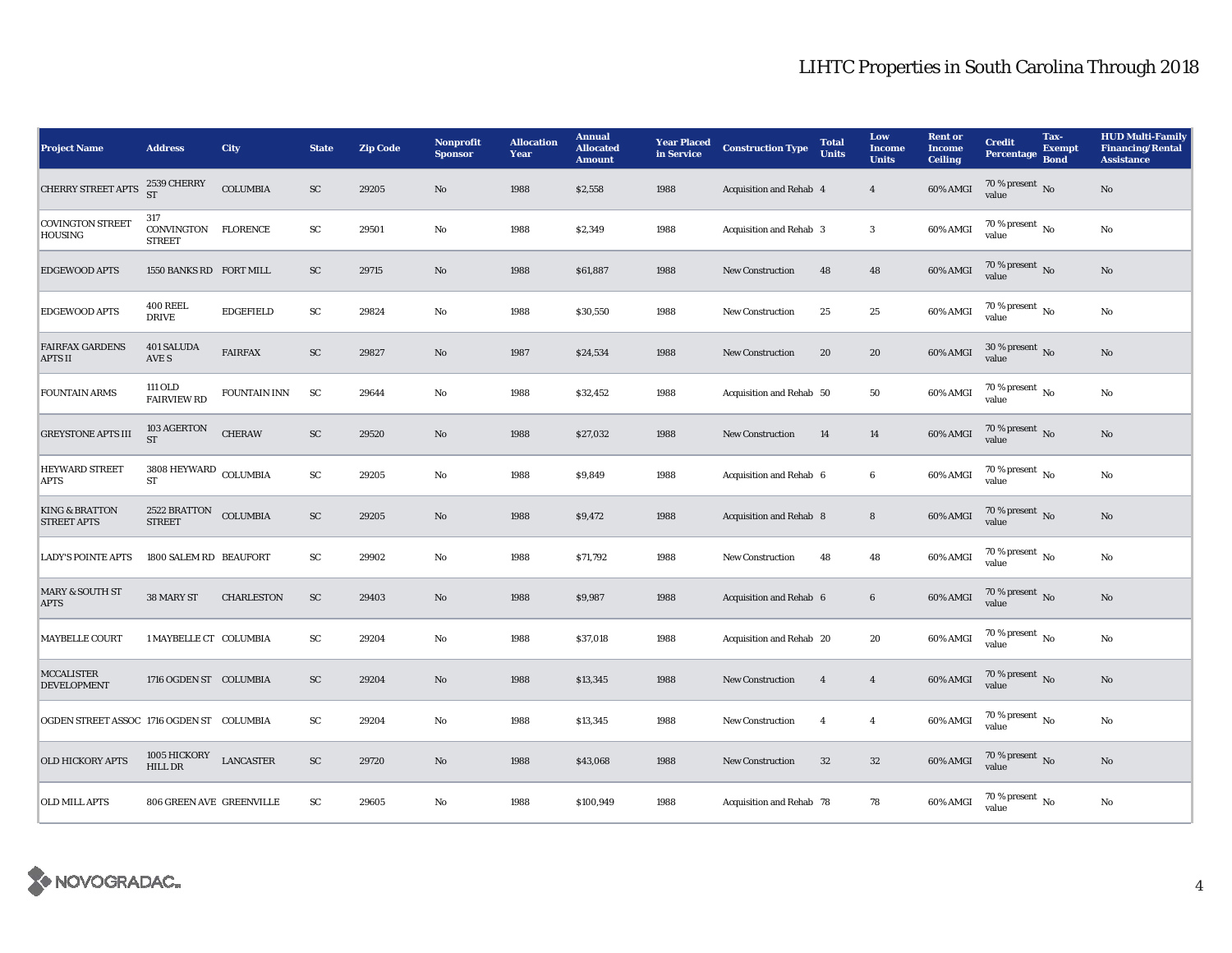# LIHTC Properties in South Carolina Through 2018

| Project Name | Address | City | State | Zip Code | Nonprofit Sponsor | Allocation Year | Annual Allocated Amount | Year Placed in Service | Construction Type | Total Units | Low Income Units | Rent or Income Ceiling | Credit Percentage | Tax-Exempt Bond | HUD Multi-Family Financing/Rental Assistance |
|---|---|---|---|---|---|---|---|---|---|---|---|---|---|---|---|
| CHERRY STREET APTS | 2539 CHERRY ST | COLUMBIA | SC | 29205 | No | 1988 | $2,558 | 1988 | Acquisition and Rehab | 4 | 4 | 60% AMGI | 70 % present value | No | No |
| COVINGTON STREET HOUSING | 317 CONVINGTON STREET | FLORENCE | SC | 29501 | No | 1988 | $2,349 | 1988 | Acquisition and Rehab | 3 | 3 | 60% AMGI | 70 % present value | No | No |
| EDGEWOOD APTS | 1550 BANKS RD | FORT MILL | SC | 29715 | No | 1988 | $61,887 | 1988 | New Construction | 48 | 48 | 60% AMGI | 70 % present value | No | No |
| EDGEWOOD APTS | 400 REEL DRIVE | EDGEFIELD | SC | 29824 | No | 1988 | $30,550 | 1988 | New Construction | 25 | 25 | 60% AMGI | 70 % present value | No | No |
| FAIRFAX GARDENS APTS II | 401 SALUDA AVE S | FAIRFAX | SC | 29827 | No | 1987 | $24,534 | 1988 | New Construction | 20 | 20 | 60% AMGI | 30 % present value | No | No |
| FOUNTAIN ARMS | 111 OLD FAIRVIEW RD | FOUNTAIN INN | SC | 29644 | No | 1988 | $32,452 | 1988 | Acquisition and Rehab | 50 | 50 | 60% AMGI | 70 % present value | No | No |
| GREYSTONE APTS III | 103 AGERTON ST | CHERAW | SC | 29520 | No | 1988 | $27,032 | 1988 | New Construction | 14 | 14 | 60% AMGI | 70 % present value | No | No |
| HEYWARD STREET APTS | 3808 HEYWARD ST | COLUMBIA | SC | 29205 | No | 1988 | $9,849 | 1988 | Acquisition and Rehab | 6 | 6 | 60% AMGI | 70 % present value | No | No |
| KING & BRATTON STREET APTS | 2522 BRATTON STREET | COLUMBIA | SC | 29205 | No | 1988 | $9,472 | 1988 | Acquisition and Rehab | 8 | 8 | 60% AMGI | 70 % present value | No | No |
| LADY'S POINTE APTS | 1800 SALEM RD | BEAUFORT | SC | 29902 | No | 1988 | $71,792 | 1988 | New Construction | 48 | 48 | 60% AMGI | 70 % present value | No | No |
| MARY & SOUTH ST APTS | 38 MARY ST | CHARLESTON | SC | 29403 | No | 1988 | $9,987 | 1988 | Acquisition and Rehab | 6 | 6 | 60% AMGI | 70 % present value | No | No |
| MAYBELLE COURT | 1 MAYBELLE CT | COLUMBIA | SC | 29204 | No | 1988 | $37,018 | 1988 | Acquisition and Rehab | 20 | 20 | 60% AMGI | 70 % present value | No | No |
| MCCALISTER DEVELOPMENT | 1716 OGDEN ST | COLUMBIA | SC | 29204 | No | 1988 | $13,345 | 1988 | New Construction | 4 | 4 | 60% AMGI | 70 % present value | No | No |
| OGDEN STREET ASSOC | 1716 OGDEN ST | COLUMBIA | SC | 29204 | No | 1988 | $13,345 | 1988 | New Construction | 4 | 4 | 60% AMGI | 70 % present value | No | No |
| OLD HICKORY APTS | 1005 HICKORY HILL DR | LANCASTER | SC | 29720 | No | 1988 | $43,068 | 1988 | New Construction | 32 | 32 | 60% AMGI | 70 % present value | No | No |
| OLD MILL APTS | 806 GREEN AVE | GREENVILLE | SC | 29605 | No | 1988 | $100,949 | 1988 | Acquisition and Rehab | 78 | 78 | 60% AMGI | 70 % present value | No | No |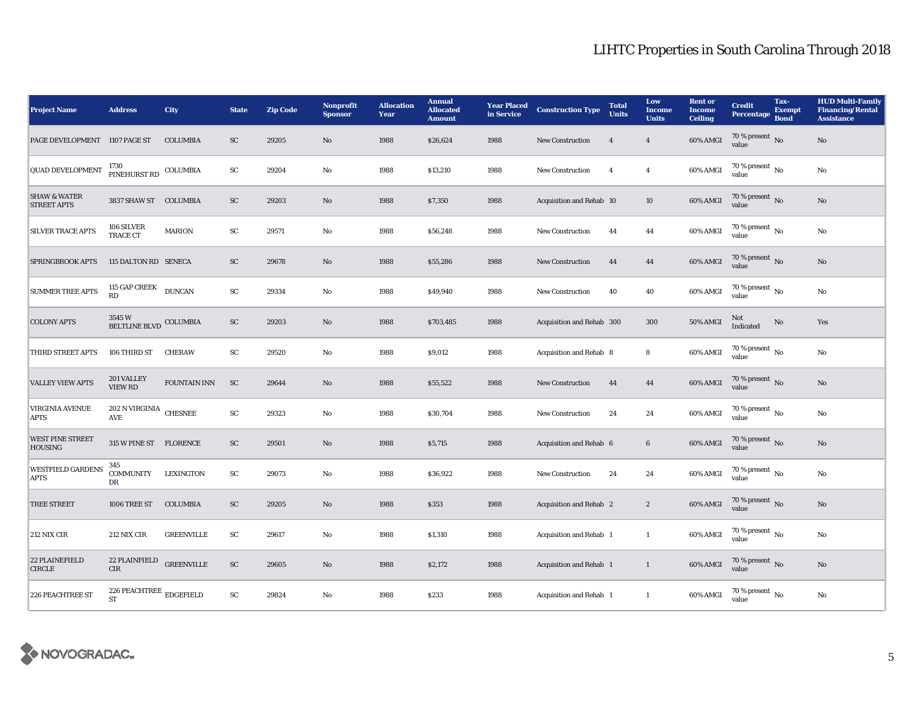# LIHTC Properties in South Carolina Through 2018

| Project Name | Address | City | State | Zip Code | Nonprofit Sponsor | Allocation Year | Annual Allocated Amount | Year Placed in Service | Construction Type | Total Units | Low Income Units | Rent or Income Ceiling | Credit Percentage | Tax-Exempt Bond | HUD Multi-Family Financing/Rental Assistance |
|---|---|---|---|---|---|---|---|---|---|---|---|---|---|---|---|
| PAGE DEVELOPMENT | 1107 PAGE ST | COLUMBIA | SC | 29205 | No | 1988 | $26,624 | 1988 | New Construction | 4 | 4 | 60% AMGI | 70 % present value | No | No |
| QUAD DEVELOPMENT | 1730 PINEHURST RD | COLUMBIA | SC | 29204 | No | 1988 | $13,210 | 1988 | New Construction | 4 | 4 | 60% AMGI | 70 % present value | No | No |
| SHAW & WATER STREET APTS | 3837 SHAW ST | COLUMBIA | SC | 29203 | No | 1988 | $7,350 | 1988 | Acquisition and Rehab | 10 | 10 | 60% AMGI | 70 % present value | No | No |
| SILVER TRACE APTS | 106 SILVER TRACE CT | MARION | SC | 29571 | No | 1988 | $56,248 | 1988 | New Construction | 44 | 44 | 60% AMGI | 70 % present value | No | No |
| SPRINGBROOK APTS | 115 DALTON RD | SENECA | SC | 29678 | No | 1988 | $55,286 | 1988 | New Construction | 44 | 44 | 60% AMGI | 70 % present value | No | No |
| SUMMER TREE APTS | 115 GAP CREEK RD | DUNCAN | SC | 29334 | No | 1988 | $49,940 | 1988 | New Construction | 40 | 40 | 60% AMGI | 70 % present value | No | No |
| COLONY APTS | 3545 W BELTLINE BLVD | COLUMBIA | SC | 29203 | No | 1988 | $703,485 | 1988 | Acquisition and Rehab | 300 | 300 | 50% AMGI | Not Indicated | No | Yes |
| THIRD STREET APTS | 106 THIRD ST | CHERAW | SC | 29520 | No | 1988 | $9,012 | 1988 | Acquisition and Rehab | 8 | 8 | 60% AMGI | 70 % present value | No | No |
| VALLEY VIEW APTS | 201 VALLEY VIEW RD | FOUNTAIN INN | SC | 29644 | No | 1988 | $55,522 | 1988 | New Construction | 44 | 44 | 60% AMGI | 70 % present value | No | No |
| VIRGINIA AVENUE APTS | 202 N VIRGINIA AVE | CHESNEE | SC | 29323 | No | 1988 | $30,704 | 1988 | New Construction | 24 | 24 | 60% AMGI | 70 % present value | No | No |
| WEST PINE STREET HOUSING | 315 W PINE ST | FLORENCE | SC | 29501 | No | 1988 | $5,715 | 1988 | Acquisition and Rehab | 6 | 6 | 60% AMGI | 70 % present value | No | No |
| WESTFIELD GARDENS APTS | 345 COMMUNITY DR | LEXINGTON | SC | 29073 | No | 1988 | $36,922 | 1988 | New Construction | 24 | 24 | 60% AMGI | 70 % present value | No | No |
| TREE STREET | 1006 TREE ST | COLUMBIA | SC | 29205 | No | 1988 | $353 | 1988 | Acquisition and Rehab | 2 | 2 | 60% AMGI | 70 % present value | No | No |
| 212 NIX CIR | 212 NIX CIR | GREENVILLE | SC | 29617 | No | 1988 | $1,310 | 1988 | Acquisition and Rehab | 1 | 1 | 60% AMGI | 70 % present value | No | No |
| 22 PLAINEFIELD CIRCLE | 22 PLAINFIELD CIR | GREENVILLE | SC | 29605 | No | 1988 | $2,172 | 1988 | Acquisition and Rehab | 1 | 1 | 60% AMGI | 70 % present value | No | No |
| 226 PEACHTREE ST | 226 PEACHTREE ST | EDGEFIELD | SC | 29824 | No | 1988 | $233 | 1988 | Acquisition and Rehab | 1 | 1 | 60% AMGI | 70 % present value | No | No |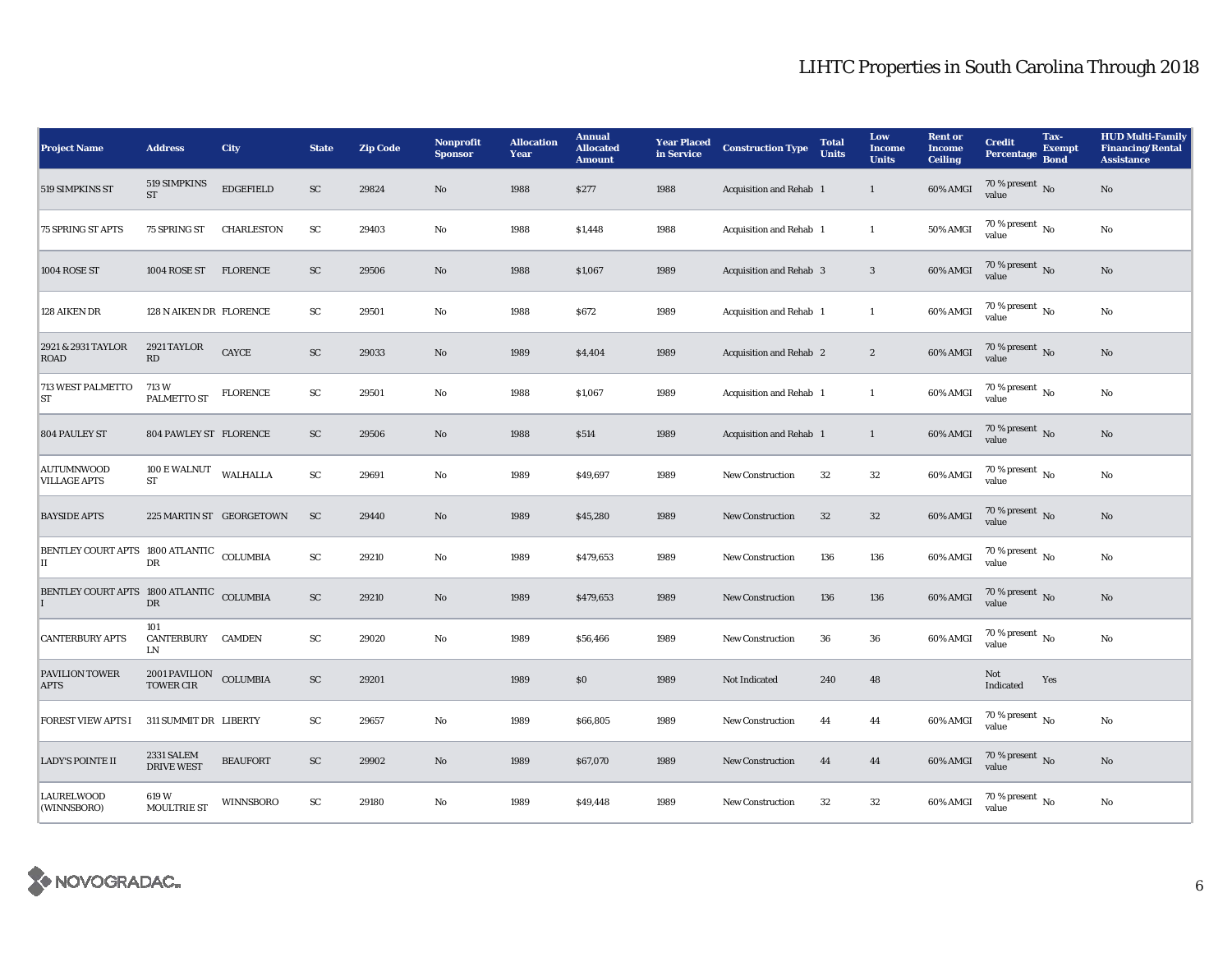# LIHTC Properties in South Carolina Through 2018

| Project Name | Address | City | State | Zip Code | Nonprofit Sponsor | Allocation Year | Annual Allocated Amount | Year Placed in Service | Construction Type | Total Units | Low Income Units | Rent or Income Ceiling | Credit Percentage | Tax-Exempt Bond | HUD Multi-Family Financing/Rental Assistance |
|---|---|---|---|---|---|---|---|---|---|---|---|---|---|---|---|
| 519 SIMPKINS ST | 519 SIMPKINS ST | EDGEFIELD | SC | 29824 | No | 1988 | $277 | 1988 | Acquisition and Rehab | 1 | 1 | 60% AMGI | 70 % present value | No | No |
| 75 SPRING ST APTS | 75 SPRING ST | CHARLESTON | SC | 29403 | No | 1988 | $1,448 | 1988 | Acquisition and Rehab | 1 | 1 | 50% AMGI | 70 % present value | No | No |
| 1004 ROSE ST | 1004 ROSE ST | FLORENCE | SC | 29506 | No | 1988 | $1,067 | 1989 | Acquisition and Rehab | 3 | 3 | 60% AMGI | 70 % present value | No | No |
| 128 AIKEN DR | 128 N AIKEN DR | FLORENCE | SC | 29501 | No | 1988 | $672 | 1989 | Acquisition and Rehab | 1 | 1 | 60% AMGI | 70 % present value | No | No |
| 2921 & 2931 TAYLOR ROAD | 2921 TAYLOR RD | CAYCE | SC | 29033 | No | 1989 | $4,404 | 1989 | Acquisition and Rehab | 2 | 2 | 60% AMGI | 70 % present value | No | No |
| 713 WEST PALMETTO ST | 713 W PALMETTO ST | FLORENCE | SC | 29501 | No | 1988 | $1,067 | 1989 | Acquisition and Rehab | 1 | 1 | 60% AMGI | 70 % present value | No | No |
| 804 PAULEY ST | 804 PAWLEY ST | FLORENCE | SC | 29506 | No | 1988 | $514 | 1989 | Acquisition and Rehab | 1 | 1 | 60% AMGI | 70 % present value | No | No |
| AUTUMNWOOD VILLAGE APTS | 100 E WALNUT ST | WALHALLA | SC | 29691 | No | 1989 | $49,697 | 1989 | New Construction | 32 | 32 | 60% AMGI | 70 % present value | No | No |
| BAYSIDE APTS | 225 MARTIN ST | GEORGETOWN | SC | 29440 | No | 1989 | $45,280 | 1989 | New Construction | 32 | 32 | 60% AMGI | 70 % present value | No | No |
| BENTLEY COURT APTS II | 1800 ATLANTIC DR | COLUMBIA | SC | 29210 | No | 1989 | $479,653 | 1989 | New Construction | 136 | 136 | 60% AMGI | 70 % present value | No | No |
| BENTLEY COURT APTS I | 1800 ATLANTIC DR | COLUMBIA | SC | 29210 | No | 1989 | $479,653 | 1989 | New Construction | 136 | 136 | 60% AMGI | 70 % present value | No | No |
| CANTERBURY APTS | 101 CANTERBURY LN | CAMDEN | SC | 29020 | No | 1989 | $56,466 | 1989 | New Construction | 36 | 36 | 60% AMGI | 70 % present value | No | No |
| PAVILION TOWER APTS | 2001 PAVILION TOWER CIR | COLUMBIA | SC | 29201 | | 1989 | $0 | 1989 | Not Indicated | 240 | 48 | | Not Indicated | Yes | |
| FOREST VIEW APTS I | 311 SUMMIT DR | LIBERTY | SC | 29657 | No | 1989 | $66,805 | 1989 | New Construction | 44 | 44 | 60% AMGI | 70 % present value | No | No |
| LADY'S POINTE II | 2331 SALEM DRIVE WEST | BEAUFORT | SC | 29902 | No | 1989 | $67,070 | 1989 | New Construction | 44 | 44 | 60% AMGI | 70 % present value | No | No |
| LAURELWOOD (WINNSBORO) | 619 W MOULTRIE ST | WINNSBORO | SC | 29180 | No | 1989 | $49,448 | 1989 | New Construction | 32 | 32 | 60% AMGI | 70 % present value | No | No |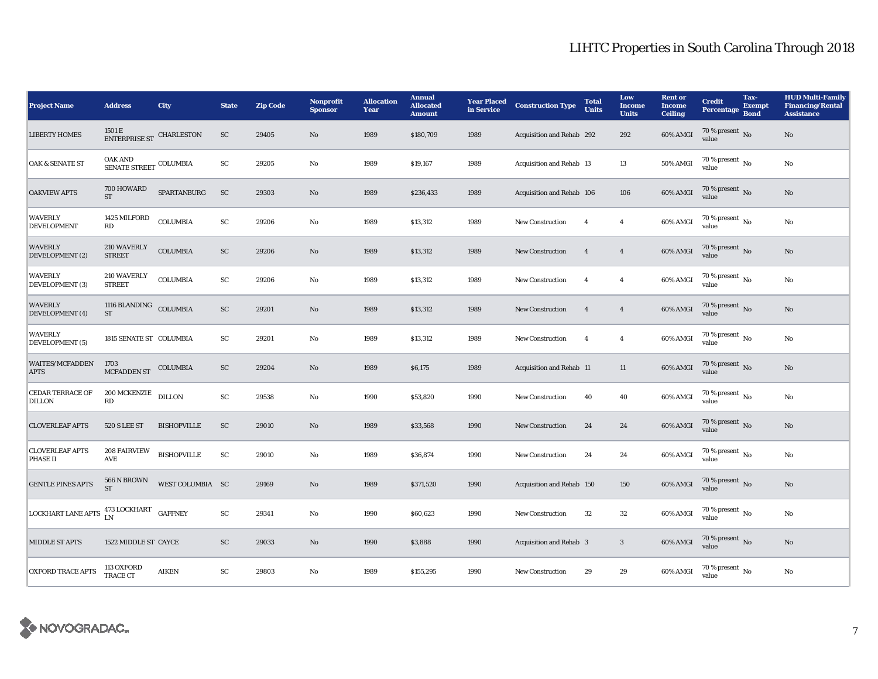# LIHTC Properties in South Carolina Through 2018

| Project Name | Address | City | State | Zip Code | Nonprofit Sponsor | Allocation Year | Annual Allocated Amount | Year Placed in Service | Construction Type | Total Units | Low Income Units | Rent or Income Ceiling | Credit Percentage | Tax-Exempt Bond | HUD Multi-Family Financing/Rental Assistance |
|---|---|---|---|---|---|---|---|---|---|---|---|---|---|---|---|
| LIBERTY HOMES | 1501 E ENTERPRISE ST | CHARLESTON | SC | 29405 | No | 1989 | $180,709 | 1989 | Acquisition and Rehab | 292 | 292 | 60% AMGI | 70 % present value | No | No |
| OAK & SENATE ST | OAK AND SENATE STREET | COLUMBIA | SC | 29205 | No | 1989 | $19,167 | 1989 | Acquisition and Rehab | 13 | 13 | 50% AMGI | 70 % present value | No | No |
| OAKVIEW APTS | 700 HOWARD ST | SPARTANBURG | SC | 29303 | No | 1989 | $236,433 | 1989 | Acquisition and Rehab | 106 | 106 | 60% AMGI | 70 % present value | No | No |
| WAVERLY DEVELOPMENT | 1425 MILFORD RD | COLUMBIA | SC | 29206 | No | 1989 | $13,312 | 1989 | New Construction | 4 | 4 | 60% AMGI | 70 % present value | No | No |
| WAVERLY DEVELOPMENT (2) | 210 WAVERLY STREET | COLUMBIA | SC | 29206 | No | 1989 | $13,312 | 1989 | New Construction | 4 | 4 | 60% AMGI | 70 % present value | No | No |
| WAVERLY DEVELOPMENT (3) | 210 WAVERLY STREET | COLUMBIA | SC | 29206 | No | 1989 | $13,312 | 1989 | New Construction | 4 | 4 | 60% AMGI | 70 % present value | No | No |
| WAVERLY DEVELOPMENT (4) | 1116 BLANDING ST | COLUMBIA | SC | 29201 | No | 1989 | $13,312 | 1989 | New Construction | 4 | 4 | 60% AMGI | 70 % present value | No | No |
| WAVERLY DEVELOPMENT (5) | 1815 SENATE ST | COLUMBIA | SC | 29201 | No | 1989 | $13,312 | 1989 | New Construction | 4 | 4 | 60% AMGI | 70 % present value | No | No |
| WAITES/MCFADDEN APTS | 1703 MCFADDEN ST | COLUMBIA | SC | 29204 | No | 1989 | $6,175 | 1989 | Acquisition and Rehab | 11 | 11 | 60% AMGI | 70 % present value | No | No |
| CEDAR TERRACE OF DILLON | 200 MCKENZIE RD | DILLON | SC | 29538 | No | 1990 | $53,820 | 1990 | New Construction | 40 | 40 | 60% AMGI | 70 % present value | No | No |
| CLOVERLEAF APTS | 520 S LEE ST | BISHOPVILLE | SC | 29010 | No | 1989 | $33,568 | 1990 | New Construction | 24 | 24 | 60% AMGI | 70 % present value | No | No |
| CLOVERLEAF APTS PHASE II | 208 FAIRVIEW AVE | BISHOPVILLE | SC | 29010 | No | 1989 | $36,874 | 1990 | New Construction | 24 | 24 | 60% AMGI | 70 % present value | No | No |
| GENTLE PINES APTS | 566 N BROWN ST | WEST COLUMBIA | SC | 29169 | No | 1989 | $371,520 | 1990 | Acquisition and Rehab | 150 | 150 | 60% AMGI | 70 % present value | No | No |
| LOCKHART LANE APTS | 473 LOCKHART LN | GAFFNEY | SC | 29341 | No | 1990 | $60,623 | 1990 | New Construction | 32 | 32 | 60% AMGI | 70 % present value | No | No |
| MIDDLE ST APTS | 1522 MIDDLE ST | CAYCE | SC | 29033 | No | 1990 | $3,888 | 1990 | Acquisition and Rehab | 3 | 3 | 60% AMGI | 70 % present value | No | No |
| OXFORD TRACE APTS | 113 OXFORD TRACE CT | AIKEN | SC | 29803 | No | 1989 | $155,295 | 1990 | New Construction | 29 | 29 | 60% AMGI | 70 % present value | No | No |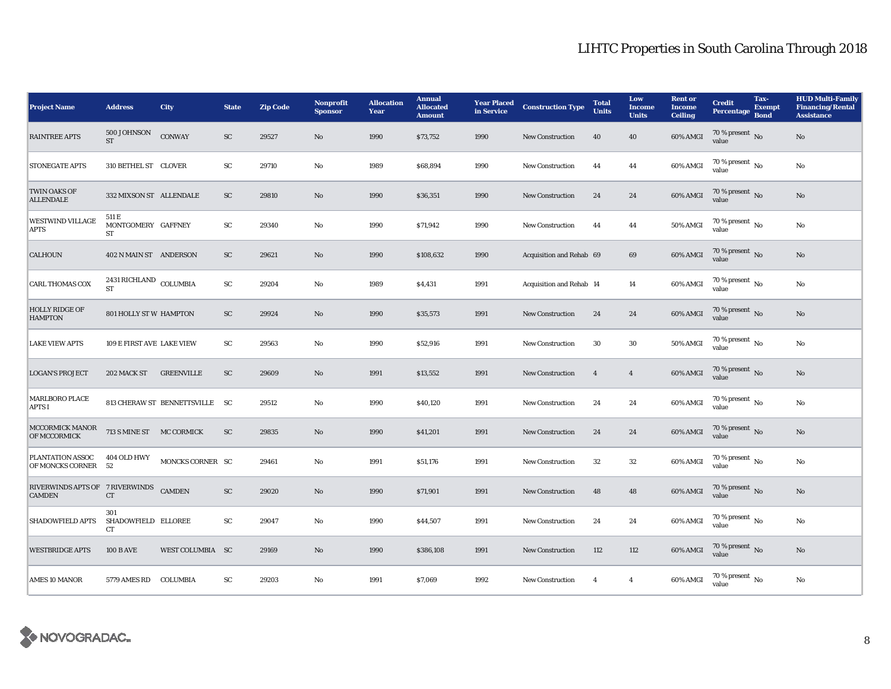## LIHTC Properties in South Carolina Through 2018

| Project Name | Address | City | State | Zip Code | Nonprofit Sponsor | Allocation Year | Annual Allocated Amount | Year Placed in Service | Construction Type | Total Units | Low Income Units | Rent or Income Ceiling | Credit Percentage | Tax-Exempt Bond | HUD Multi-Family Financing/Rental Assistance |
|---|---|---|---|---|---|---|---|---|---|---|---|---|---|---|---|
| RAINTREE APTS | 500 JOHNSON ST | CONWAY | SC | 29527 | No | 1990 | $73,752 | 1990 | New Construction | 40 | 40 | 60% AMGI | 70 % present value | No | No |
| STONEGATE APTS | 310 BETHEL ST | CLOVER | SC | 29710 | No | 1989 | $68,894 | 1990 | New Construction | 44 | 44 | 60% AMGI | 70 % present value | No | No |
| TWIN OAKS OF ALLENDALE | 332 MIXSON ST | ALLENDALE | SC | 29810 | No | 1990 | $36,351 | 1990 | New Construction | 24 | 24 | 60% AMGI | 70 % present value | No | No |
| WESTWIND VILLAGE APTS | 511 E MONTGOMERY ST | GAFFNEY | SC | 29340 | No | 1990 | $71,942 | 1990 | New Construction | 44 | 44 | 50% AMGI | 70 % present value | No | No |
| CALHOUN | 402 N MAIN ST | ANDERSON | SC | 29621 | No | 1990 | $108,632 | 1990 | Acquisition and Rehab | 69 | 69 | 60% AMGI | 70 % present value | No | No |
| CARL THOMAS COX | 2431 RICHLAND ST | COLUMBIA | SC | 29204 | No | 1989 | $4,431 | 1991 | Acquisition and Rehab | 14 | 14 | 60% AMGI | 70 % present value | No | No |
| HOLLY RIDGE OF HAMPTON | 801 HOLLY ST W | HAMPTON | SC | 29924 | No | 1990 | $35,573 | 1991 | New Construction | 24 | 24 | 60% AMGI | 70 % present value | No | No |
| LAKE VIEW APTS | 109 E FIRST AVE | LAKE VIEW | SC | 29563 | No | 1990 | $52,916 | 1991 | New Construction | 30 | 30 | 50% AMGI | 70 % present value | No | No |
| LOGAN'S PROJECT | 202 MACK ST | GREENVILLE | SC | 29609 | No | 1991 | $13,552 | 1991 | New Construction | 4 | 4 | 60% AMGI | 70 % present value | No | No |
| MARLBORO PLACE APTS I | 813 CHERAW ST | BENNETTSVILLE | SC | 29512 | No | 1990 | $40,120 | 1991 | New Construction | 24 | 24 | 60% AMGI | 70 % present value | No | No |
| MCCORMICK MANOR OF MCCORMICK | 713 S MINE ST | MC CORMICK | SC | 29835 | No | 1990 | $41,201 | 1991 | New Construction | 24 | 24 | 60% AMGI | 70 % present value | No | No |
| PLANTATION ASSOC OF MONCKS CORNER | 404 OLD HWY 52 | MONCKS CORNER | SC | 29461 | No | 1991 | $51,176 | 1991 | New Construction | 32 | 32 | 60% AMGI | 70 % present value | No | No |
| RIVERWINDS APTS OF CAMDEN | 7 RIVERWINDS CT | CAMDEN | SC | 29020 | No | 1990 | $71,901 | 1991 | New Construction | 48 | 48 | 60% AMGI | 70 % present value | No | No |
| SHADOWFIELD APTS | 301 SHADOWFIELD CT | ELLOREE | SC | 29047 | No | 1990 | $44,507 | 1991 | New Construction | 24 | 24 | 60% AMGI | 70 % present value | No | No |
| WESTBRIDGE APTS | 100 B AVE | WEST COLUMBIA | SC | 29169 | No | 1990 | $386,108 | 1991 | New Construction | 112 | 112 | 60% AMGI | 70 % present value | No | No |
| AMES 10 MANOR | 5779 AMES RD | COLUMBIA | SC | 29203 | No | 1991 | $7,069 | 1992 | New Construction | 4 | 4 | 60% AMGI | 70 % present value | No | No |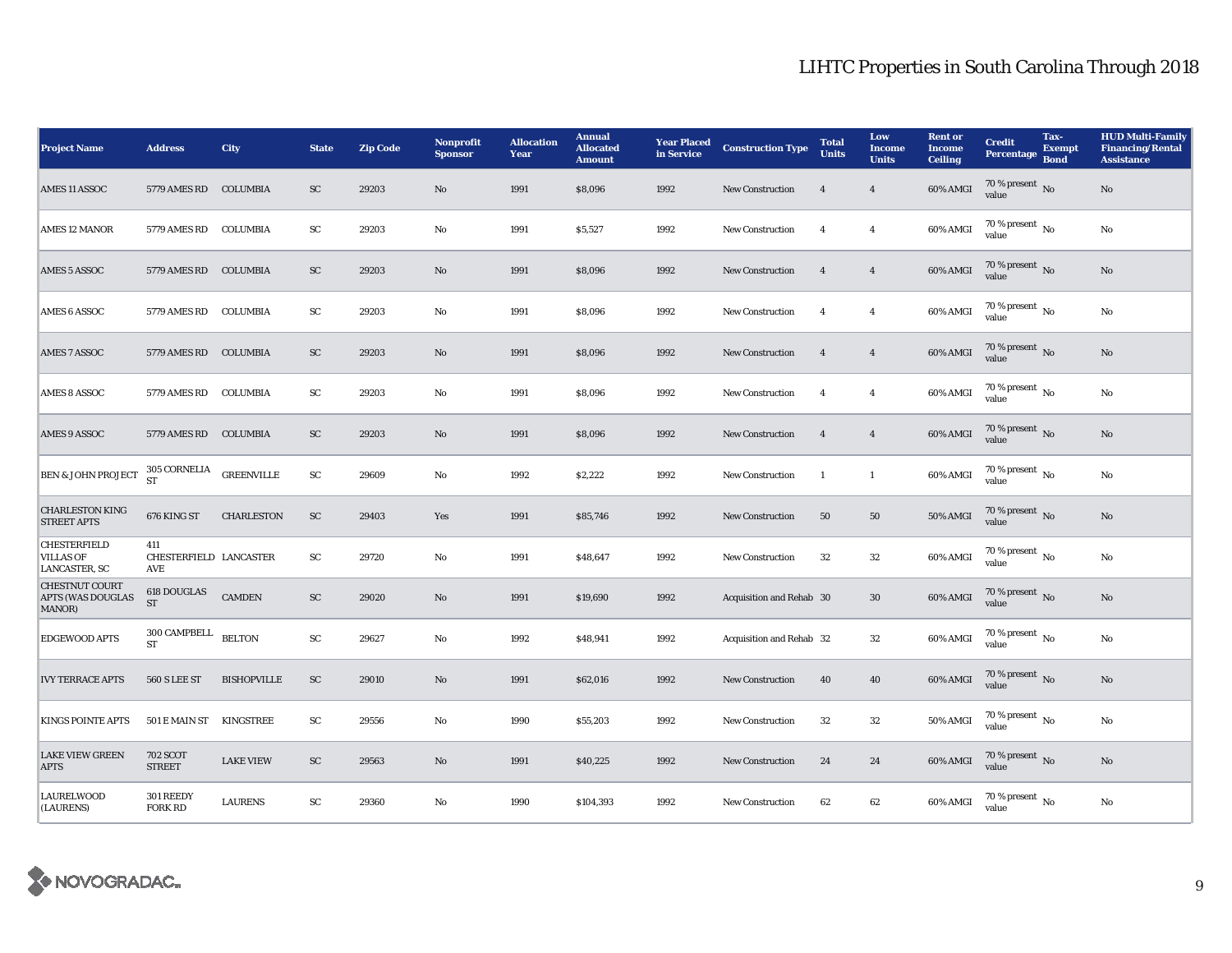# LIHTC Properties in South Carolina Through 2018

| Project Name | Address | City | State | Zip Code | Nonprofit Sponsor | Allocation Year | Annual Allocated Amount | Year Placed in Service | Construction Type | Total Units | Low Income Units | Rent or Income Ceiling | Credit Percentage | Tax-Exempt Bond | HUD Multi-Family Financing/Rental Assistance |
|---|---|---|---|---|---|---|---|---|---|---|---|---|---|---|---|
| AMES 11 ASSOC | 5779 AMES RD | COLUMBIA | SC | 29203 | No | 1991 | $8,096 | 1992 | New Construction | 4 | 4 | 60% AMGI | 70 % present value | No | No |
| AMES 12 MANOR | 5779 AMES RD | COLUMBIA | SC | 29203 | No | 1991 | $5,527 | 1992 | New Construction | 4 | 4 | 60% AMGI | 70 % present value | No | No |
| AMES 5 ASSOC | 5779 AMES RD | COLUMBIA | SC | 29203 | No | 1991 | $8,096 | 1992 | New Construction | 4 | 4 | 60% AMGI | 70 % present value | No | No |
| AMES 6 ASSOC | 5779 AMES RD | COLUMBIA | SC | 29203 | No | 1991 | $8,096 | 1992 | New Construction | 4 | 4 | 60% AMGI | 70 % present value | No | No |
| AMES 7 ASSOC | 5779 AMES RD | COLUMBIA | SC | 29203 | No | 1991 | $8,096 | 1992 | New Construction | 4 | 4 | 60% AMGI | 70 % present value | No | No |
| AMES 8 ASSOC | 5779 AMES RD | COLUMBIA | SC | 29203 | No | 1991 | $8,096 | 1992 | New Construction | 4 | 4 | 60% AMGI | 70 % present value | No | No |
| AMES 9 ASSOC | 5779 AMES RD | COLUMBIA | SC | 29203 | No | 1991 | $8,096 | 1992 | New Construction | 4 | 4 | 60% AMGI | 70 % present value | No | No |
| BEN & JOHN PROJECT | 305 CORNELIA ST | GREENVILLE | SC | 29609 | No | 1992 | $2,222 | 1992 | New Construction | 1 | 1 | 60% AMGI | 70 % present value | No | No |
| CHARLESTON KING STREET APTS | 676 KING ST | CHARLESTON | SC | 29403 | Yes | 1991 | $85,746 | 1992 | New Construction | 50 | 50 | 50% AMGI | 70 % present value | No | No |
| CHESTERFIELD VILLAS OF LANCASTER, SC | 411 CHESTERFIELD AVE | LANCASTER | SC | 29720 | No | 1991 | $48,647 | 1992 | New Construction | 32 | 32 | 60% AMGI | 70 % present value | No | No |
| CHESTNUT COURT APTS (WAS DOUGLAS MANOR) | 618 DOUGLAS ST | CAMDEN | SC | 29020 | No | 1991 | $19,690 | 1992 | Acquisition and Rehab | 30 | 30 | 60% AMGI | 70 % present value | No | No |
| EDGEWOOD APTS | 300 CAMPBELL ST | BELTON | SC | 29627 | No | 1992 | $48,941 | 1992 | Acquisition and Rehab | 32 | 32 | 60% AMGI | 70 % present value | No | No |
| IVY TERRACE APTS | 560 S LEE ST | BISHOPVILLE | SC | 29010 | No | 1991 | $62,016 | 1992 | New Construction | 40 | 40 | 60% AMGI | 70 % present value | No | No |
| KINGS POINTE APTS | 501 E MAIN ST | KINGSTREE | SC | 29556 | No | 1990 | $55,203 | 1992 | New Construction | 32 | 32 | 50% AMGI | 70 % present value | No | No |
| LAKE VIEW GREEN APTS | 702 SCOT STREET | LAKE VIEW | SC | 29563 | No | 1991 | $40,225 | 1992 | New Construction | 24 | 24 | 60% AMGI | 70 % present value | No | No |
| LAURELWOOD (LAURENS) | 301 REEDY FORK RD | LAURENS | SC | 29360 | No | 1990 | $104,393 | 1992 | New Construction | 62 | 62 | 60% AMGI | 70 % present value | No | No |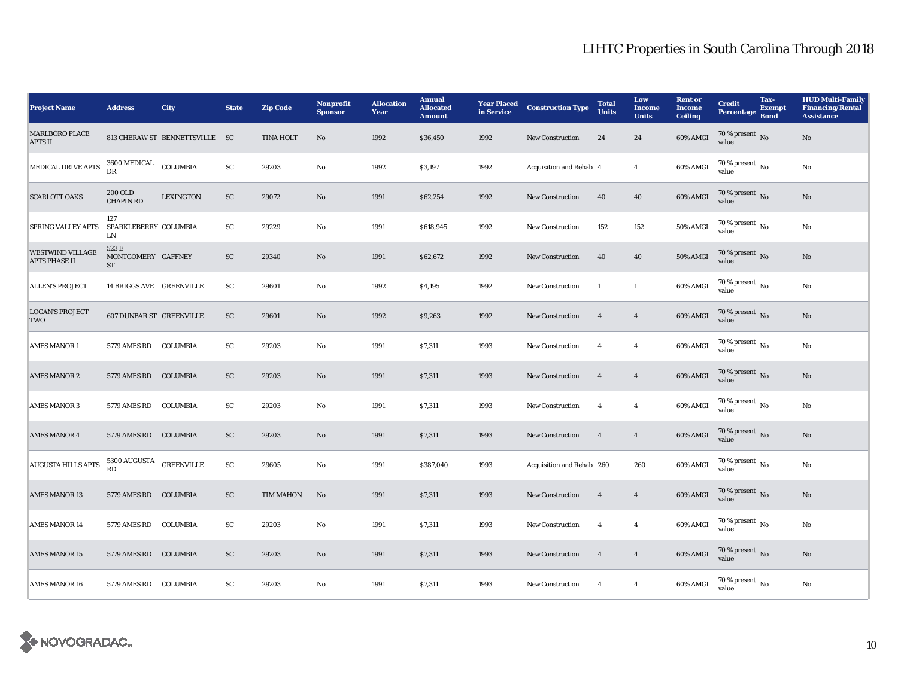# LIHTC Properties in South Carolina Through 2018

| Project Name | Address | City | State | Zip Code | Nonprofit Sponsor | Allocation Year | Annual Allocated Amount | Year Placed in Service | Construction Type | Total Units | Low Income Units | Rent or Income Ceiling | Credit Percentage | Tax-Exempt Bond | HUD Multi-Family Financing/Rental Assistance |
|---|---|---|---|---|---|---|---|---|---|---|---|---|---|---|---|
| MARLBORO PLACE APTS II | 813 CHERAW ST | BENNETTSVILLE | SC | TINA HOLT | No | 1992 | $36,450 | 1992 | New Construction | 24 | 24 | 60% AMGI | 70 % present value | No | No |
| MEDICAL DRIVE APTS | 3600 MEDICAL DR | COLUMBIA | SC | 29203 | No | 1992 | $3,197 | 1992 | Acquisition and Rehab | 4 | 4 | 60% AMGI | 70 % present value | No | No |
| SCARLOTT OAKS | 200 OLD CHAPIN RD | LEXINGTON | SC | 29072 | No | 1991 | $62,254 | 1992 | New Construction | 40 | 40 | 60% AMGI | 70 % present value | No | No |
| SPRING VALLEY APTS | 127 SPARKLEBERRY LN | COLUMBIA | SC | 29229 | No | 1991 | $618,945 | 1992 | New Construction | 152 | 152 | 50% AMGI | 70 % present value | No | No |
| WESTWIND VILLAGE APTS PHASE II | 523 E MONTGOMERY ST | GAFFNEY | SC | 29340 | No | 1991 | $62,672 | 1992 | New Construction | 40 | 40 | 50% AMGI | 70 % present value | No | No |
| ALLEN'S PROJECT | 14 BRIGGS AVE | GREENVILLE | SC | 29601 | No | 1992 | $4,195 | 1992 | New Construction | 1 | 1 | 60% AMGI | 70 % present value | No | No |
| LOGAN'S PROJECT TWO | 607 DUNBAR ST | GREENVILLE | SC | 29601 | No | 1992 | $9,263 | 1992 | New Construction | 4 | 4 | 60% AMGI | 70 % present value | No | No |
| AMES MANOR 1 | 5779 AMES RD | COLUMBIA | SC | 29203 | No | 1991 | $7,311 | 1993 | New Construction | 4 | 4 | 60% AMGI | 70 % present value | No | No |
| AMES MANOR 2 | 5779 AMES RD | COLUMBIA | SC | 29203 | No | 1991 | $7,311 | 1993 | New Construction | 4 | 4 | 60% AMGI | 70 % present value | No | No |
| AMES MANOR 3 | 5779 AMES RD | COLUMBIA | SC | 29203 | No | 1991 | $7,311 | 1993 | New Construction | 4 | 4 | 60% AMGI | 70 % present value | No | No |
| AMES MANOR 4 | 5779 AMES RD | COLUMBIA | SC | 29203 | No | 1991 | $7,311 | 1993 | New Construction | 4 | 4 | 60% AMGI | 70 % present value | No | No |
| AUGUSTA HILLS APTS | 5300 AUGUSTA RD | GREENVILLE | SC | 29605 | No | 1991 | $387,040 | 1993 | Acquisition and Rehab | 260 | 260 | 60% AMGI | 70 % present value | No | No |
| AMES MANOR 13 | 5779 AMES RD | COLUMBIA | SC | TIM MAHON | No | 1991 | $7,311 | 1993 | New Construction | 4 | 4 | 60% AMGI | 70 % present value | No | No |
| AMES MANOR 14 | 5779 AMES RD | COLUMBIA | SC | 29203 | No | 1991 | $7,311 | 1993 | New Construction | 4 | 4 | 60% AMGI | 70 % present value | No | No |
| AMES MANOR 15 | 5779 AMES RD | COLUMBIA | SC | 29203 | No | 1991 | $7,311 | 1993 | New Construction | 4 | 4 | 60% AMGI | 70 % present value | No | No |
| AMES MANOR 16 | 5779 AMES RD | COLUMBIA | SC | 29203 | No | 1991 | $7,311 | 1993 | New Construction | 4 | 4 | 60% AMGI | 70 % present value | No | No |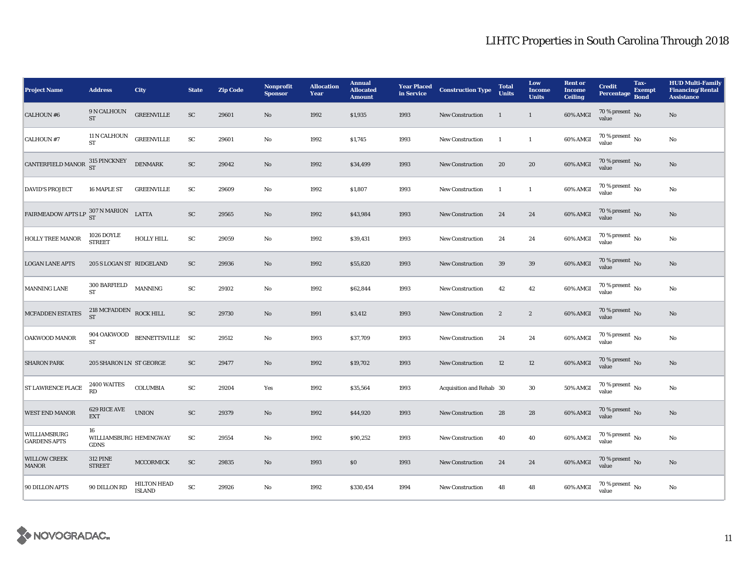# LIHTC Properties in South Carolina Through 2018

| Project Name | Address | City | State | Zip Code | Nonprofit Sponsor | Allocation Year | Annual Allocated Amount | Year Placed in Service | Construction Type | Total Units | Low Income Units | Rent or Income Ceiling | Credit Percentage | Tax-Exempt Bond | HUD Multi-Family Financing/Rental Assistance |
|---|---|---|---|---|---|---|---|---|---|---|---|---|---|---|---|
| CALHOUN #6 | 9 N CALHOUN ST | GREENVILLE | SC | 29601 | No | 1992 | $1,935 | 1993 | New Construction | 1 | 1 | 60% AMGI | 70 % present value | No | No |
| CALHOUN #7 | 11 N CALHOUN ST | GREENVILLE | SC | 29601 | No | 1992 | $1,745 | 1993 | New Construction | 1 | 1 | 60% AMGI | 70 % present value | No | No |
| CANTERFIELD MANOR | 315 PINCKNEY ST | DENMARK | SC | 29042 | No | 1992 | $34,499 | 1993 | New Construction | 20 | 20 | 60% AMGI | 70 % present value | No | No |
| DAVID'S PROJECT | 16 MAPLE ST | GREENVILLE | SC | 29609 | No | 1992 | $1,807 | 1993 | New Construction | 1 | 1 | 60% AMGI | 70 % present value | No | No |
| FAIRMEADOW APTS LP | 307 N MARION ST | LATTA | SC | 29565 | No | 1992 | $43,984 | 1993 | New Construction | 24 | 24 | 60% AMGI | 70 % present value | No | No |
| HOLLY TREE MANOR | 1026 DOYLE STREET | HOLLY HILL | SC | 29059 | No | 1992 | $39,431 | 1993 | New Construction | 24 | 24 | 60% AMGI | 70 % present value | No | No |
| LOGAN LANE APTS | 205 S LOGAN ST | RIDGELAND | SC | 29936 | No | 1992 | $55,820 | 1993 | New Construction | 39 | 39 | 60% AMGI | 70 % present value | No | No |
| MANNING LANE | 300 BARFIELD ST | MANNING | SC | 29102 | No | 1992 | $62,844 | 1993 | New Construction | 42 | 42 | 60% AMGI | 70 % present value | No | No |
| MCFADDEN ESTATES | 218 MCFADDEN ST | ROCK HILL | SC | 29730 | No | 1991 | $3,412 | 1993 | New Construction | 2 | 2 | 60% AMGI | 70 % present value | No | No |
| OAKWOOD MANOR | 904 OAKWOOD ST | BENNETTSVILLE | SC | 29512 | No | 1993 | $37,709 | 1993 | New Construction | 24 | 24 | 60% AMGI | 70 % present value | No | No |
| SHARON PARK | 205 SHARON LN | ST GEORGE | SC | 29477 | No | 1992 | $19,702 | 1993 | New Construction | 12 | 12 | 60% AMGI | 70 % present value | No | No |
| ST LAWRENCE PLACE | 2400 WAITES RD | COLUMBIA | SC | 29204 | Yes | 1992 | $35,564 | 1993 | Acquisition and Rehab | 30 | 30 | 50% AMGI | 70 % present value | No | No |
| WEST END MANOR | 629 RICE AVE EXT | UNION | SC | 29379 | No | 1992 | $44,920 | 1993 | New Construction | 28 | 28 | 60% AMGI | 70 % present value | No | No |
| WILLIAMSBURG GARDENS APTS | 16 WILLIAMSBURG GDNS | HEMINGWAY | SC | 29554 | No | 1992 | $90,252 | 1993 | New Construction | 40 | 40 | 60% AMGI | 70 % present value | No | No |
| WILLOW CREEK MANOR | 312 PINE STREET | MCCORMICK | SC | 29835 | No | 1993 | $0 | 1993 | New Construction | 24 | 24 | 60% AMGI | 70 % present value | No | No |
| 90 DILLON APTS | 90 DILLON RD | HILTON HEAD ISLAND | SC | 29926 | No | 1992 | $330,454 | 1994 | New Construction | 48 | 48 | 60% AMGI | 70 % present value | No | No |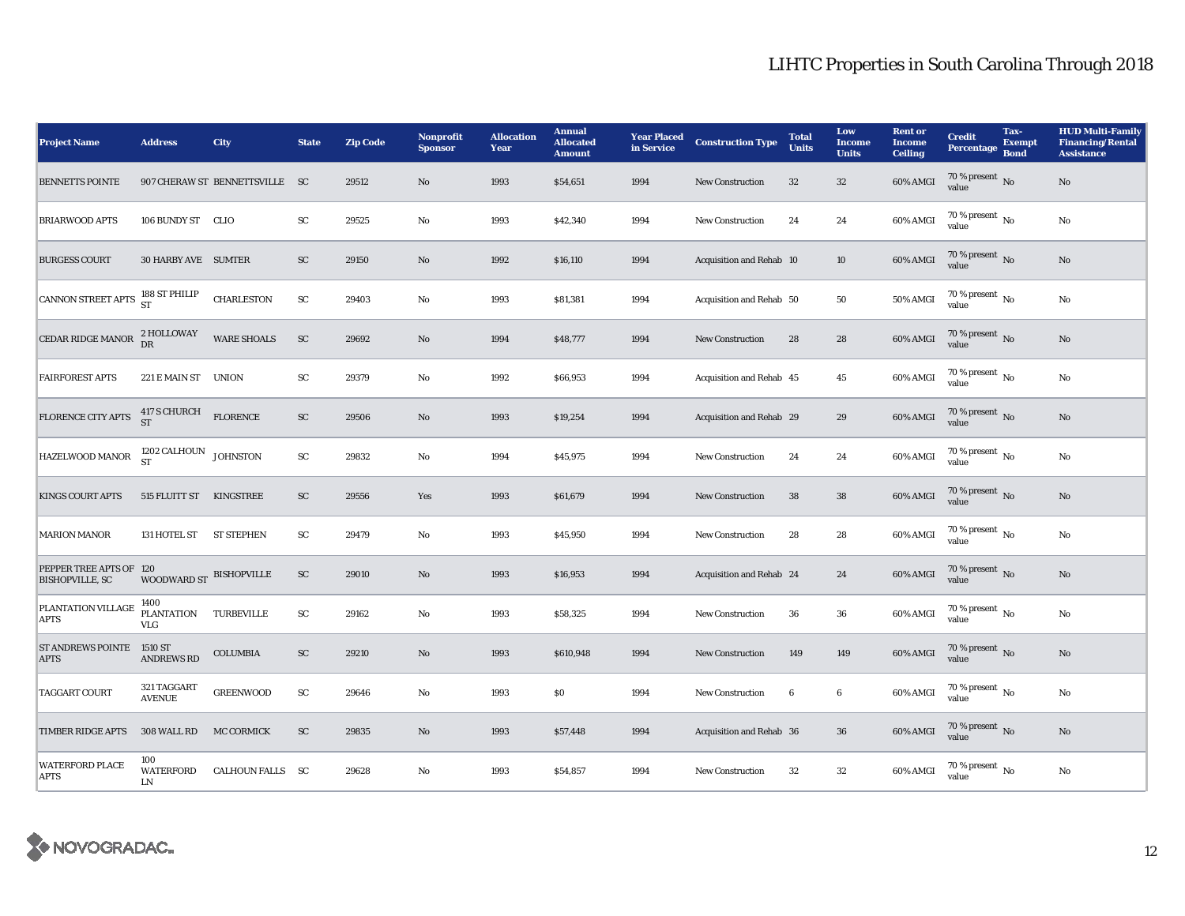## LIHTC Properties in South Carolina Through 2018

| Project Name | Address | City | State | Zip Code | Nonprofit Sponsor | Allocation Year | Annual Allocated Amount | Year Placed in Service | Construction Type | Total Units | Low Income Units | Rent or Income Ceiling | Credit Percentage | Tax-Exempt Bond | HUD Multi-Family Financing/Rental Assistance |
|---|---|---|---|---|---|---|---|---|---|---|---|---|---|---|---|
| BENNETTS POINTE | 907 CHERAW ST | BENNETTSVILLE | SC | 29512 | No | 1993 | $54,651 | 1994 | New Construction | 32 | 32 | 60% AMGI | 70 % present value | No | No |
| BRIARWOOD APTS | 106 BUNDY ST | CLIO | SC | 29525 | No | 1993 | $42,340 | 1994 | New Construction | 24 | 24 | 60% AMGI | 70 % present value | No | No |
| BURGESS COURT | 30 HARBY AVE | SUMTER | SC | 29150 | No | 1992 | $16,110 | 1994 | Acquisition and Rehab | 10 | 10 | 60% AMGI | 70 % present value | No | No |
| CANNON STREET APTS | 188 ST PHILIP ST | CHARLESTON | SC | 29403 | No | 1993 | $81,381 | 1994 | Acquisition and Rehab | 50 | 50 | 50% AMGI | 70 % present value | No | No |
| CEDAR RIDGE MANOR | 2 HOLLOWAY DR | WARE SHOALS | SC | 29692 | No | 1994 | $48,777 | 1994 | New Construction | 28 | 28 | 60% AMGI | 70 % present value | No | No |
| FAIRFOREST APTS | 221 E MAIN ST | UNION | SC | 29379 | No | 1992 | $66,953 | 1994 | Acquisition and Rehab | 45 | 45 | 60% AMGI | 70 % present value | No | No |
| FLORENCE CITY APTS | 417 S CHURCH ST | FLORENCE | SC | 29506 | No | 1993 | $19,254 | 1994 | Acquisition and Rehab | 29 | 29 | 60% AMGI | 70 % present value | No | No |
| HAZELWOOD MANOR | 1202 CALHOUN ST | JOHNSTON | SC | 29832 | No | 1994 | $45,975 | 1994 | New Construction | 24 | 24 | 60% AMGI | 70 % present value | No | No |
| KINGS COURT APTS | 515 FLUITT ST | KINGSTREE | SC | 29556 | Yes | 1993 | $61,679 | 1994 | New Construction | 38 | 38 | 60% AMGI | 70 % present value | No | No |
| MARION MANOR | 131 HOTEL ST | ST STEPHEN | SC | 29479 | No | 1993 | $45,950 | 1994 | New Construction | 28 | 28 | 60% AMGI | 70 % present value | No | No |
| PEPPER TREE APTS OF BISHOPVILLE, SC | 120 WOODWARD ST | BISHOPVILLE | SC | 29010 | No | 1993 | $16,953 | 1994 | Acquisition and Rehab | 24 | 24 | 60% AMGI | 70 % present value | No | No |
| PLANTATION VILLAGE APTS | 1400 PLANTATION VLG | TURBEVILLE | SC | 29162 | No | 1993 | $58,325 | 1994 | New Construction | 36 | 36 | 60% AMGI | 70 % present value | No | No |
| ST ANDREWS POINTE APTS | 1510 ST ANDREWS RD | COLUMBIA | SC | 29210 | No | 1993 | $610,948 | 1994 | New Construction | 149 | 149 | 60% AMGI | 70 % present value | No | No |
| TAGGART COURT | 321 TAGGART AVENUE | GREENWOOD | SC | 29646 | No | 1993 | $0 | 1994 | New Construction | 6 | 6 | 60% AMGI | 70 % present value | No | No |
| TIMBER RIDGE APTS | 308 WALL RD | MC CORMICK | SC | 29835 | No | 1993 | $57,448 | 1994 | Acquisition and Rehab | 36 | 36 | 60% AMGI | 70 % present value | No | No |
| WATERFORD PLACE APTS | 100 WATERFORD LN | CALHOUN FALLS | SC | 29628 | No | 1993 | $54,857 | 1994 | New Construction | 32 | 32 | 60% AMGI | 70 % present value | No | No |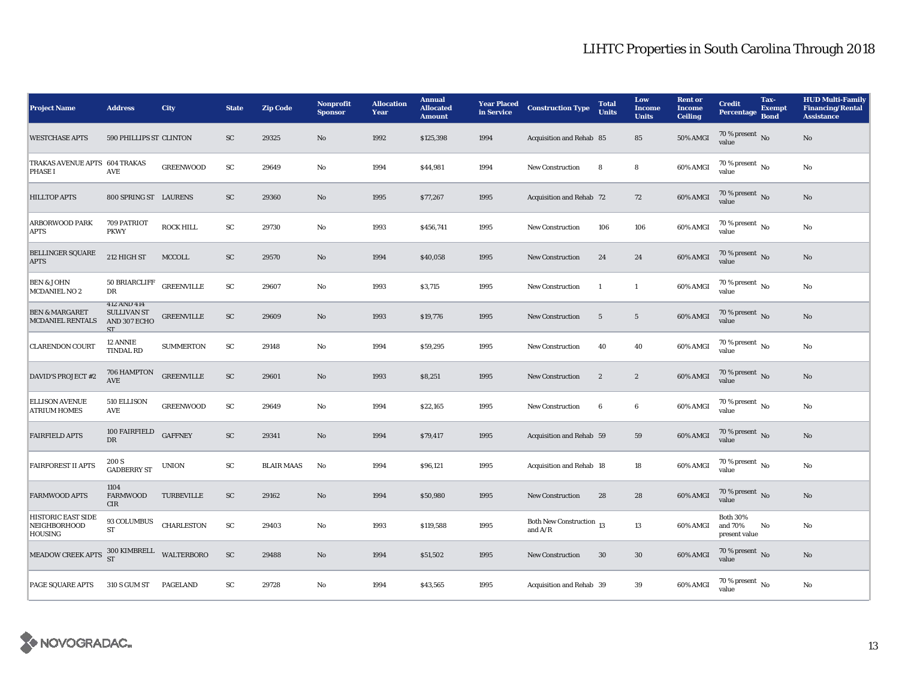# LIHTC Properties in South Carolina Through 2018

| Project Name | Address | City | State | Zip Code | Nonprofit Sponsor | Allocation Year | Annual Allocated Amount | Year Placed in Service | Construction Type | Total Units | Low Income Units | Rent or Income Ceiling | Credit Percentage | Tax-Exempt Bond | HUD Multi-Family Financing/Rental Assistance |
|---|---|---|---|---|---|---|---|---|---|---|---|---|---|---|---|
| WESTCHASE APTS | 590 PHILLIPS ST | CLINTON | SC | 29325 | No | 1992 | $125,398 | 1994 | Acquisition and Rehab | 85 | 85 | 50% AMGI | 70 % present value | No | No |
| TRAKAS AVENUE APTS PHASE I | 604 TRAKAS AVE | GREENWOOD | SC | 29649 | No | 1994 | $44,981 | 1994 | New Construction | 8 | 8 | 60% AMGI | 70 % present value | No | No |
| HILLTOP APTS | 800 SPRING ST | LAURENS | SC | 29360 | No | 1995 | $77,267 | 1995 | Acquisition and Rehab | 72 | 72 | 60% AMGI | 70 % present value | No | No |
| ARBORWOOD PARK APTS | 709 PATRIOT PKWY | ROCK HILL | SC | 29730 | No | 1993 | $456,741 | 1995 | New Construction | 106 | 106 | 60% AMGI | 70 % present value | No | No |
| BELLINGER SQUARE APTS | 212 HIGH ST | MCCOLL | SC | 29570 | No | 1994 | $40,058 | 1995 | New Construction | 24 | 24 | 60% AMGI | 70 % present value | No | No |
| BEN & JOHN MCDANIEL NO 2 | 50 BRIARCLIFF DR | GREENVILLE | SC | 29607 | No | 1993 | $3,715 | 1995 | New Construction | 1 | 1 | 60% AMGI | 70 % present value | No | No |
| BEN & MARGARET MCDANIEL RENTALS | 412 AND 414 SULLIVAN ST AND 307 ECHO ST | GREENVILLE | SC | 29609 | No | 1993 | $19,776 | 1995 | New Construction | 5 | 5 | 60% AMGI | 70 % present value | No | No |
| CLARENDON COURT | 12 ANNIE TINDAL RD | SUMMERTON | SC | 29148 | No | 1994 | $59,295 | 1995 | New Construction | 40 | 40 | 60% AMGI | 70 % present value | No | No |
| DAVID'S PROJECT #2 | 706 HAMPTON AVE | GREENVILLE | SC | 29601 | No | 1993 | $8,251 | 1995 | New Construction | 2 | 2 | 60% AMGI | 70 % present value | No | No |
| ELLISON AVENUE ATRIUM HOMES | 510 ELLISON AVE | GREENWOOD | SC | 29649 | No | 1994 | $22,165 | 1995 | New Construction | 6 | 6 | 60% AMGI | 70 % present value | No | No |
| FAIRFIELD APTS | 100 FAIRFIELD DR | GAFFNEY | SC | 29341 | No | 1994 | $79,417 | 1995 | Acquisition and Rehab | 59 | 59 | 60% AMGI | 70 % present value | No | No |
| FAIRFOREST II APTS | 200 S GADBERRY ST | UNION | SC | BLAIR MAAS | No | 1994 | $96,121 | 1995 | Acquisition and Rehab | 18 | 18 | 60% AMGI | 70 % present value | No | No |
| FARMWOOD APTS | 1104 FARMWOOD CIR | TURBEVILLE | SC | 29162 | No | 1994 | $50,980 | 1995 | New Construction | 28 | 28 | 60% AMGI | 70 % present value | No | No |
| HISTORIC EAST SIDE NEIGHBORHOOD HOUSING | 93 COLUMBUS ST | CHARLESTON | SC | 29403 | No | 1993 | $119,588 | 1995 | Both New Construction and A/R | 13 | 13 | 60% AMGI | Both 30% and 70% present value | No | No |
| MEADOW CREEK APTS | 300 KIMBRELL ST | WALTERBORO | SC | 29488 | No | 1994 | $51,502 | 1995 | New Construction | 30 | 30 | 60% AMGI | 70 % present value | No | No |
| PAGE SQUARE APTS | 310 S GUM ST | PAGELAND | SC | 29728 | No | 1994 | $43,565 | 1995 | Acquisition and Rehab | 39 | 39 | 60% AMGI | 70 % present value | No | No |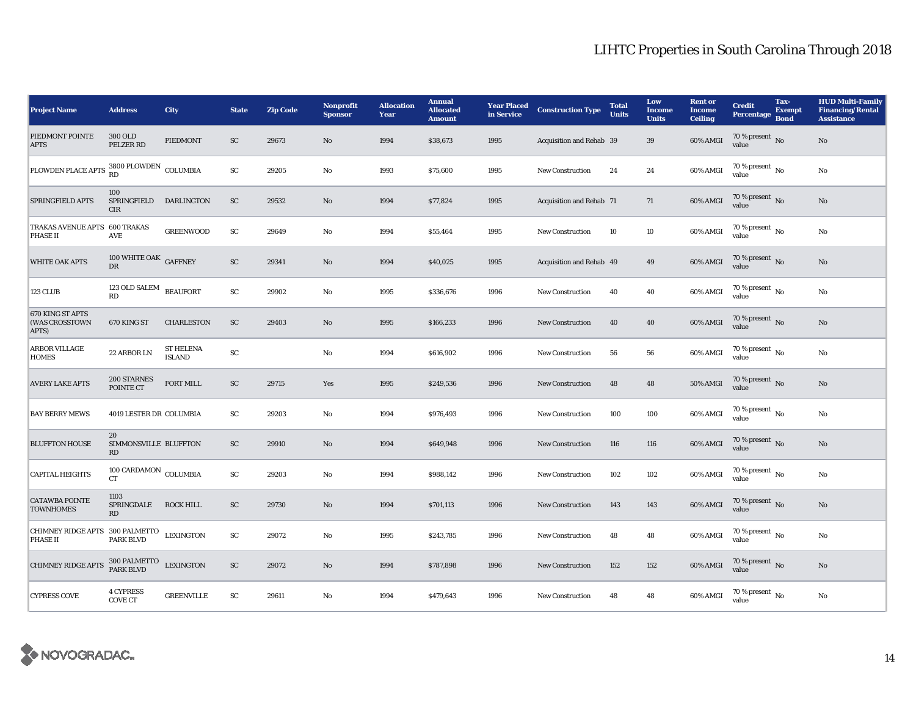# LIHTC Properties in South Carolina Through 2018

| Project Name | Address | City | State | Zip Code | Nonprofit Sponsor | Allocation Year | Annual Allocated Amount | Year Placed in Service | Construction Type | Total Units | Low Income Units | Rent or Income Ceiling | Credit Percentage | Tax-Exempt Bond | HUD Multi-Family Financing/Rental Assistance |
|---|---|---|---|---|---|---|---|---|---|---|---|---|---|---|---|
| PIEDMONT POINTE APTS | 300 OLD PELZER RD | PIEDMONT | SC | 29673 | No | 1994 | $38,673 | 1995 | Acquisition and Rehab | 39 | 39 | 60% AMGI | 70 % present value | No | No |
| PLOWDEN PLACE APTS | 3800 PLOWDEN RD | COLUMBIA | SC | 29205 | No | 1993 | $75,600 | 1995 | New Construction | 24 | 24 | 60% AMGI | 70 % present value | No | No |
| SPRINGFIELD APTS | 100 SPRINGFIELD CIR | DARLINGTON | SC | 29532 | No | 1994 | $77,824 | 1995 | Acquisition and Rehab | 71 | 71 | 60% AMGI | 70 % present value | No | No |
| TRAKAS AVENUE APTS PHASE II | 600 TRAKAS AVE | GREENWOOD | SC | 29649 | No | 1994 | $55,464 | 1995 | New Construction | 10 | 10 | 60% AMGI | 70 % present value | No | No |
| WHITE OAK APTS | 100 WHITE OAK DR | GAFFNEY | SC | 29341 | No | 1994 | $40,025 | 1995 | Acquisition and Rehab | 49 | 49 | 60% AMGI | 70 % present value | No | No |
| 123 CLUB | 123 OLD SALEM RD | BEAUFORT | SC | 29902 | No | 1995 | $336,676 | 1996 | New Construction | 40 | 40 | 60% AMGI | 70 % present value | No | No |
| 670 KING ST APTS (WAS CROSSTOWN APTS) | 670 KING ST | CHARLESTON | SC | 29403 | No | 1995 | $166,233 | 1996 | New Construction | 40 | 40 | 60% AMGI | 70 % present value | No | No |
| ARBOR VILLAGE HOMES | 22 ARBOR LN | ST HELENA ISLAND | SC | | No | 1994 | $616,902 | 1996 | New Construction | 56 | 56 | 60% AMGI | 70 % present value | No | No |
| AVERY LAKE APTS | 200 STARNES POINTE CT | FORT MILL | SC | 29715 | Yes | 1995 | $249,536 | 1996 | New Construction | 48 | 48 | 50% AMGI | 70 % present value | No | No |
| BAY BERRY MEWS | 4019 LESTER DR | COLUMBIA | SC | 29203 | No | 1994 | $976,493 | 1996 | New Construction | 100 | 100 | 60% AMGI | 70 % present value | No | No |
| BLUFFTON HOUSE | 20 SIMMONSVILLE RD | BLUFFTON | SC | 29910 | No | 1994 | $649,948 | 1996 | New Construction | 116 | 116 | 60% AMGI | 70 % present value | No | No |
| CAPITAL HEIGHTS | 100 CARDAMON CT | COLUMBIA | SC | 29203 | No | 1994 | $988,142 | 1996 | New Construction | 102 | 102 | 60% AMGI | 70 % present value | No | No |
| CATAWBA POINTE TOWNHOMES | 1103 SPRINGDALE RD | ROCK HILL | SC | 29730 | No | 1994 | $701,113 | 1996 | New Construction | 143 | 143 | 60% AMGI | 70 % present value | No | No |
| CHIMNEY RIDGE APTS PHASE II | 300 PALMETTO PARK BLVD | LEXINGTON | SC | 29072 | No | 1995 | $243,785 | 1996 | New Construction | 48 | 48 | 60% AMGI | 70 % present value | No | No |
| CHIMNEY RIDGE APTS | 300 PALMETTO PARK BLVD | LEXINGTON | SC | 29072 | No | 1994 | $787,898 | 1996 | New Construction | 152 | 152 | 60% AMGI | 70 % present value | No | No |
| CYPRESS COVE | 4 CYPRESS COVE CT | GREENVILLE | SC | 29611 | No | 1994 | $479,643 | 1996 | New Construction | 48 | 48 | 60% AMGI | 70 % present value | No | No |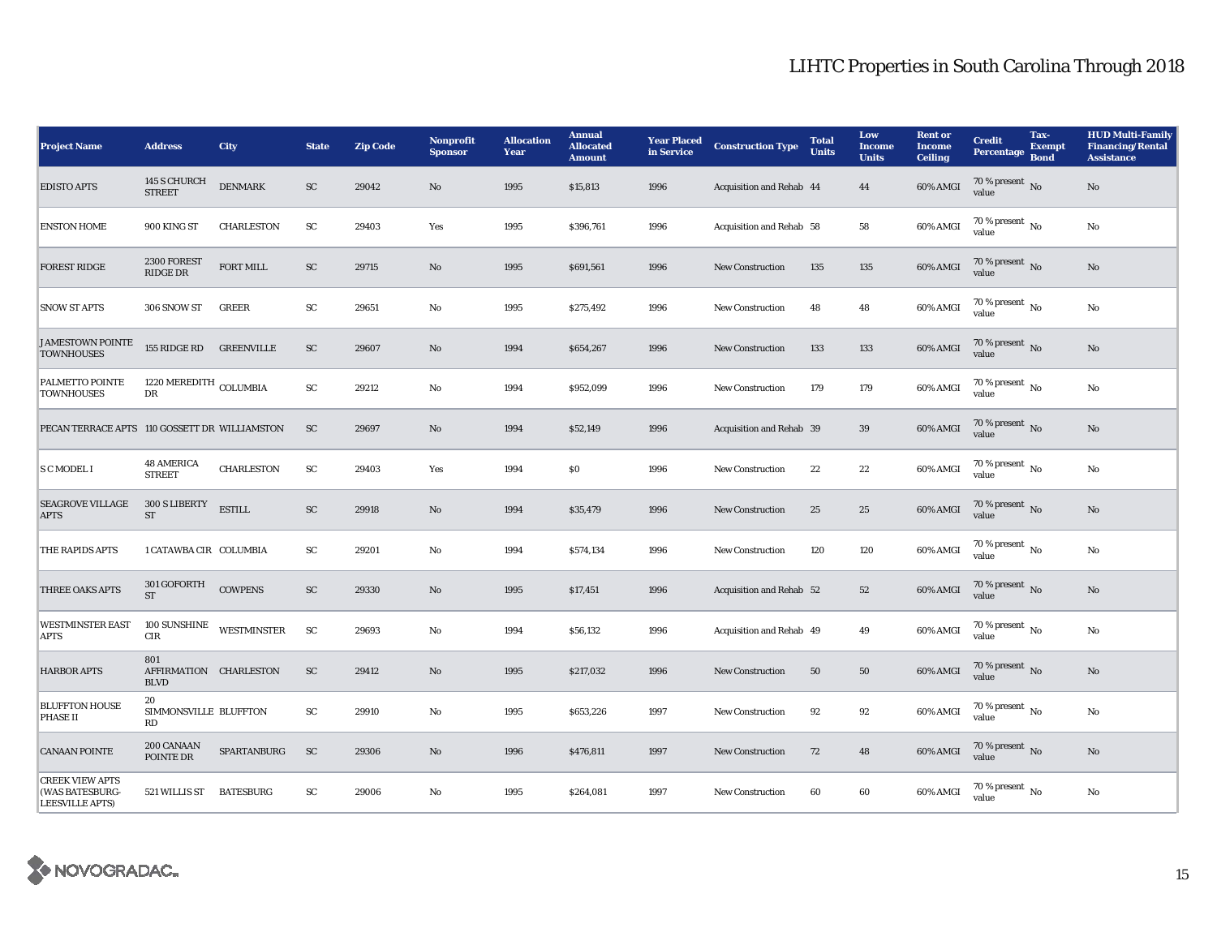# LIHTC Properties in South Carolina Through 2018

| Project Name | Address | City | State | Zip Code | Nonprofit Sponsor | Allocation Year | Annual Allocated Amount | Year Placed in Service | Construction Type | Total Units | Low Income Units | Rent or Income Ceiling | Credit Percentage | Tax-Exempt Bond | HUD Multi-Family Financing/Rental Assistance |
|---|---|---|---|---|---|---|---|---|---|---|---|---|---|---|---|
| EDISTO APTS | 145 S CHURCH STREET | DENMARK | SC | 29042 | No | 1995 | $15,813 | 1996 | Acquisition and Rehab | 44 | 44 | 60% AMGI | 70 % present value | No | No |
| ENSTON HOME | 900 KING ST | CHARLESTON | SC | 29403 | Yes | 1995 | $396,761 | 1996 | Acquisition and Rehab | 58 | 58 | 60% AMGI | 70 % present value | No | No |
| FOREST RIDGE | 2300 FOREST RIDGE DR | FORT MILL | SC | 29715 | No | 1995 | $691,561 | 1996 | New Construction | 135 | 135 | 60% AMGI | 70 % present value | No | No |
| SNOW ST APTS | 306 SNOW ST | GREER | SC | 29651 | No | 1995 | $275,492 | 1996 | New Construction | 48 | 48 | 60% AMGI | 70 % present value | No | No |
| JAMESTOWN POINTE TOWNHOUSES | 155 RIDGE RD | GREENVILLE | SC | 29607 | No | 1994 | $654,267 | 1996 | New Construction | 133 | 133 | 60% AMGI | 70 % present value | No | No |
| PALMETTO POINTE TOWNHOUSES | 1220 MEREDITH DR | COLUMBIA | SC | 29212 | No | 1994 | $952,099 | 1996 | New Construction | 179 | 179 | 60% AMGI | 70 % present value | No | No |
| PECAN TERRACE APTS | 110 GOSSETT DR | WILLIAMSTON | SC | 29697 | No | 1994 | $52,149 | 1996 | Acquisition and Rehab | 39 | 39 | 60% AMGI | 70 % present value | No | No |
| S C MODEL I | 48 AMERICA STREET | CHARLESTON | SC | 29403 | Yes | 1994 | $0 | 1996 | New Construction | 22 | 22 | 60% AMGI | 70 % present value | No | No |
| SEAGROVE VILLAGE APTS | 300 S LIBERTY ST | ESTILL | SC | 29918 | No | 1994 | $35,479 | 1996 | New Construction | 25 | 25 | 60% AMGI | 70 % present value | No | No |
| THE RAPIDS APTS | 1 CATAWBA CIR | COLUMBIA | SC | 29201 | No | 1994 | $574,134 | 1996 | New Construction | 120 | 120 | 60% AMGI | 70 % present value | No | No |
| THREE OAKS APTS | 301 GOFORTH ST | COWPENS | SC | 29330 | No | 1995 | $17,451 | 1996 | Acquisition and Rehab | 52 | 52 | 60% AMGI | 70 % present value | No | No |
| WESTMINSTER EAST APTS | 100 SUNSHINE CIR | WESTMINSTER | SC | 29693 | No | 1994 | $56,132 | 1996 | Acquisition and Rehab | 49 | 49 | 60% AMGI | 70 % present value | No | No |
| HARBOR APTS | 801 AFFIRMATION BLVD | CHARLESTON | SC | 29412 | No | 1995 | $217,032 | 1996 | New Construction | 50 | 50 | 60% AMGI | 70 % present value | No | No |
| BLUFFTON HOUSE PHASE II | 20 SIMMONSVILLE RD | BLUFFTON | SC | 29910 | No | 1995 | $653,226 | 1997 | New Construction | 92 | 92 | 60% AMGI | 70 % present value | No | No |
| CANAAN POINTE | 200 CANAAN POINTE DR | SPARTANBURG | SC | 29306 | No | 1996 | $476,811 | 1997 | New Construction | 72 | 48 | 60% AMGI | 70 % present value | No | No |
| CREEK VIEW APTS (WAS BATESBURG-LEESVILLE APTS) | 521 WILLIS ST | BATESBURG | SC | 29006 | No | 1995 | $264,081 | 1997 | New Construction | 60 | 60 | 60% AMGI | 70 % present value | No | No |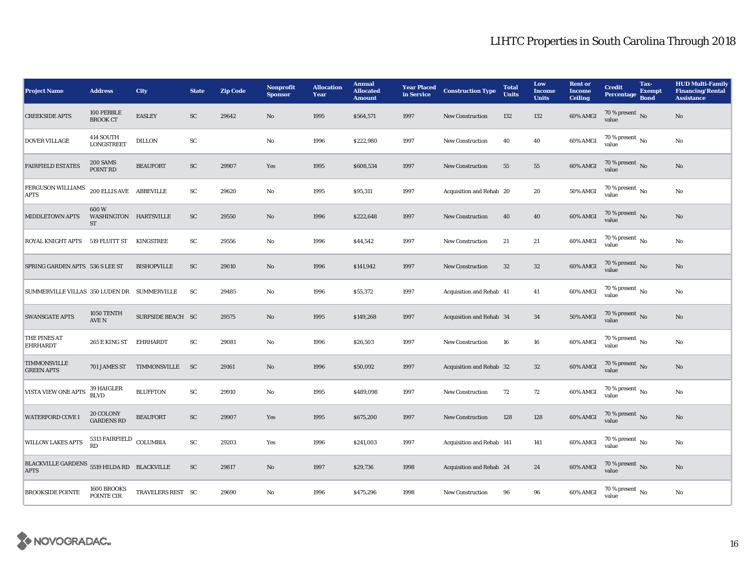## LIHTC Properties in South Carolina Through 2018

| Project Name | Address | City | State | Zip Code | Nonprofit Sponsor | Allocation Year | Annual Allocated Amount | Year Placed in Service | Construction Type | Total Units | Low Income Units | Rent or Income Ceiling | Credit Percentage | Tax-Exempt Bond | HUD Multi-Family Financing/Rental Assistance |
|---|---|---|---|---|---|---|---|---|---|---|---|---|---|---|---|
| CREEKSIDE APTS | 100 PEBBLE BROOK CT | EASLEY | SC | 29642 | No | 1995 | $564,571 | 1997 | New Construction | 132 | 132 | 60% AMGI | 70 % present value | No | No |
| DOVER VILLAGE | 414 SOUTH LONGSTREET | DILLON | SC | | No | 1996 | $222,980 | 1997 | New Construction | 40 | 40 | 60% AMGI | 70 % present value | No | No |
| FAIRFIELD ESTATES | 200 SAMS POINT RD | BEAUFORT | SC | 29907 | Yes | 1995 | $608,534 | 1997 | New Construction | 55 | 55 | 60% AMGI | 70 % present value | No | No |
| FERGUSON WILLIAMS APTS | 200 ELLIS AVE | ABBEVILLE | SC | 29620 | No | 1995 | $95,311 | 1997 | Acquisition and Rehab | 20 | 20 | 50% AMGI | 70 % present value | No | No |
| MIDDLETOWN APTS | 600 W WASHINGTON ST | HARTSVILLE | SC | 29550 | No | 1996 | $222,648 | 1997 | New Construction | 40 | 40 | 60% AMGI | 70 % present value | No | No |
| ROYAL KNIGHT APTS | 519 FLUITT ST | KINGSTREE | SC | 29556 | No | 1996 | $44,542 | 1997 | New Construction | 21 | 21 | 60% AMGI | 70 % present value | No | No |
| SPRING GARDEN APTS | 536 S LEE ST | BISHOPVILLE | SC | 29010 | No | 1996 | $141,942 | 1997 | New Construction | 32 | 32 | 60% AMGI | 70 % present value | No | No |
| SUMMERVILLE VILLAS | 350 LUDEN DR | SUMMERVILLE | SC | 29485 | No | 1996 | $55,372 | 1997 | Acquisition and Rehab | 41 | 41 | 60% AMGI | 70 % present value | No | No |
| SWANSGATE APTS | 1050 TENTH AVE N | SURFSIDE BEACH | SC | 29575 | No | 1995 | $149,268 | 1997 | Acquisition and Rehab | 34 | 34 | 50% AMGI | 70 % present value | No | No |
| THE PINES AT EHRHARDT | 265 E KING ST | EHRHARDT | SC | 29081 | No | 1996 | $26,503 | 1997 | New Construction | 16 | 16 | 60% AMGI | 70 % present value | No | No |
| TIMMONSVILLE GREEN APTS | 701 JAMES ST | TIMMONSVILLE | SC | 29161 | No | 1996 | $50,092 | 1997 | Acquisition and Rehab | 32 | 32 | 60% AMGI | 70 % present value | No | No |
| VISTA VIEW ONE APTS | 39 HAIGLER BLVD | BLUFFTON | SC | 29910 | No | 1995 | $489,098 | 1997 | New Construction | 72 | 72 | 60% AMGI | 70 % present value | No | No |
| WATERFORD COVE I | 20 COLONY GARDENS RD | BEAUFORT | SC | 29907 | Yes | 1995 | $675,200 | 1997 | New Construction | 128 | 128 | 60% AMGI | 70 % present value | No | No |
| WILLOW LAKES APTS | 5313 FAIRFIELD RD | COLUMBIA | SC | 29203 | Yes | 1996 | $241,003 | 1997 | Acquisition and Rehab | 141 | 141 | 60% AMGI | 70 % present value | No | No |
| BLACKVILLE GARDENS APTS | 5519 HILDA RD | BLACKVILLE | SC | 29817 | No | 1997 | $29,736 | 1998 | Acquisition and Rehab | 24 | 24 | 60% AMGI | 70 % present value | No | No |
| BROOKSIDE POINTE | 1600 BROOKS POINTE CIR | TRAVELERS REST | SC | 29690 | No | 1996 | $475,296 | 1998 | New Construction | 96 | 96 | 60% AMGI | 70 % present value | No | No |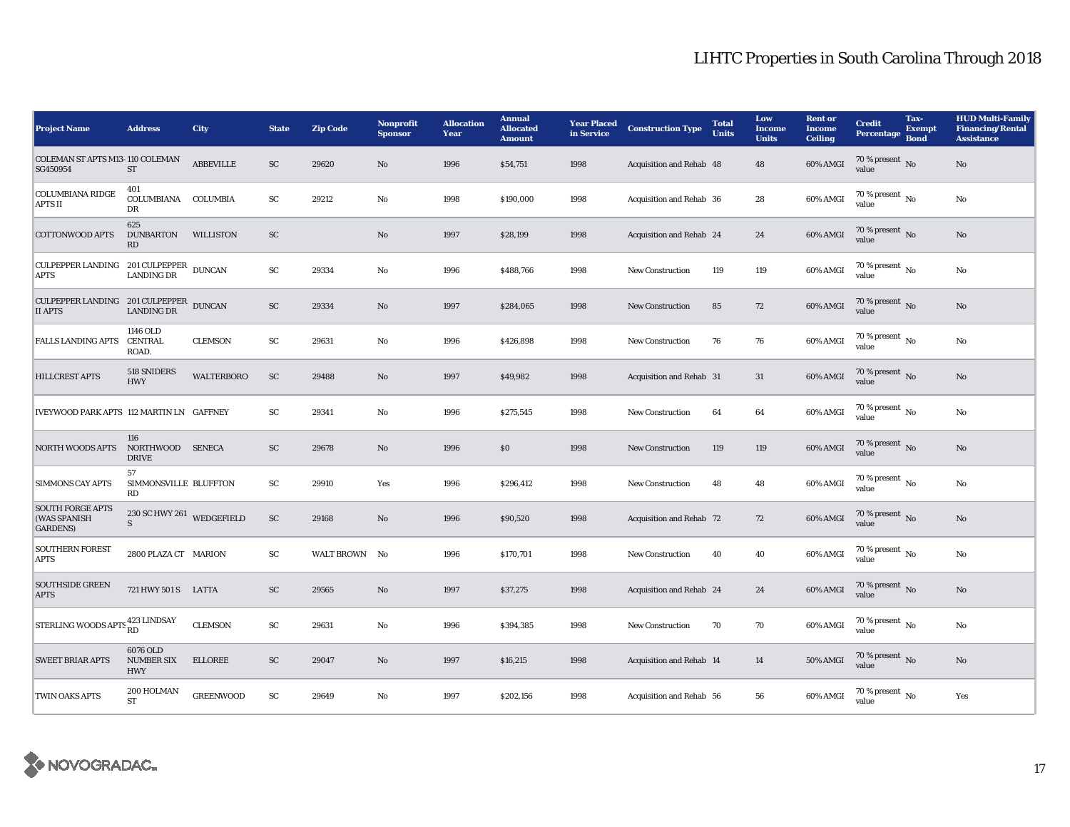# LIHTC Properties in South Carolina Through 2018

| Project Name | Address | City | State | Zip Code | Nonprofit Sponsor | Allocation Year | Annual Allocated Amount | Year Placed in Service | Construction Type | Total Units | Low Income Units | Rent or Income Ceiling | Credit Percentage | Tax-Exempt Bond | HUD Multi-Family Financing/Rental Assistance |
|---|---|---|---|---|---|---|---|---|---|---|---|---|---|---|---|
| COLEMAN ST APTS M13-SG450954 | 110 COLEMAN ST | ABBEVILLE | SC | 29620 | No | 1996 | $54,751 | 1998 | Acquisition and Rehab | 48 | 48 | 60% AMGI | 70 % present value | No | No |
| COLUMBIANA RIDGE APTS II | 401 COLUMBIANA DR | COLUMBIA | SC | 29212 | No | 1998 | $190,000 | 1998 | Acquisition and Rehab | 36 | 28 | 60% AMGI | 70 % present value | No | No |
| COTTONWOOD APTS | 625 DUNBARTON RD | WILLISTON | SC | | No | 1997 | $28,199 | 1998 | Acquisition and Rehab | 24 | 24 | 60% AMGI | 70 % present value | No | No |
| CULPEPPER LANDING APTS | 201 CULPEPPER LANDING DR | DUNCAN | SC | 29334 | No | 1996 | $488,766 | 1998 | New Construction | 119 | 119 | 60% AMGI | 70 % present value | No | No |
| CULPEPPER LANDING II APTS | 201 CULPEPPER LANDING DR | DUNCAN | SC | 29334 | No | 1997 | $284,065 | 1998 | New Construction | 85 | 72 | 60% AMGI | 70 % present value | No | No |
| FALLS LANDING APTS | 1146 OLD CENTRAL ROAD. | CLEMSON | SC | 29631 | No | 1996 | $426,898 | 1998 | New Construction | 76 | 76 | 60% AMGI | 70 % present value | No | No |
| HILLCREST APTS | 518 SNIDERS HWY | WALTERBORO | SC | 29488 | No | 1997 | $49,982 | 1998 | Acquisition and Rehab | 31 | 31 | 60% AMGI | 70 % present value | No | No |
| IVEYWOOD PARK APTS | 112 MARTIN LN | GAFFNEY | SC | 29341 | No | 1996 | $275,545 | 1998 | New Construction | 64 | 64 | 60% AMGI | 70 % present value | No | No |
| NORTH WOODS APTS | 116 NORTHWOOD DRIVE | SENECA | SC | 29678 | No | 1996 | $0 | 1998 | New Construction | 119 | 119 | 60% AMGI | 70 % present value | No | No |
| SIMMONS CAY APTS | 57 SIMMONSVILLE RD | BLUFFTON | SC | 29910 | Yes | 1996 | $296,412 | 1998 | New Construction | 48 | 48 | 60% AMGI | 70 % present value | No | No |
| SOUTH FORGE APTS (WAS SPANISH GARDENS) | 230 SC HWY 261 S | WEDGEFIELD | SC | 29168 | No | 1996 | $90,520 | 1998 | Acquisition and Rehab | 72 | 72 | 60% AMGI | 70 % present value | No | No |
| SOUTHERN FOREST APTS | 2800 PLAZA CT | MARION | SC | WALT BROWN | No | 1996 | $170,701 | 1998 | New Construction | 40 | 40 | 60% AMGI | 70 % present value | No | No |
| SOUTHSIDE GREEN APTS | 721 HWY 501 S | LATTA | SC | 29565 | No | 1997 | $37,275 | 1998 | Acquisition and Rehab | 24 | 24 | 60% AMGI | 70 % present value | No | No |
| STERLING WOODS APTS | 423 LINDSAY RD | CLEMSON | SC | 29631 | No | 1996 | $394,385 | 1998 | New Construction | 70 | 70 | 60% AMGI | 70 % present value | No | No |
| SWEET BRIAR APTS | 6076 OLD NUMBER SIX HWY | ELLOREE | SC | 29047 | No | 1997 | $16,215 | 1998 | Acquisition and Rehab | 14 | 14 | 50% AMGI | 70 % present value | No | No |
| TWIN OAKS APTS | 200 HOLMAN ST | GREENWOOD | SC | 29649 | No | 1997 | $202,156 | 1998 | Acquisition and Rehab | 56 | 56 | 60% AMGI | 70 % present value | No | Yes |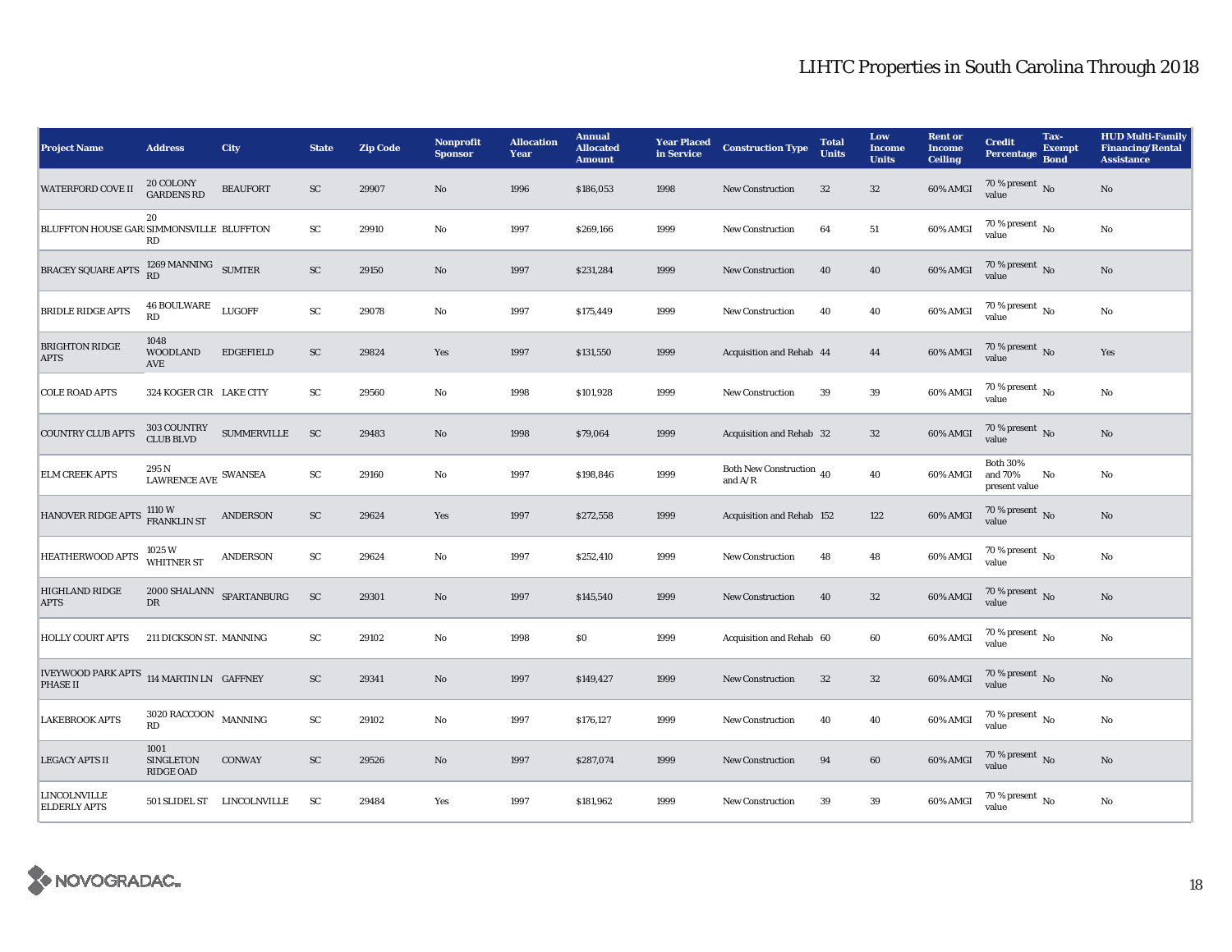# LIHTC Properties in South Carolina Through 2018

| Project Name | Address | City | State | Zip Code | Nonprofit Sponsor | Allocation Year | Annual Allocated Amount | Year Placed in Service | Construction Type | Total Units | Low Income Units | Rent or Income Ceiling | Credit Percentage | Tax-Exempt Bond | HUD Multi-Family Financing/Rental Assistance |
|---|---|---|---|---|---|---|---|---|---|---|---|---|---|---|---|
| WATERFORD COVE II | 20 COLONY GARDENS RD | BEAUFORT | SC | 29907 | No | 1996 | $186,053 | 1998 | New Construction | 32 | 32 | 60% AMGI | 70 % present value | No | No |
| BLUFFTON HOUSE GARI | 20 SIMMONSVILLE RD | BLUFFTON | SC | 29910 | No | 1997 | $269,166 | 1999 | New Construction | 64 | 51 | 60% AMGI | 70 % present value | No | No |
| BRACEY SQUARE APTS | 1269 MANNING RD | SUMTER | SC | 29150 | No | 1997 | $231,284 | 1999 | New Construction | 40 | 40 | 60% AMGI | 70 % present value | No | No |
| BRIDLE RIDGE APTS | 46 BOULWARE RD | LUGOFF | SC | 29078 | No | 1997 | $175,449 | 1999 | New Construction | 40 | 40 | 60% AMGI | 70 % present value | No | No |
| BRIGHTON RIDGE APTS | 1048 WOODLAND AVE | EDGEFIELD | SC | 29824 | Yes | 1997 | $131,550 | 1999 | Acquisition and Rehab | 44 | 44 | 60% AMGI | 70 % present value | No | Yes |
| COLE ROAD APTS | 324 KOGER CIR | LAKE CITY | SC | 29560 | No | 1998 | $101,928 | 1999 | New Construction | 39 | 39 | 60% AMGI | 70 % present value | No | No |
| COUNTRY CLUB APTS | 303 COUNTRY CLUB BLVD | SUMMERVILLE | SC | 29483 | No | 1998 | $79,064 | 1999 | Acquisition and Rehab | 32 | 32 | 60% AMGI | 70 % present value | No | No |
| ELM CREEK APTS | 295 N LAWRENCE AVE | SWANSEA | SC | 29160 | No | 1997 | $198,846 | 1999 | Both New Construction and A/R | 40 | 40 | 60% AMGI | Both 30% and 70% present value | No | No |
| HANOVER RIDGE APTS | 1110 W FRANKLIN ST | ANDERSON | SC | 29624 | Yes | 1997 | $272,558 | 1999 | Acquisition and Rehab | 152 | 122 | 60% AMGI | 70 % present value | No | No |
| HEATHERWOOD APTS | 1025 W WHITNER ST | ANDERSON | SC | 29624 | No | 1997 | $252,410 | 1999 | New Construction | 48 | 48 | 60% AMGI | 70 % present value | No | No |
| HIGHLAND RIDGE APTS | 2000 SHALANN DR | SPARTANBURG | SC | 29301 | No | 1997 | $145,540 | 1999 | New Construction | 40 | 32 | 60% AMGI | 70 % present value | No | No |
| HOLLY COURT APTS | 211 DICKSON ST. | MANNING | SC | 29102 | No | 1998 | $0 | 1999 | Acquisition and Rehab | 60 | 60 | 60% AMGI | 70 % present value | No | No |
| IVEYWOOD PARK APTS PHASE II | 114 MARTIN LN | GAFFNEY | SC | 29341 | No | 1997 | $149,427 | 1999 | New Construction | 32 | 32 | 60% AMGI | 70 % present value | No | No |
| LAKEBROOK APTS | 3020 RACCOON RD | MANNING | SC | 29102 | No | 1997 | $176,127 | 1999 | New Construction | 40 | 40 | 60% AMGI | 70 % present value | No | No |
| LEGACY APTS II | 1001 SINGLETON RIDGE OAD | CONWAY | SC | 29526 | No | 1997 | $287,074 | 1999 | New Construction | 94 | 60 | 60% AMGI | 70 % present value | No | No |
| LINCOLNVILLE ELDERLY APTS | 501 SLIDEL ST | LINCOLNVILLE | SC | 29484 | Yes | 1997 | $181,962 | 1999 | New Construction | 39 | 39 | 60% AMGI | 70 % present value | No | No |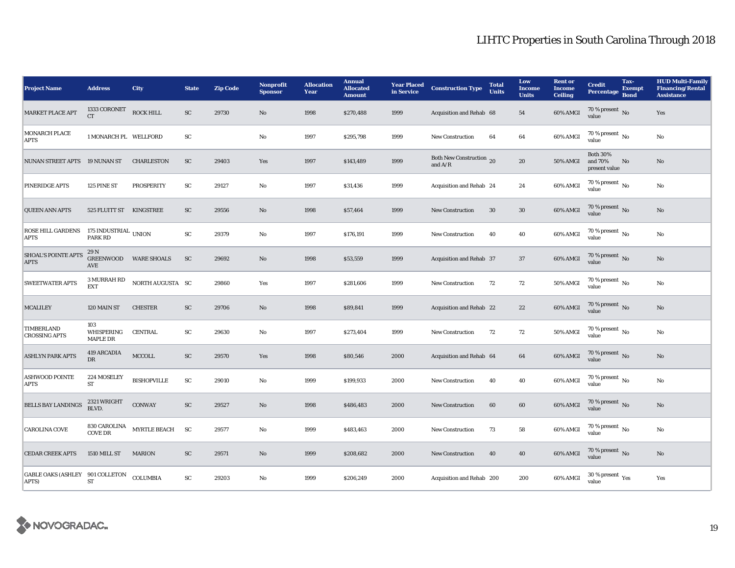# LIHTC Properties in South Carolina Through 2018

| Project Name | Address | City | State | Zip Code | Nonprofit Sponsor | Allocation Year | Annual Allocated Amount | Year Placed in Service | Construction Type | Total Units | Low Income Units | Rent or Income Ceiling | Credit Percentage | Tax-Exempt Bond | HUD Multi-Family Financing/Rental Assistance |
|---|---|---|---|---|---|---|---|---|---|---|---|---|---|---|---|
| MARKET PLACE APT | 1333 CORONET CT | ROCK HILL | SC | 29730 | No | 1998 | $270,488 | 1999 | Acquisition and Rehab | 68 | 54 | 60% AMGI | 70 % present value | No | Yes |
| MONARCH PLACE APTS | 1 MONARCH PL | WELLFORD | SC | | No | 1997 | $295,798 | 1999 | New Construction | 64 | 64 | 60% AMGI | 70 % present value | No | No |
| NUNAN STREET APTS | 19 NUNAN ST | CHARLESTON | SC | 29403 | Yes | 1997 | $143,489 | 1999 | Both New Construction and A/R | 20 | 20 | 50% AMGI | Both 30% and 70% present value | No | No |
| PINERIDGE APTS | 125 PINE ST | PROSPERITY | SC | 29127 | No | 1997 | $31,436 | 1999 | Acquisition and Rehab | 24 | 24 | 60% AMGI | 70 % present value | No | No |
| QUEEN ANN APTS | 525 FLUITT ST | KINGSTREE | SC | 29556 | No | 1998 | $57,464 | 1999 | New Construction | 30 | 30 | 60% AMGI | 70 % present value | No | No |
| ROSE HILL GARDENS APTS | 175 INDUSTRIAL PARK RD | UNION | SC | 29379 | No | 1997 | $176,191 | 1999 | New Construction | 40 | 40 | 60% AMGI | 70 % present value | No | No |
| SHOAL'S POINTE APTS APTS | 29 N GREENWOOD AVE | WARE SHOALS | SC | 29692 | No | 1998 | $53,559 | 1999 | Acquisition and Rehab | 37 | 37 | 60% AMGI | 70 % present value | No | No |
| SWEETWATER APTS | 3 MURRAH RD EXT | NORTH AUGUSTA | SC | 29860 | Yes | 1997 | $281,606 | 1999 | New Construction | 72 | 72 | 50% AMGI | 70 % present value | No | No |
| MCALILEY | 120 MAIN ST | CHESTER | SC | 29706 | No | 1998 | $89,841 | 1999 | Acquisition and Rehab | 22 | 22 | 60% AMGI | 70 % present value | No | No |
| TIMBERLAND CROSSING APTS | 103 WHISPERING MAPLE DR | CENTRAL | SC | 29630 | No | 1997 | $273,404 | 1999 | New Construction | 72 | 72 | 50% AMGI | 70 % present value | No | No |
| ASHLYN PARK APTS | 419 ARCADIA DR | MCCOLL | SC | 29570 | Yes | 1998 | $80,546 | 2000 | Acquisition and Rehab | 64 | 64 | 60% AMGI | 70 % present value | No | No |
| ASHWOOD POINTE APTS | 224 MOSELEY ST | BISHOPVILLE | SC | 29010 | No | 1999 | $199,933 | 2000 | New Construction | 40 | 40 | 60% AMGI | 70 % present value | No | No |
| BELLS BAY LANDINGS | 2321 WRIGHT BLVD. | CONWAY | SC | 29527 | No | 1998 | $486,483 | 2000 | New Construction | 60 | 60 | 60% AMGI | 70 % present value | No | No |
| CAROLINA COVE | 830 CAROLINA COVE DR | MYRTLE BEACH | SC | 29577 | No | 1999 | $483,463 | 2000 | New Construction | 73 | 58 | 60% AMGI | 70 % present value | No | No |
| CEDAR CREEK APTS | 1510 MILL ST | MARION | SC | 29571 | No | 1999 | $208,682 | 2000 | New Construction | 40 | 40 | 60% AMGI | 70 % present value | No | No |
| GABLE OAKS (ASHLEY APTS) | 901 COLLETON ST | COLUMBIA | SC | 29203 | No | 1999 | $206,249 | 2000 | Acquisition and Rehab | 200 | 200 | 60% AMGI | 30 % present value | Yes | Yes |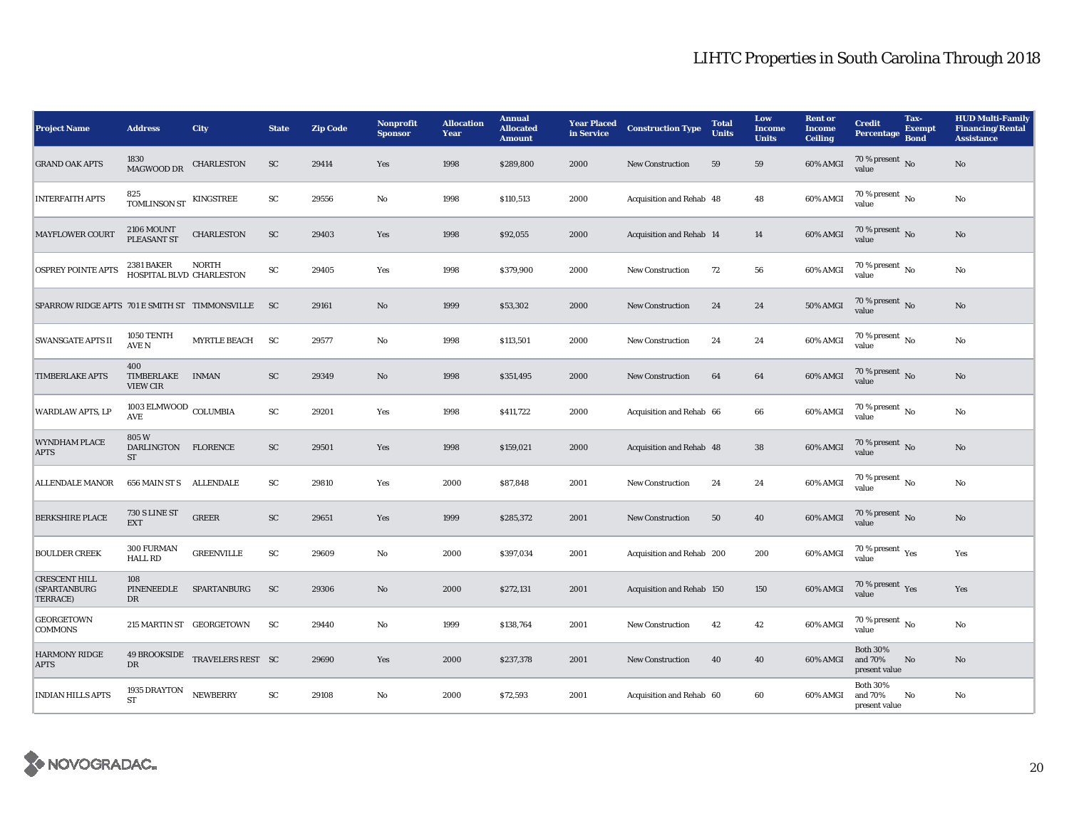# LIHTC Properties in South Carolina Through 2018

| Project Name | Address | City | State | Zip Code | Nonprofit Sponsor | Allocation Year | Annual Allocated Amount | Year Placed in Service | Construction Type | Total Units | Low Income Units | Rent or Income Ceiling | Credit Percentage | Tax-Exempt Bond | HUD Multi-Family Financing/Rental Assistance |
|---|---|---|---|---|---|---|---|---|---|---|---|---|---|---|---|
| GRAND OAK APTS | 1830 MAGWOOD DR | CHARLESTON | SC | 29414 | Yes | 1998 | $289,800 | 2000 | New Construction | 59 | 59 | 60% AMGI | 70 % present value | No | No |
| INTERFAITH APTS | 825 TOMLINSON ST | KINGSTREE | SC | 29556 | No | 1998 | $110,513 | 2000 | Acquisition and Rehab | 48 | 48 | 60% AMGI | 70 % present value | No | No |
| MAYFLOWER COURT | 2106 MOUNT PLEASANT ST | CHARLESTON | SC | 29403 | Yes | 1998 | $92,055 | 2000 | Acquisition and Rehab | 14 | 14 | 60% AMGI | 70 % present value | No | No |
| OSPREY POINTE APTS | 2381 BAKER HOSPITAL BLVD | NORTH CHARLESTON | SC | 29405 | Yes | 1998 | $379,900 | 2000 | New Construction | 72 | 56 | 60% AMGI | 70 % present value | No | No |
| SPARROW RIDGE APTS | 701 E SMITH ST | TIMMONSVILLE | SC | 29161 | No | 1999 | $53,302 | 2000 | New Construction | 24 | 24 | 50% AMGI | 70 % present value | No | No |
| SWANSGATE APTS II | 1050 TENTH AVE N | MYRTLE BEACH | SC | 29577 | No | 1998 | $113,501 | 2000 | New Construction | 24 | 24 | 60% AMGI | 70 % present value | No | No |
| TIMBERLAKE APTS | 400 TIMBERLAKE VIEW CIR | INMAN | SC | 29349 | No | 1998 | $351,495 | 2000 | New Construction | 64 | 64 | 60% AMGI | 70 % present value | No | No |
| WARDLAW APTS, LP | 1003 ELMWOOD AVE | COLUMBIA | SC | 29201 | Yes | 1998 | $411,722 | 2000 | Acquisition and Rehab | 66 | 66 | 60% AMGI | 70 % present value | No | No |
| WYNDHAM PLACE APTS | 805 W DARLINGTON ST | FLORENCE | SC | 29501 | Yes | 1998 | $159,021 | 2000 | Acquisition and Rehab | 48 | 38 | 60% AMGI | 70 % present value | No | No |
| ALLENDALE MANOR | 656 MAIN ST S | ALLENDALE | SC | 29810 | Yes | 2000 | $87,848 | 2001 | New Construction | 24 | 24 | 60% AMGI | 70 % present value | No | No |
| BERKSHIRE PLACE | 730 S LINE ST EXT | GREER | SC | 29651 | Yes | 1999 | $285,372 | 2001 | New Construction | 50 | 40 | 60% AMGI | 70 % present value | No | No |
| BOULDER CREEK | 300 FURMAN HALL RD | GREENVILLE | SC | 29609 | No | 2000 | $397,034 | 2001 | Acquisition and Rehab | 200 | 200 | 60% AMGI | 70 % present value | Yes | Yes |
| CRESCENT HILL (SPARTANBURG TERRACE) | 108 PINENEEDLE DR | SPARTANBURG | SC | 29306 | No | 2000 | $272,131 | 2001 | Acquisition and Rehab | 150 | 150 | 60% AMGI | 70 % present value | Yes | Yes |
| GEORGETOWN COMMONS | 215 MARTIN ST | GEORGETOWN | SC | 29440 | No | 1999 | $138,764 | 2001 | New Construction | 42 | 42 | 60% AMGI | 70 % present value | No | No |
| HARMONY RIDGE APTS | 49 BROOKSIDE DR | TRAVELERS REST | SC | 29690 | Yes | 2000 | $237,378 | 2001 | New Construction | 40 | 40 | 60% AMGI | Both 30% and 70% present value | No | No |
| INDIAN HILLS APTS | 1935 DRAYTON ST | NEWBERRY | SC | 29108 | No | 2000 | $72,593 | 2001 | Acquisition and Rehab | 60 | 60 | 60% AMGI | Both 30% and 70% present value | No | No |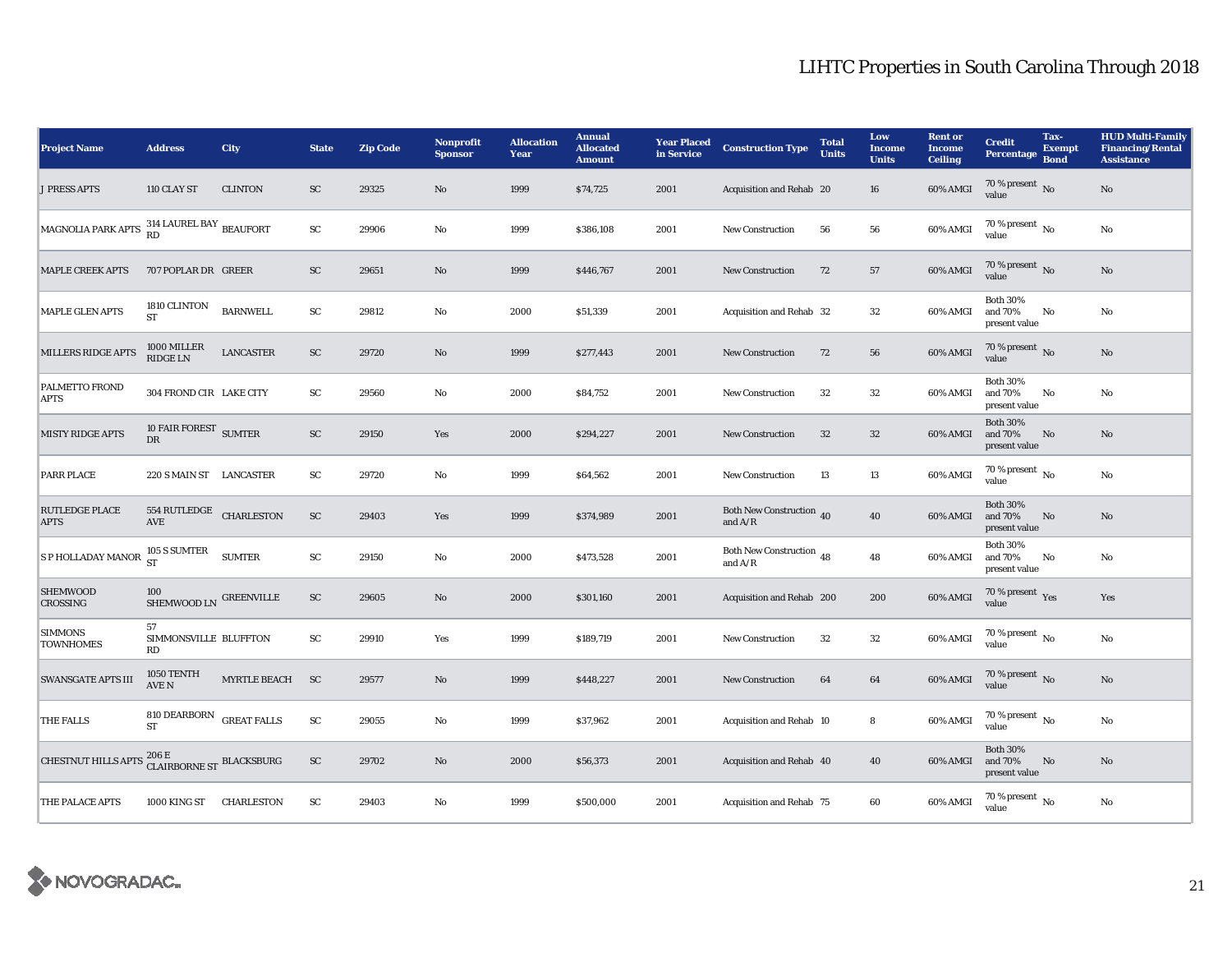# LIHTC Properties in South Carolina Through 2018

| Project Name | Address | City | State | Zip Code | Nonprofit Sponsor | Allocation Year | Annual Allocated Amount | Year Placed in Service | Construction Type | Total Units | Low Income Units | Rent or Income Ceiling | Credit Percentage | Tax-Exempt Bond | HUD Multi-Family Financing/Rental Assistance |
|---|---|---|---|---|---|---|---|---|---|---|---|---|---|---|---|
| J PRESS APTS | 110 CLAY ST | CLINTON | SC | 29325 | No | 1999 | $74,725 | 2001 | Acquisition and Rehab | 20 | 16 | 60% AMGI | 70 % present value | No | No |
| MAGNOLIA PARK APTS | 314 LAUREL BAY RD | BEAUFORT | SC | 29906 | No | 1999 | $386,108 | 2001 | New Construction | 56 | 56 | 60% AMGI | 70 % present value | No | No |
| MAPLE CREEK APTS | 707 POPLAR DR | GREER | SC | 29651 | No | 1999 | $446,767 | 2001 | New Construction | 72 | 57 | 60% AMGI | 70 % present value | No | No |
| MAPLE GLEN APTS | 1810 CLINTON ST | BARNWELL | SC | 29812 | No | 2000 | $51,339 | 2001 | Acquisition and Rehab | 32 | 32 | 60% AMGI | Both 30% and 70% present value | No | No |
| MILLERS RIDGE APTS | 1000 MILLER RIDGE LN | LANCASTER | SC | 29720 | No | 1999 | $277,443 | 2001 | New Construction | 72 | 56 | 60% AMGI | 70 % present value | No | No |
| PALMETTO FROND APTS | 304 FROND CIR | LAKE CITY | SC | 29560 | No | 2000 | $84,752 | 2001 | New Construction | 32 | 32 | 60% AMGI | Both 30% and 70% present value | No | No |
| MISTY RIDGE APTS | 10 FAIR FOREST DR | SUMTER | SC | 29150 | Yes | 2000 | $294,227 | 2001 | New Construction | 32 | 32 | 60% AMGI | Both 30% and 70% present value | No | No |
| PARR PLACE | 220 S MAIN ST | LANCASTER | SC | 29720 | No | 1999 | $64,562 | 2001 | New Construction | 13 | 13 | 60% AMGI | 70 % present value | No | No |
| RUTLEDGE PLACE APTS | 554 RUTLEDGE AVE | CHARLESTON | SC | 29403 | Yes | 1999 | $374,989 | 2001 | Both New Construction and A/R | 40 | 40 | 60% AMGI | Both 30% and 70% present value | No | No |
| S P HOLLADAY MANOR | 105 S SUMTER ST | SUMTER | SC | 29150 | No | 2000 | $473,528 | 2001 | Both New Construction and A/R | 48 | 48 | 60% AMGI | Both 30% and 70% present value | No | No |
| SHEMWOOD CROSSING | 100 SHEMWOOD LN | GREENVILLE | SC | 29605 | No | 2000 | $301,160 | 2001 | Acquisition and Rehab | 200 | 200 | 60% AMGI | 70 % present value | Yes | Yes |
| SIMMONS TOWNHOMES | 57 SIMMONSVILLE RD | BLUFFTON | SC | 29910 | Yes | 1999 | $189,719 | 2001 | New Construction | 32 | 32 | 60% AMGI | 70 % present value | No | No |
| SWANSGATE APTS III | 1050 TENTH AVE N | MYRTLE BEACH | SC | 29577 | No | 1999 | $448,227 | 2001 | New Construction | 64 | 64 | 60% AMGI | 70 % present value | No | No |
| THE FALLS | 810 DEARBORN ST | GREAT FALLS | SC | 29055 | No | 1999 | $37,962 | 2001 | Acquisition and Rehab | 10 | 8 | 60% AMGI | 70 % present value | No | No |
| CHESTNUT HILLS APTS | 206 E CLAIRBORNE ST | BLACKSBURG | SC | 29702 | No | 2000 | $56,373 | 2001 | Acquisition and Rehab | 40 | 40 | 60% AMGI | Both 30% and 70% present value | No | No |
| THE PALACE APTS | 1000 KING ST | CHARLESTON | SC | 29403 | No | 1999 | $500,000 | 2001 | Acquisition and Rehab | 75 | 60 | 60% AMGI | 70 % present value | No | No |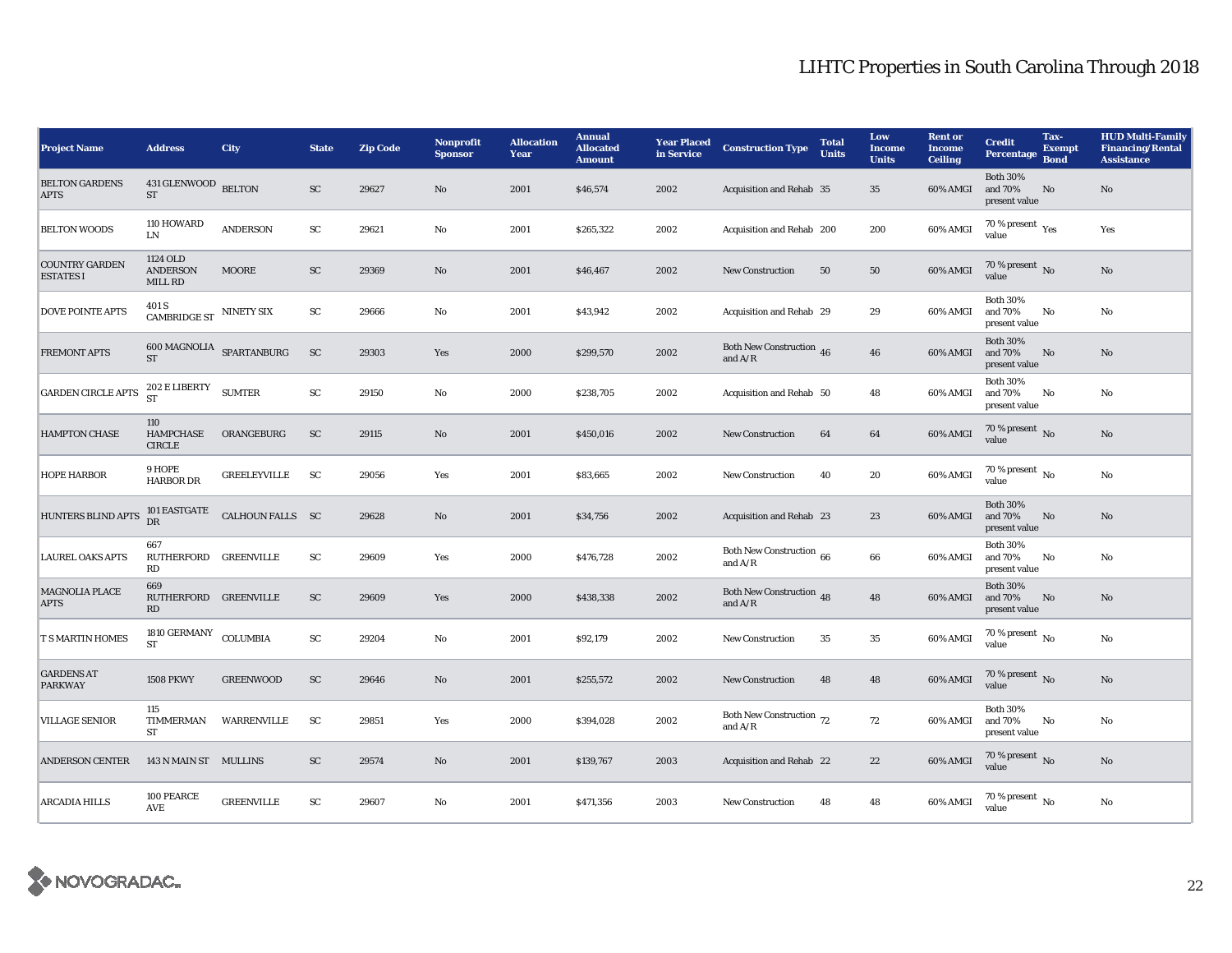# LIHTC Properties in South Carolina Through 2018

| Project Name | Address | City | State | Zip Code | Nonprofit Sponsor | Allocation Year | Annual Allocated Amount | Year Placed in Service | Construction Type | Total Units | Low Income Units | Rent or Income Ceiling | Credit Percentage | Tax-Exempt Bond | HUD Multi-Family Financing/Rental Assistance |
|---|---|---|---|---|---|---|---|---|---|---|---|---|---|---|---|
| BELTON GARDENS APTS | 431 GLENWOOD ST | BELTON | SC | 29627 | No | 2001 | $46,574 | 2002 | Acquisition and Rehab | 35 | 35 | 60% AMGI | Both 30% and 70% present value | No | No |
| BELTON WOODS | 110 HOWARD LN | ANDERSON | SC | 29621 | No | 2001 | $265,322 | 2002 | Acquisition and Rehab | 200 | 200 | 60% AMGI | 70 % present value | Yes | Yes |
| COUNTRY GARDEN ESTATES I | 1124 OLD ANDERSON MILL RD | MOORE | SC | 29369 | No | 2001 | $46,467 | 2002 | New Construction | 50 | 50 | 60% AMGI | 70 % present value | No | No |
| DOVE POINTE APTS | 401 S CAMBRIDGE ST | NINETY SIX | SC | 29666 | No | 2001 | $43,942 | 2002 | Acquisition and Rehab | 29 | 29 | 60% AMGI | Both 30% and 70% present value | No | No |
| FREMONT APTS | 600 MAGNOLIA ST | SPARTANBURG | SC | 29303 | Yes | 2000 | $299,570 | 2002 | Both New Construction and A/R | 46 | 46 | 60% AMGI | Both 30% and 70% present value | No | No |
| GARDEN CIRCLE APTS | 202 E LIBERTY ST | SUMTER | SC | 29150 | No | 2000 | $238,705 | 2002 | Acquisition and Rehab | 50 | 48 | 60% AMGI | Both 30% and 70% present value | No | No |
| HAMPTON CHASE | 110 HAMPCHASE CIRCLE | ORANGEBURG | SC | 29115 | No | 2001 | $450,016 | 2002 | New Construction | 64 | 64 | 60% AMGI | 70 % present value | No | No |
| HOPE HARBOR | 9 HOPE HARBOR DR | GREELEYVILLE | SC | 29056 | Yes | 2001 | $83,665 | 2002 | New Construction | 40 | 20 | 60% AMGI | 70 % present value | No | No |
| HUNTERS BLIND APTS | 101 EASTGATE DR | CALHOUN FALLS | SC | 29628 | No | 2001 | $34,756 | 2002 | Acquisition and Rehab | 23 | 23 | 60% AMGI | Both 30% and 70% present value | No | No |
| LAUREL OAKS APTS | 667 RUTHERFORD RD | GREENVILLE | SC | 29609 | Yes | 2000 | $476,728 | 2002 | Both New Construction and A/R | 66 | 66 | 60% AMGI | Both 30% and 70% present value | No | No |
| MAGNOLIA PLACE APTS | 669 RUTHERFORD RD | GREENVILLE | SC | 29609 | Yes | 2000 | $438,338 | 2002 | Both New Construction and A/R | 48 | 48 | 60% AMGI | Both 30% and 70% present value | No | No |
| T S MARTIN HOMES | 1810 GERMANY ST | COLUMBIA | SC | 29204 | No | 2001 | $92,179 | 2002 | New Construction | 35 | 35 | 60% AMGI | 70 % present value | No | No |
| GARDENS AT PARKWAY | 1508 PKWY | GREENWOOD | SC | 29646 | No | 2001 | $255,572 | 2002 | New Construction | 48 | 48 | 60% AMGI | 70 % present value | No | No |
| VILLAGE SENIOR | 115 TIMMERMAN ST | WARRENVILLE | SC | 29851 | Yes | 2000 | $394,028 | 2002 | Both New Construction and A/R | 72 | 72 | 60% AMGI | Both 30% and 70% present value | No | No |
| ANDERSON CENTER | 143 N MAIN ST | MULLINS | SC | 29574 | No | 2001 | $139,767 | 2003 | Acquisition and Rehab | 22 | 22 | 60% AMGI | 70 % present value | No | No |
| ARCADIA HILLS | 100 PEARCE AVE | GREENVILLE | SC | 29607 | No | 2001 | $471,356 | 2003 | New Construction | 48 | 48 | 60% AMGI | 70 % present value | No | No |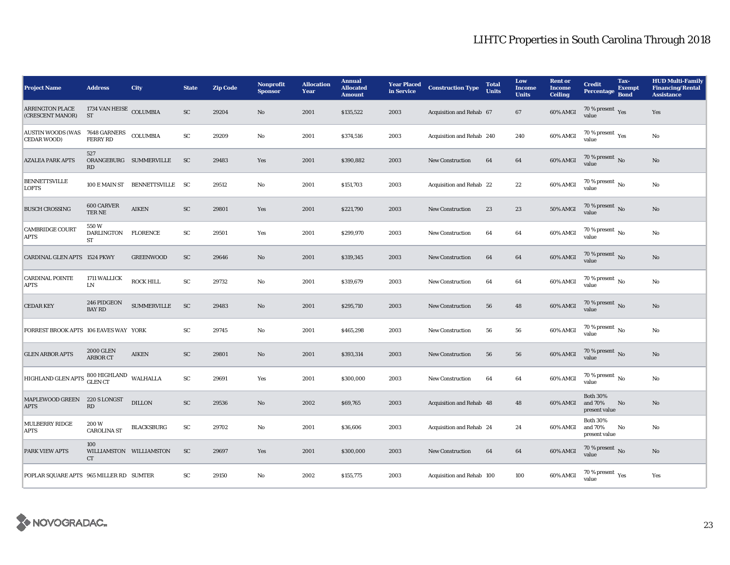# LIHTC Properties in South Carolina Through 2018

| Project Name | Address | City | State | Zip Code | Nonprofit Sponsor | Allocation Year | Annual Allocated Amount | Year Placed in Service | Construction Type | Total Units | Low Income Units | Rent or Income Ceiling | Credit Percentage | Tax-Exempt Bond | HUD Multi-Family Financing/Rental Assistance |
|---|---|---|---|---|---|---|---|---|---|---|---|---|---|---|---|
| ARRINGTON PLACE (CRESCENT MANOR) | 1734 VAN HEISE ST | COLUMBIA | SC | 29204 | No | 2001 | $135,522 | 2003 | Acquisition and Rehab | 67 | 67 | 60% AMGI | 70 % present value | Yes | Yes |
| AUSTIN WOODS (WAS CEDAR WOOD) | 7648 GARNERS FERRY RD | COLUMBIA | SC | 29209 | No | 2001 | $374,516 | 2003 | Acquisition and Rehab | 240 | 240 | 60% AMGI | 70 % present value | Yes | No |
| AZALEA PARK APTS | 527 ORANGEBURG RD | SUMMERVILLE | SC | 29483 | Yes | 2001 | $390,882 | 2003 | New Construction | 64 | 64 | 60% AMGI | 70 % present value | No | No |
| BENNETTSVILLE LOFTS | 100 E MAIN ST | BENNETTSVILLE | SC | 29512 | No | 2001 | $151,703 | 2003 | Acquisition and Rehab | 22 | 22 | 60% AMGI | 70 % present value | No | No |
| BUSCH CROSSING | 600 CARVER TER NE | AIKEN | SC | 29801 | Yes | 2001 | $221,790 | 2003 | New Construction | 23 | 23 | 50% AMGI | 70 % present value | No | No |
| CAMBRIDGE COURT APTS | 550 W DARLINGTON ST | FLORENCE | SC | 29501 | Yes | 2001 | $299,970 | 2003 | New Construction | 64 | 64 | 60% AMGI | 70 % present value | No | No |
| CARDINAL GLEN APTS | 1524 PKWY | GREENWOOD | SC | 29646 | No | 2001 | $319,345 | 2003 | New Construction | 64 | 64 | 60% AMGI | 70 % present value | No | No |
| CARDINAL POINTE APTS | 1711 WALLICK LN | ROCK HILL | SC | 29732 | No | 2001 | $319,679 | 2003 | New Construction | 64 | 64 | 60% AMGI | 70 % present value | No | No |
| CEDAR KEY | 246 PIDGEON BAY RD | SUMMERVILLE | SC | 29483 | No | 2001 | $295,710 | 2003 | New Construction | 56 | 48 | 60% AMGI | 70 % present value | No | No |
| FORREST BROOK APTS | 106 EAVES WAY | YORK | SC | 29745 | No | 2001 | $465,298 | 2003 | New Construction | 56 | 56 | 60% AMGI | 70 % present value | No | No |
| GLEN ARBOR APTS | 2000 GLEN ARBOR CT | AIKEN | SC | 29801 | No | 2001 | $393,314 | 2003 | New Construction | 56 | 56 | 60% AMGI | 70 % present value | No | No |
| HIGHLAND GLEN APTS | 800 HIGHLAND GLEN CT | WALHALLA | SC | 29691 | Yes | 2001 | $300,000 | 2003 | New Construction | 64 | 64 | 60% AMGI | 70 % present value | No | No |
| MAPLEWOOD GREEN APTS | 220 S LONGST RD | DILLON | SC | 29536 | No | 2002 | $69,765 | 2003 | Acquisition and Rehab | 48 | 48 | 60% AMGI | Both 30% and 70% present value | No | No |
| MULBERRY RIDGE APTS | 200 W CAROLINA ST | BLACKSBURG | SC | 29702 | No | 2001 | $36,606 | 2003 | Acquisition and Rehab | 24 | 24 | 60% AMGI | Both 30% and 70% present value | No | No |
| PARK VIEW APTS | 100 WILLIAMSTON CT | WILLIAMSTON | SC | 29697 | Yes | 2001 | $300,000 | 2003 | New Construction | 64 | 64 | 60% AMGI | 70 % present value | No | No |
| POPLAR SQUARE APTS | 965 MILLER RD | SUMTER | SC | 29150 | No | 2002 | $155,775 | 2003 | Acquisition and Rehab | 100 | 100 | 60% AMGI | 70 % present value | Yes | Yes |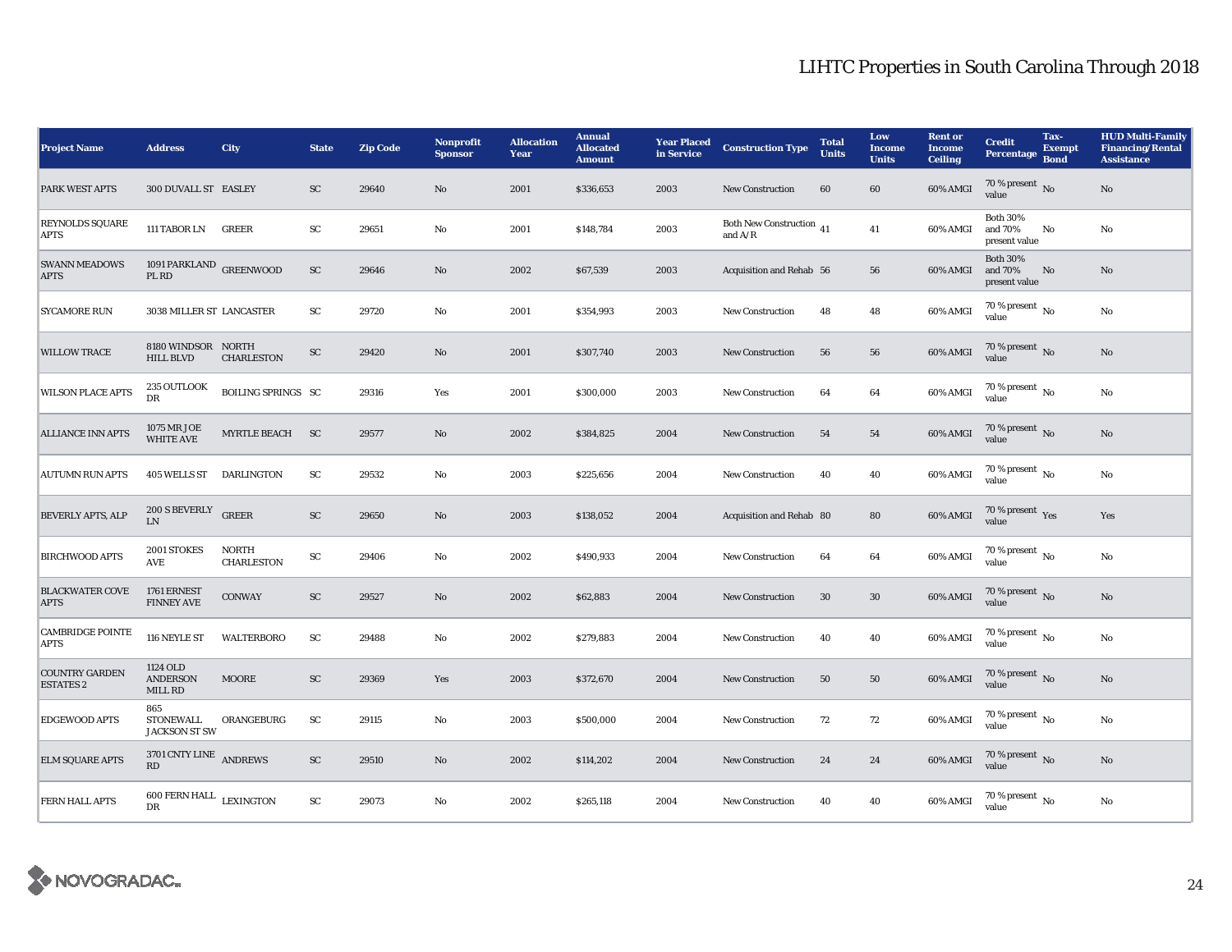# LIHTC Properties in South Carolina Through 2018

| Project Name | Address | City | State | Zip Code | Nonprofit Sponsor | Allocation Year | Annual Allocated Amount | Year Placed in Service | Construction Type | Total Units | Low Income Units | Rent or Income Ceiling | Credit Percentage | Tax-Exempt Bond | HUD Multi-Family Financing/Rental Assistance |
|---|---|---|---|---|---|---|---|---|---|---|---|---|---|---|---|
| PARK WEST APTS | 300 DUVALL ST | EASLEY | SC | 29640 | No | 2001 | $336,653 | 2003 | New Construction | 60 | 60 | 60% AMGI | 70 % present value | No | No |
| REYNOLDS SQUARE APTS | 111 TABOR LN | GREER | SC | 29651 | No | 2001 | $148,784 | 2003 | Both New Construction and A/R | 41 | 41 | 60% AMGI | Both 30% and 70% present value | No | No |
| SWANN MEADOWS APTS | 1091 PARKLAND PL RD | GREENWOOD | SC | 29646 | No | 2002 | $67,539 | 2003 | Acquisition and Rehab | 56 | 56 | 60% AMGI | Both 30% and 70% present value | No | No |
| SYCAMORE RUN | 3038 MILLER ST | LANCASTER | SC | 29720 | No | 2001 | $354,993 | 2003 | New Construction | 48 | 48 | 60% AMGI | 70 % present value | No | No |
| WILLOW TRACE | 8180 WINDSOR HILL BLVD | NORTH CHARLESTON | SC | 29420 | No | 2001 | $307,740 | 2003 | New Construction | 56 | 56 | 60% AMGI | 70 % present value | No | No |
| WILSON PLACE APTS | 235 OUTLOOK DR | BOILING SPRINGS | SC | 29316 | Yes | 2001 | $300,000 | 2003 | New Construction | 64 | 64 | 60% AMGI | 70 % present value | No | No |
| ALLIANCE INN APTS | 1075 MR JOE WHITE AVE | MYRTLE BEACH | SC | 29577 | No | 2002 | $384,825 | 2004 | New Construction | 54 | 54 | 60% AMGI | 70 % present value | No | No |
| AUTUMN RUN APTS | 405 WELLS ST | DARLINGTON | SC | 29532 | No | 2003 | $225,656 | 2004 | New Construction | 40 | 40 | 60% AMGI | 70 % present value | No | No |
| BEVERLY APTS, ALP | 200 S BEVERLY LN | GREER | SC | 29650 | No | 2003 | $138,052 | 2004 | Acquisition and Rehab | 80 | 80 | 60% AMGI | 70 % present value | Yes | Yes |
| BIRCHWOOD APTS | 2001 STOKES AVE | NORTH CHARLESTON | SC | 29406 | No | 2002 | $490,933 | 2004 | New Construction | 64 | 64 | 60% AMGI | 70 % present value | No | No |
| BLACKWATER COVE APTS | 1761 ERNEST FINNEY AVE | CONWAY | SC | 29527 | No | 2002 | $62,883 | 2004 | New Construction | 30 | 30 | 60% AMGI | 70 % present value | No | No |
| CAMBRIDGE POINTE APTS | 116 NEYLE ST | WALTERBORO | SC | 29488 | No | 2002 | $279,883 | 2004 | New Construction | 40 | 40 | 60% AMGI | 70 % present value | No | No |
| COUNTRY GARDEN ESTATES 2 | 1124 OLD ANDERSON MILL RD | MOORE | SC | 29369 | Yes | 2003 | $372,670 | 2004 | New Construction | 50 | 50 | 60% AMGI | 70 % present value | No | No |
| EDGEWOOD APTS | 865 STONEWALL JACKSON ST SW | ORANGEBURG | SC | 29115 | No | 2003 | $500,000 | 2004 | New Construction | 72 | 72 | 60% AMGI | 70 % present value | No | No |
| ELM SQUARE APTS | 3701 CNTY LINE RD | ANDREWS | SC | 29510 | No | 2002 | $114,202 | 2004 | New Construction | 24 | 24 | 60% AMGI | 70 % present value | No | No |
| FERN HALL APTS | 600 FERN HALL DR | LEXINGTON | SC | 29073 | No | 2002 | $265,118 | 2004 | New Construction | 40 | 40 | 60% AMGI | 70 % present value | No | No |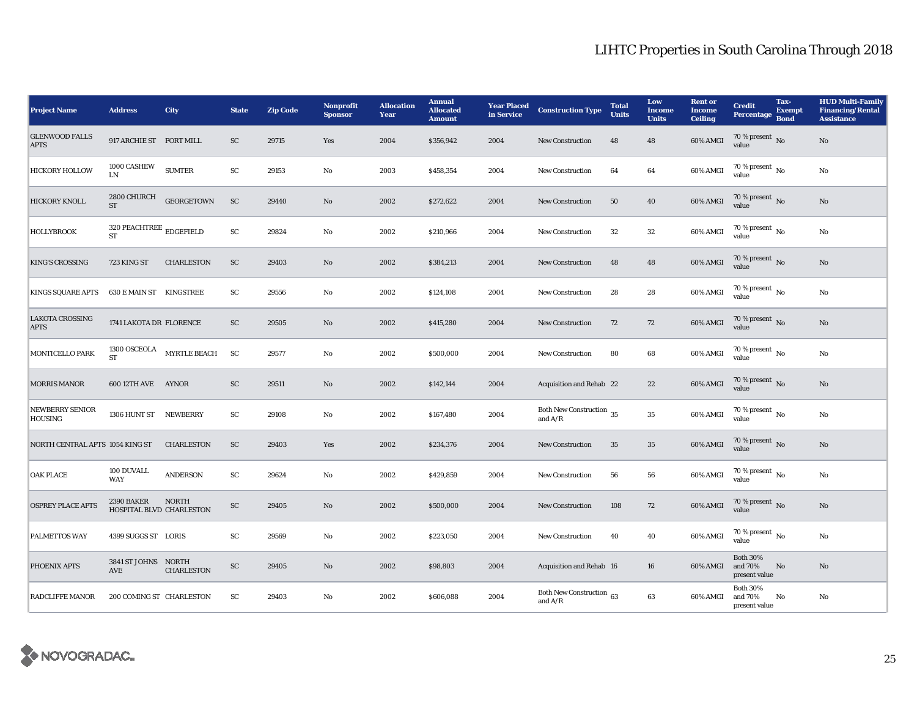# LIHTC Properties in South Carolina Through 2018

| Project Name | Address | City | State | Zip Code | Nonprofit Sponsor | Allocation Year | Annual Allocated Amount | Year Placed in Service | Construction Type | Total Units | Low Income Units | Rent or Income Ceiling | Credit Percentage | Tax-Exempt Bond | HUD Multi-Family Financing/Rental Assistance |
|---|---|---|---|---|---|---|---|---|---|---|---|---|---|---|---|
| GLENWOOD FALLS APTS | 917 ARCHIE ST | FORT MILL | SC | 29715 | Yes | 2004 | $356,942 | 2004 | New Construction | 48 | 48 | 60% AMGI | 70 % present value | No | No |
| HICKORY HOLLOW | 1000 CASHEW LN | SUMTER | SC | 29153 | No | 2003 | $458,354 | 2004 | New Construction | 64 | 64 | 60% AMGI | 70 % present value | No | No |
| HICKORY KNOLL | 2800 CHURCH ST | GEORGETOWN | SC | 29440 | No | 2002 | $272,622 | 2004 | New Construction | 50 | 40 | 60% AMGI | 70 % present value | No | No |
| HOLLYBROOK | 320 PEACHTREE ST | EDGEFIELD | SC | 29824 | No | 2002 | $210,966 | 2004 | New Construction | 32 | 32 | 60% AMGI | 70 % present value | No | No |
| KING'S CROSSING | 723 KING ST | CHARLESTON | SC | 29403 | No | 2002 | $384,213 | 2004 | New Construction | 48 | 48 | 60% AMGI | 70 % present value | No | No |
| KINGS SQUARE APTS | 630 E MAIN ST | KINGSTREE | SC | 29556 | No | 2002 | $124,108 | 2004 | New Construction | 28 | 28 | 60% AMGI | 70 % present value | No | No |
| LAKOTA CROSSING APTS | 1741 LAKOTA DR | FLORENCE | SC | 29505 | No | 2002 | $415,280 | 2004 | New Construction | 72 | 72 | 60% AMGI | 70 % present value | No | No |
| MONTICELLO PARK | 1300 OSCEOLA ST | MYRTLE BEACH | SC | 29577 | No | 2002 | $500,000 | 2004 | New Construction | 80 | 68 | 60% AMGI | 70 % present value | No | No |
| MORRIS MANOR | 600 12TH AVE | AYNOR | SC | 29511 | No | 2002 | $142,144 | 2004 | Acquisition and Rehab | 22 | 22 | 60% AMGI | 70 % present value | No | No |
| NEWBERRY SENIOR HOUSING | 1306 HUNT ST | NEWBERRY | SC | 29108 | No | 2002 | $167,480 | 2004 | Both New Construction and A/R | 35 | 35 | 60% AMGI | 70 % present value | No | No |
| NORTH CENTRAL APTS | 1054 KING ST | CHARLESTON | SC | 29403 | Yes | 2002 | $234,376 | 2004 | New Construction | 35 | 35 | 60% AMGI | 70 % present value | No | No |
| OAK PLACE | 100 DUVALL WAY | ANDERSON | SC | 29624 | No | 2002 | $429,859 | 2004 | New Construction | 56 | 56 | 60% AMGI | 70 % present value | No | No |
| OSPREY PLACE APTS | 2390 BAKER HOSPITAL BLVD | NORTH CHARLESTON | SC | 29405 | No | 2002 | $500,000 | 2004 | New Construction | 108 | 72 | 60% AMGI | 70 % present value | No | No |
| PALMETTOS WAY | 4399 SUGGS ST | LORIS | SC | 29569 | No | 2002 | $223,050 | 2004 | New Construction | 40 | 40 | 60% AMGI | 70 % present value | No | No |
| PHOENIX APTS | 3841 ST JOHNS AVE | NORTH CHARLESTON | SC | 29405 | No | 2002 | $98,803 | 2004 | Acquisition and Rehab | 16 | 16 | 60% AMGI | Both 30% and 70% present value | No | No |
| RADCLIFFE MANOR | 200 COMING ST | CHARLESTON | SC | 29403 | No | 2002 | $606,088 | 2004 | Both New Construction and A/R | 63 | 63 | 60% AMGI | Both 30% and 70% present value | No | No |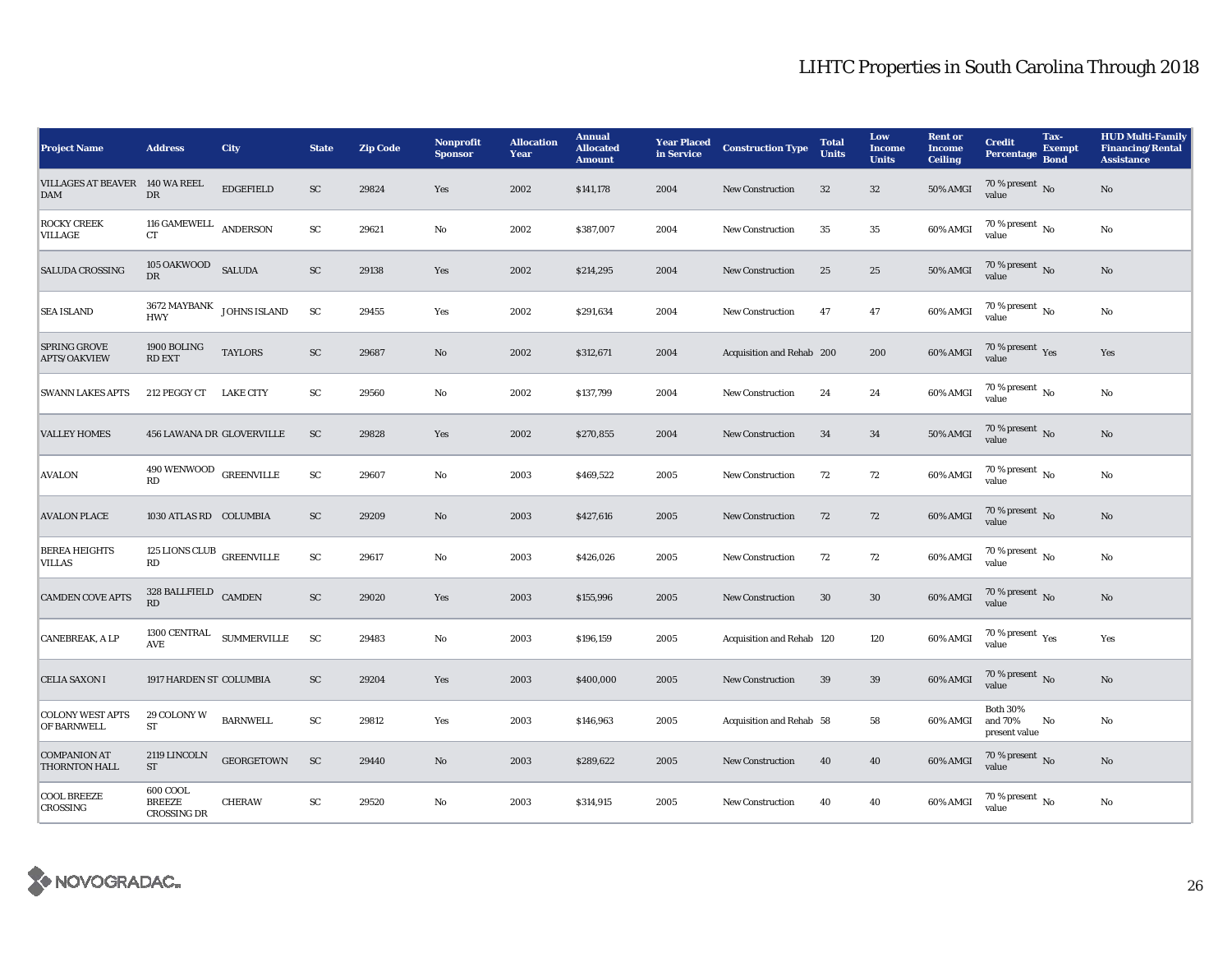# LIHTC Properties in South Carolina Through 2018

| Project Name | Address | City | State | Zip Code | Nonprofit Sponsor | Allocation Year | Annual Allocated Amount | Year Placed in Service | Construction Type | Total Units | Low Income Units | Rent or Income Ceiling | Credit Percentage | Tax-Exempt Bond | HUD Multi-Family Financing/Rental Assistance |
|---|---|---|---|---|---|---|---|---|---|---|---|---|---|---|---|
| VILLAGES AT BEAVER DAM | 140 WA REEL DR | EDGEFIELD | SC | 29824 | Yes | 2002 | $141,178 | 2004 | New Construction | 32 | 32 | 50% AMGI | 70 % present value | No | No |
| ROCKY CREEK VILLAGE | 116 GAMEWELL CT | ANDERSON | SC | 29621 | No | 2002 | $387,007 | 2004 | New Construction | 35 | 35 | 60% AMGI | 70 % present value | No | No |
| SALUDA CROSSING | 105 OAKWOOD DR | SALUDA | SC | 29138 | Yes | 2002 | $214,295 | 2004 | New Construction | 25 | 25 | 50% AMGI | 70 % present value | No | No |
| SEA ISLAND | 3672 MAYBANK HWY | JOHNS ISLAND | SC | 29455 | Yes | 2002 | $291,634 | 2004 | New Construction | 47 | 47 | 60% AMGI | 70 % present value | No | No |
| SPRING GROVE APTS/OAKVIEW | 1900 BOLING RD EXT | TAYLORS | SC | 29687 | No | 2002 | $312,671 | 2004 | Acquisition and Rehab | 200 | 200 | 60% AMGI | 70 % present value | Yes | Yes |
| SWANN LAKES APTS | 212 PEGGY CT | LAKE CITY | SC | 29560 | No | 2002 | $137,799 | 2004 | New Construction | 24 | 24 | 60% AMGI | 70 % present value | No | No |
| VALLEY HOMES | 456 LAWANA DR | GLOVERVILLE | SC | 29828 | Yes | 2002 | $270,855 | 2004 | New Construction | 34 | 34 | 50% AMGI | 70 % present value | No | No |
| AVALON | 490 WENWOOD RD | GREENVILLE | SC | 29607 | No | 2003 | $469,522 | 2005 | New Construction | 72 | 72 | 60% AMGI | 70 % present value | No | No |
| AVALON PLACE | 1030 ATLAS RD | COLUMBIA | SC | 29209 | No | 2003 | $427,616 | 2005 | New Construction | 72 | 72 | 60% AMGI | 70 % present value | No | No |
| BEREA HEIGHTS VILLAS | 125 LIONS CLUB RD | GREENVILLE | SC | 29617 | No | 2003 | $426,026 | 2005 | New Construction | 72 | 72 | 60% AMGI | 70 % present value | No | No |
| CAMDEN COVE APTS | 328 BALLFIELD RD | CAMDEN | SC | 29020 | Yes | 2003 | $155,996 | 2005 | New Construction | 30 | 30 | 60% AMGI | 70 % present value | No | No |
| CANEBREAK, A LP | 1300 CENTRAL AVE | SUMMERVILLE | SC | 29483 | No | 2003 | $196,159 | 2005 | Acquisition and Rehab | 120 | 120 | 60% AMGI | 70 % present value | Yes | Yes |
| CELIA SAXON I | 1917 HARDEN ST | COLUMBIA | SC | 29204 | Yes | 2003 | $400,000 | 2005 | New Construction | 39 | 39 | 60% AMGI | 70 % present value | No | No |
| COLONY WEST APTS OF BARNWELL | 29 COLONY W ST | BARNWELL | SC | 29812 | Yes | 2003 | $146,963 | 2005 | Acquisition and Rehab | 58 | 58 | 60% AMGI | Both 30% and 70% present value | No | No |
| COMPANION AT THORNTON HALL | 2119 LINCOLN ST | GEORGETOWN | SC | 29440 | No | 2003 | $289,622 | 2005 | New Construction | 40 | 40 | 60% AMGI | 70 % present value | No | No |
| COOL BREEZE CROSSING | 600 COOL BREEZE CROSSING DR | CHERAW | SC | 29520 | No | 2003 | $314,915 | 2005 | New Construction | 40 | 40 | 60% AMGI | 70 % present value | No | No |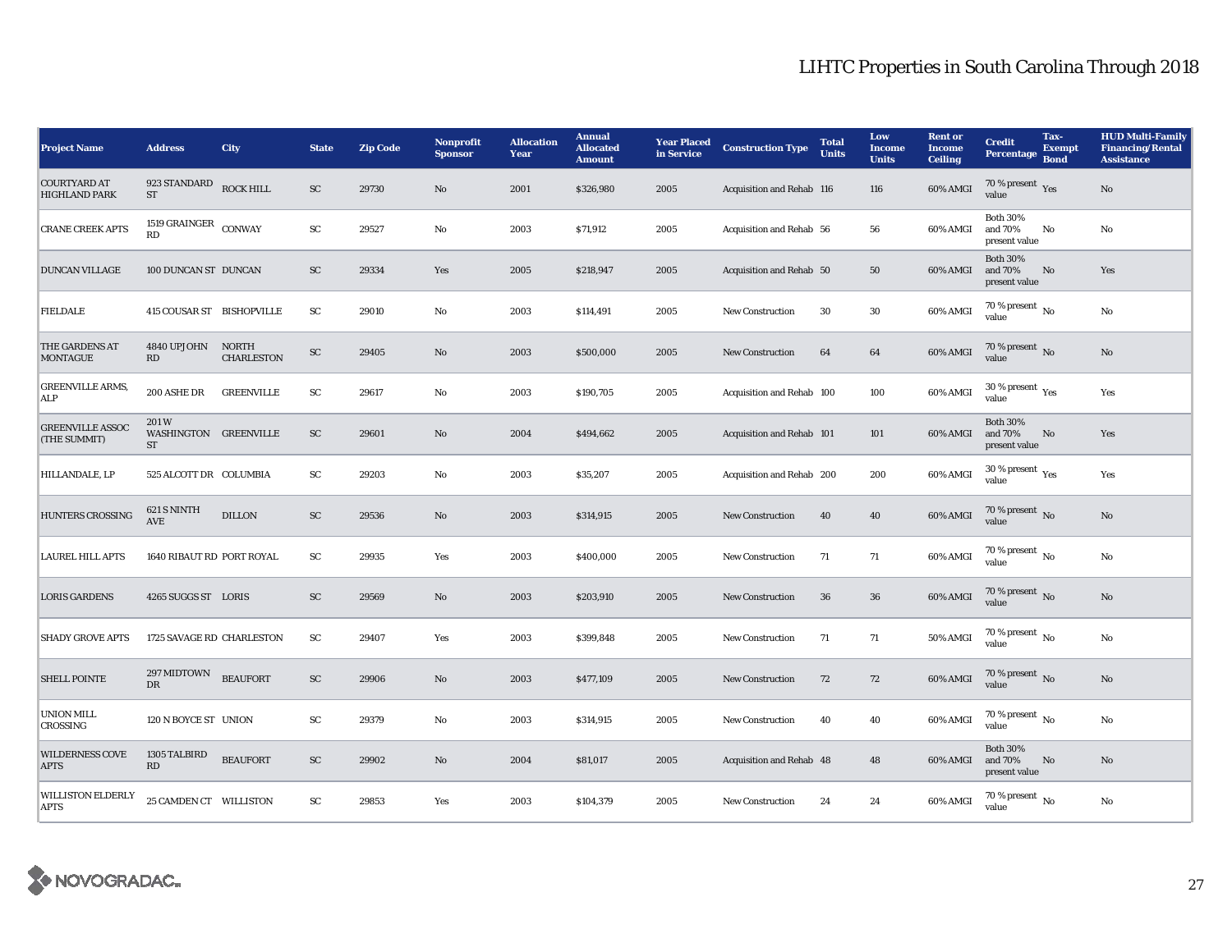# LIHTC Properties in South Carolina Through 2018

| Project Name | Address | City | State | Zip Code | Nonprofit Sponsor | Allocation Year | Annual Allocated Amount | Year Placed in Service | Construction Type | Total Units | Low Income Units | Rent or Income Ceiling | Credit Percentage | Tax-Exempt Bond | HUD Multi-Family Financing/Rental Assistance |
|---|---|---|---|---|---|---|---|---|---|---|---|---|---|---|---|
| COURTYARD AT HIGHLAND PARK | 923 STANDARD ST | ROCK HILL | SC | 29730 | No | 2001 | $326,980 | 2005 | Acquisition and Rehab | 116 | 116 | 60% AMGI | 70 % present value | Yes | No |
| CRANE CREEK APTS | 1519 GRAINGER RD | CONWAY | SC | 29527 | No | 2003 | $71,912 | 2005 | Acquisition and Rehab | 56 | 56 | 60% AMGI | Both 30% and 70% present value | No | No |
| DUNCAN VILLAGE | 100 DUNCAN ST | DUNCAN | SC | 29334 | Yes | 2005 | $218,947 | 2005 | Acquisition and Rehab | 50 | 50 | 60% AMGI | Both 30% and 70% present value | No | Yes |
| FIELDALE | 415 COUSAR ST | BISHOPVILLE | SC | 29010 | No | 2003 | $114,491 | 2005 | New Construction | 30 | 30 | 60% AMGI | 70 % present value | No | No |
| THE GARDENS AT MONTAGUE | 4840 UPJOHN RD | NORTH CHARLESTON | SC | 29405 | No | 2003 | $500,000 | 2005 | New Construction | 64 | 64 | 60% AMGI | 70 % present value | No | No |
| GREENVILLE ARMS, ALP | 200 ASHE DR | GREENVILLE | SC | 29617 | No | 2003 | $190,705 | 2005 | Acquisition and Rehab | 100 | 100 | 60% AMGI | 30 % present value | Yes | Yes |
| GREENVILLE ASSOC (THE SUMMIT) | 201 W WASHINGTON ST | GREENVILLE | SC | 29601 | No | 2004 | $494,662 | 2005 | Acquisition and Rehab | 101 | 101 | 60% AMGI | Both 30% and 70% present value | No | Yes |
| HILLANDALE, LP | 525 ALCOTT DR | COLUMBIA | SC | 29203 | No | 2003 | $35,207 | 2005 | Acquisition and Rehab | 200 | 200 | 60% AMGI | 30 % present value | Yes | Yes |
| HUNTERS CROSSING | 621 S NINTH AVE | DILLON | SC | 29536 | No | 2003 | $314,915 | 2005 | New Construction | 40 | 40 | 60% AMGI | 70 % present value | No | No |
| LAUREL HILL APTS | 1640 RIBAUT RD | PORT ROYAL | SC | 29935 | Yes | 2003 | $400,000 | 2005 | New Construction | 71 | 71 | 60% AMGI | 70 % present value | No | No |
| LORIS GARDENS | 4265 SUGGS ST | LORIS | SC | 29569 | No | 2003 | $203,910 | 2005 | New Construction | 36 | 36 | 60% AMGI | 70 % present value | No | No |
| SHADY GROVE APTS | 1725 SAVAGE RD | CHARLESTON | SC | 29407 | Yes | 2003 | $399,848 | 2005 | New Construction | 71 | 71 | 50% AMGI | 70 % present value | No | No |
| SHELL POINTE | 297 MIDTOWN DR | BEAUFORT | SC | 29906 | No | 2003 | $477,109 | 2005 | New Construction | 72 | 72 | 60% AMGI | 70 % present value | No | No |
| UNION MILL CROSSING | 120 N BOYCE ST | UNION | SC | 29379 | No | 2003 | $314,915 | 2005 | New Construction | 40 | 40 | 60% AMGI | 70 % present value | No | No |
| WILDERNESS COVE APTS | 1305 TALBIRD RD | BEAUFORT | SC | 29902 | No | 2004 | $81,017 | 2005 | Acquisition and Rehab | 48 | 48 | 60% AMGI | Both 30% and 70% present value | No | No |
| WILLISTON ELDERLY APTS | 25 CAMDEN CT | WILLISTON | SC | 29853 | Yes | 2003 | $104,379 | 2005 | New Construction | 24 | 24 | 60% AMGI | 70 % present value | No | No |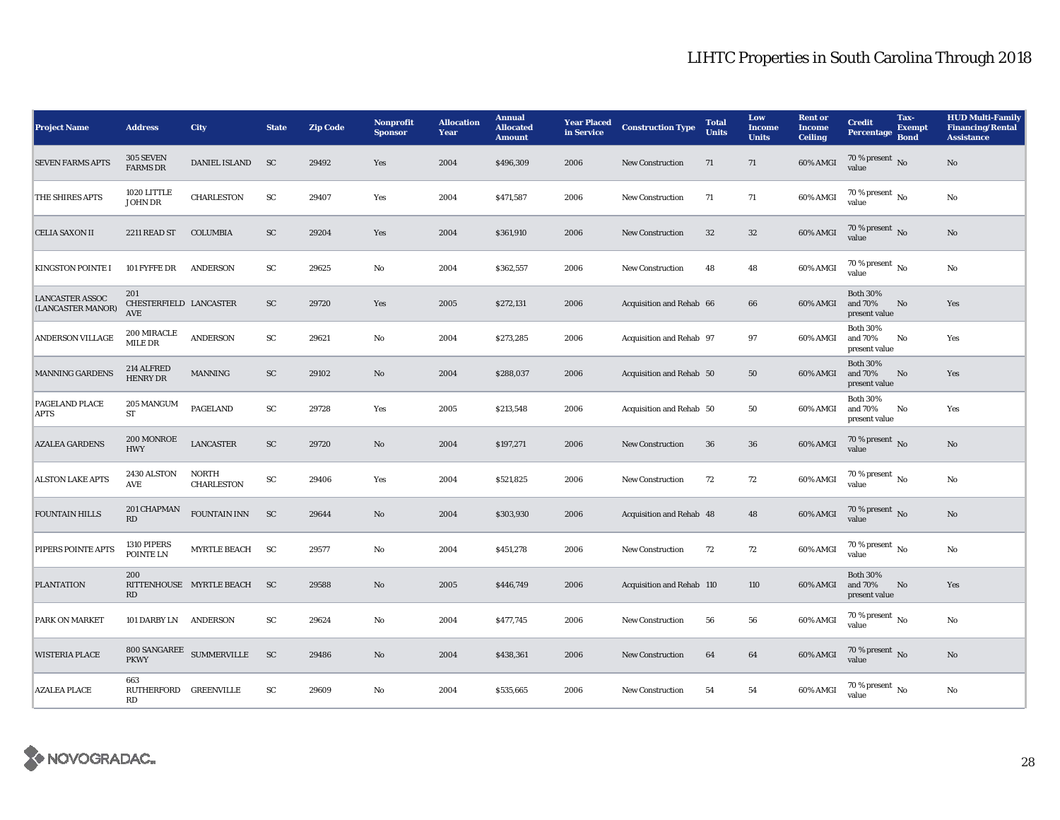# LIHTC Properties in South Carolina Through 2018

| Project Name | Address | City | State | Zip Code | Nonprofit Sponsor | Allocation Year | Annual Allocated Amount | Year Placed in Service | Construction Type | Total Units | Low Income Units | Rent or Income Ceiling | Credit Percentage | Tax-Exempt Bond | HUD Multi-Family Financing/Rental Assistance |
|---|---|---|---|---|---|---|---|---|---|---|---|---|---|---|---|
| SEVEN FARMS APTS | 305 SEVEN FARMS DR | DANIEL ISLAND | SC | 29492 | Yes | 2004 | $496,309 | 2006 | New Construction | 71 | 71 | 60% AMGI | 70 % present value | No | No |
| THE SHIRES APTS | 1020 LITTLE JOHN DR | CHARLESTON | SC | 29407 | Yes | 2004 | $471,587 | 2006 | New Construction | 71 | 71 | 60% AMGI | 70 % present value | No | No |
| CELIA SAXON II | 2211 READ ST | COLUMBIA | SC | 29204 | Yes | 2004 | $361,910 | 2006 | New Construction | 32 | 32 | 60% AMGI | 70 % present value | No | No |
| KINGSTON POINTE I | 101 FYFFE DR | ANDERSON | SC | 29625 | No | 2004 | $362,557 | 2006 | New Construction | 48 | 48 | 60% AMGI | 70 % present value | No | No |
| LANCASTER ASSOC (LANCASTER MANOR) | 201 CHESTERFIELD AVE | LANCASTER | SC | 29720 | Yes | 2005 | $272,131 | 2006 | Acquisition and Rehab | 66 | 66 | 60% AMGI | Both 30% and 70% present value | No | Yes |
| ANDERSON VILLAGE | 200 MIRACLE MILE DR | ANDERSON | SC | 29621 | No | 2004 | $273,285 | 2006 | Acquisition and Rehab | 97 | 97 | 60% AMGI | Both 30% and 70% present value | No | Yes |
| MANNING GARDENS | 214 ALFRED HENRY DR | MANNING | SC | 29102 | No | 2004 | $288,037 | 2006 | Acquisition and Rehab | 50 | 50 | 60% AMGI | Both 30% and 70% present value | No | Yes |
| PAGELAND PLACE APTS | 205 MANGUM ST | PAGELAND | SC | 29728 | Yes | 2005 | $213,548 | 2006 | Acquisition and Rehab | 50 | 50 | 60% AMGI | Both 30% and 70% present value | No | Yes |
| AZALEA GARDENS | 200 MONROE HWY | LANCASTER | SC | 29720 | No | 2004 | $197,271 | 2006 | New Construction | 36 | 36 | 60% AMGI | 70 % present value | No | No |
| ALSTON LAKE APTS | 2430 ALSTON AVE | NORTH CHARLESTON | SC | 29406 | Yes | 2004 | $521,825 | 2006 | New Construction | 72 | 72 | 60% AMGI | 70 % present value | No | No |
| FOUNTAIN HILLS | 201 CHAPMAN RD | FOUNTAIN INN | SC | 29644 | No | 2004 | $303,930 | 2006 | Acquisition and Rehab | 48 | 48 | 60% AMGI | 70 % present value | No | No |
| PIPERS POINTE APTS | 1310 PIPERS POINTE LN | MYRTLE BEACH | SC | 29577 | No | 2004 | $451,278 | 2006 | New Construction | 72 | 72 | 60% AMGI | 70 % present value | No | No |
| PLANTATION | 200 RITTENHOUSE RD | MYRTLE BEACH | SC | 29588 | No | 2005 | $446,749 | 2006 | Acquisition and Rehab | 110 | 110 | 60% AMGI | Both 30% and 70% present value | No | Yes |
| PARK ON MARKET | 101 DARBY LN | ANDERSON | SC | 29624 | No | 2004 | $477,745 | 2006 | New Construction | 56 | 56 | 60% AMGI | 70 % present value | No | No |
| WISTERIA PLACE | 800 SANGAREE PKWY | SUMMERVILLE | SC | 29486 | No | 2004 | $438,361 | 2006 | New Construction | 64 | 64 | 60% AMGI | 70 % present value | No | No |
| AZALEA PLACE | 663 RUTHERFORD RD | GREENVILLE | SC | 29609 | No | 2004 | $535,665 | 2006 | New Construction | 54 | 54 | 60% AMGI | 70 % present value | No | No |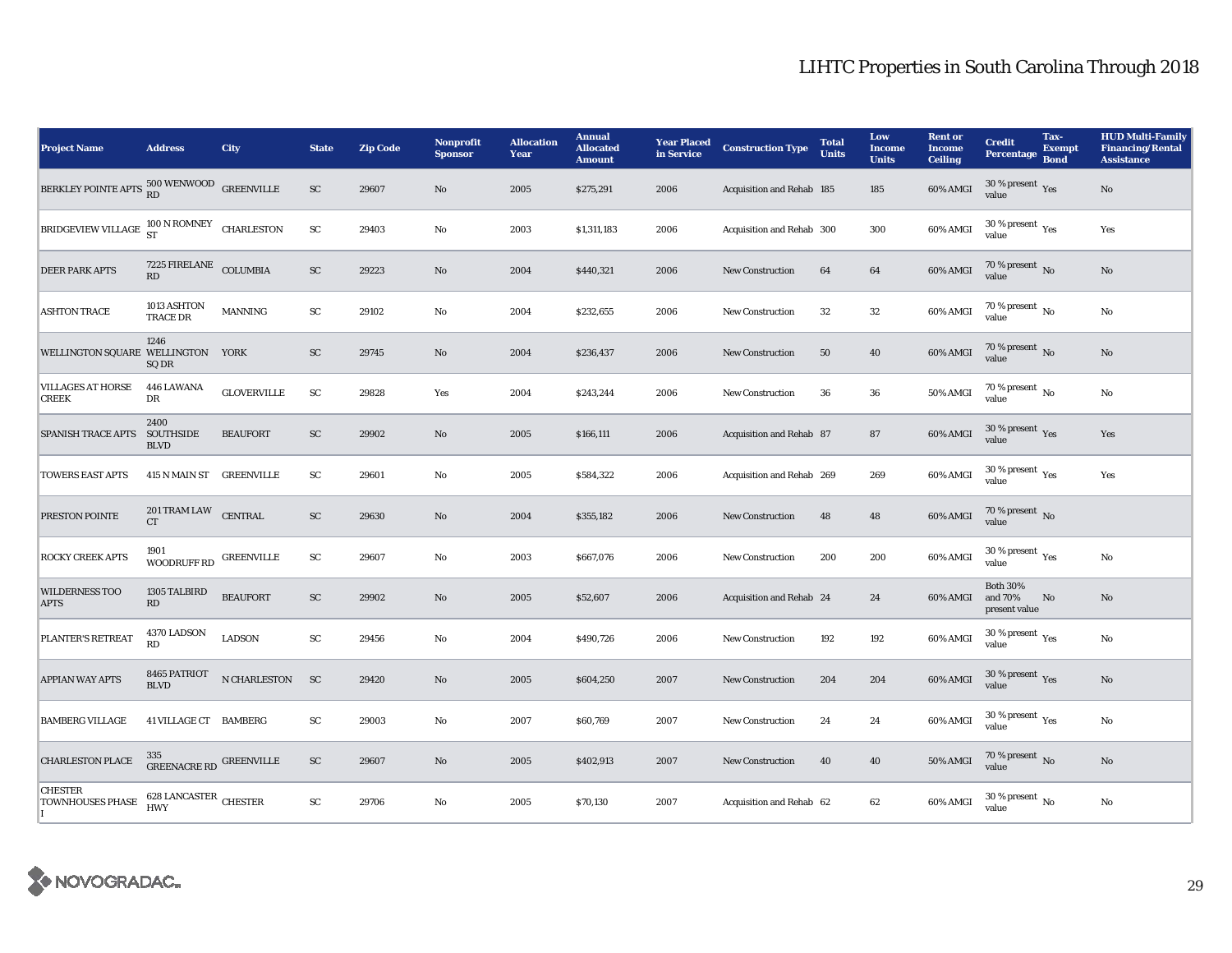# LIHTC Properties in South Carolina Through 2018

| Project Name | Address | City | State | Zip Code | Nonprofit Sponsor | Allocation Year | Annual Allocated Amount | Year Placed in Service | Construction Type | Total Units | Low Income Units | Rent or Income Ceiling | Credit Percentage | Tax-Exempt Bond | HUD Multi-Family Financing/Rental Assistance |
|---|---|---|---|---|---|---|---|---|---|---|---|---|---|---|---|
| BERKLEY POINTE APTS | 500 WENWOOD RD | GREENVILLE | SC | 29607 | No | 2005 | $275,291 | 2006 | Acquisition and Rehab | 185 | 185 | 60% AMGI | 30 % present value | Yes | No |
| BRIDGEVIEW VILLAGE | 100 N ROMNEY ST | CHARLESTON | SC | 29403 | No | 2003 | $1,311,183 | 2006 | Acquisition and Rehab | 300 | 300 | 60% AMGI | 30 % present value | Yes | Yes |
| DEER PARK APTS | 7225 FIRELANE RD | COLUMBIA | SC | 29223 | No | 2004 | $440,321 | 2006 | New Construction | 64 | 64 | 60% AMGI | 70 % present value | No | No |
| ASHTON TRACE | 1013 ASHTON TRACE DR | MANNING | SC | 29102 | No | 2004 | $232,655 | 2006 | New Construction | 32 | 32 | 60% AMGI | 70 % present value | No | No |
| WELLINGTON SQUARE | 1246 WELLINGTON SQ DR | YORK | SC | 29745 | No | 2004 | $236,437 | 2006 | New Construction | 50 | 40 | 60% AMGI | 70 % present value | No | No |
| VILLAGES AT HORSE CREEK | 446 LAWANA DR | GLOVERVILLE | SC | 29828 | Yes | 2004 | $243,244 | 2006 | New Construction | 36 | 36 | 50% AMGI | 70 % present value | No | No |
| SPANISH TRACE APTS | 2400 SOUTHSIDE BLVD | BEAUFORT | SC | 29902 | No | 2005 | $166,111 | 2006 | Acquisition and Rehab | 87 | 87 | 60% AMGI | 30 % present value | Yes | Yes |
| TOWERS EAST APTS | 415 N MAIN ST | GREENVILLE | SC | 29601 | No | 2005 | $584,322 | 2006 | Acquisition and Rehab | 269 | 269 | 60% AMGI | 30 % present value | Yes | Yes |
| PRESTON POINTE | 201 TRAM LAW CT | CENTRAL | SC | 29630 | No | 2004 | $355,182 | 2006 | New Construction | 48 | 48 | 60% AMGI | 70 % present value | No | |
| ROCKY CREEK APTS | 1901 WOODRUFF RD | GREENVILLE | SC | 29607 | No | 2003 | $667,076 | 2006 | New Construction | 200 | 200 | 60% AMGI | 30 % present value | Yes | No |
| WILDERNESS TOO APTS | 1305 TALBIRD RD | BEAUFORT | SC | 29902 | No | 2005 | $52,607 | 2006 | Acquisition and Rehab | 24 | 24 | 60% AMGI | Both 30% and 70% present value | No | No |
| PLANTER'S RETREAT | 4370 LADSON RD | LADSON | SC | 29456 | No | 2004 | $490,726 | 2006 | New Construction | 192 | 192 | 60% AMGI | 30 % present value | Yes | No |
| APPIAN WAY APTS | 8465 PATRIOT BLVD | N CHARLESTON | SC | 29420 | No | 2005 | $604,250 | 2007 | New Construction | 204 | 204 | 60% AMGI | 30 % present value | Yes | No |
| BAMBERG VILLAGE | 41 VILLAGE CT | BAMBERG | SC | 29003 | No | 2007 | $60,769 | 2007 | New Construction | 24 | 24 | 60% AMGI | 30 % present value | Yes | No |
| CHARLESTON PLACE | 335 GREENACRE RD | GREENVILLE | SC | 29607 | No | 2005 | $402,913 | 2007 | New Construction | 40 | 40 | 50% AMGI | 70 % present value | No | No |
| CHESTER TOWNHOUSES PHASE I | 628 LANCASTER HWY | CHESTER | SC | 29706 | No | 2005 | $70,130 | 2007 | Acquisition and Rehab | 62 | 62 | 60% AMGI | 30 % present value | No | No |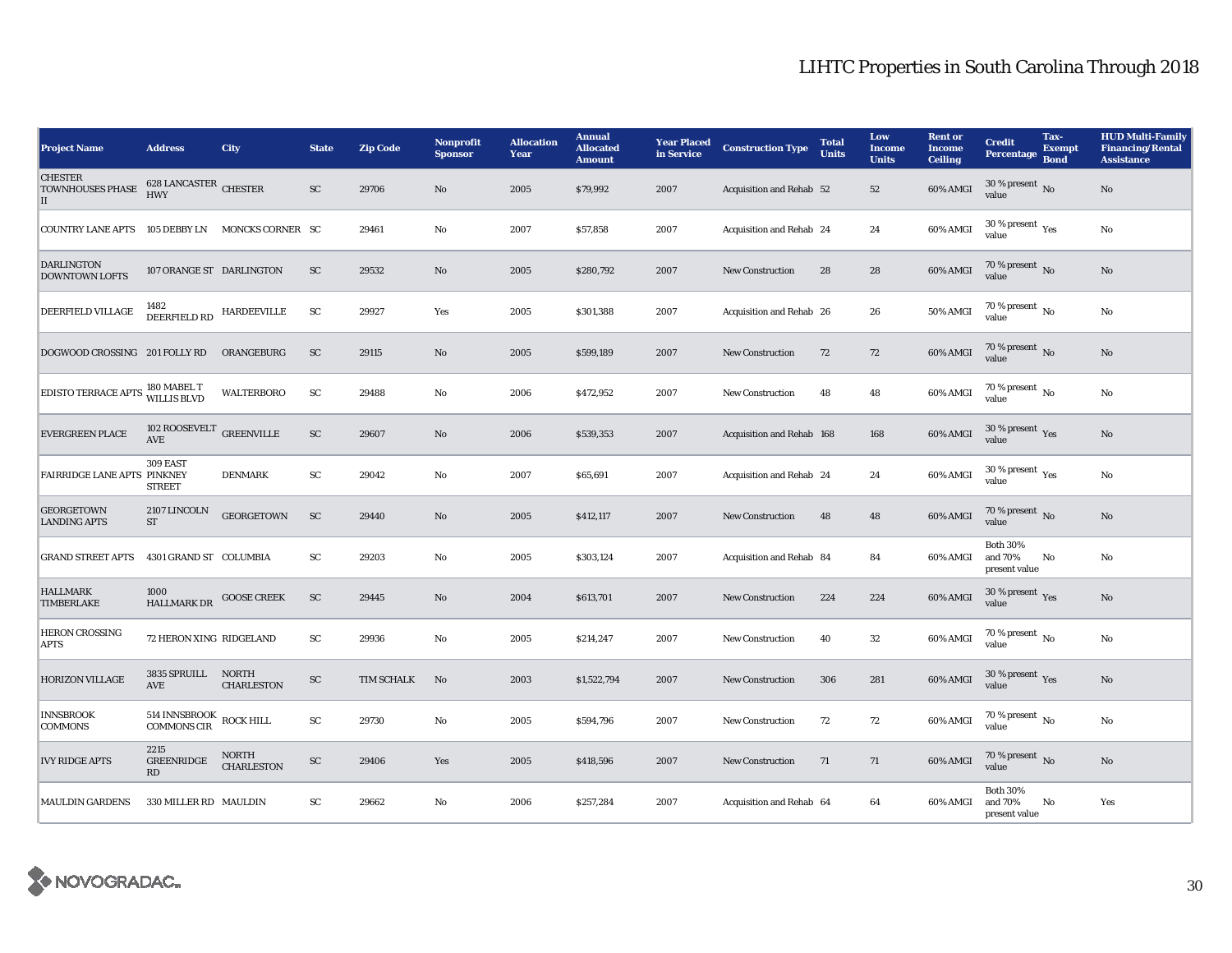# LIHTC Properties in South Carolina Through 2018

| Project Name | Address | City | State | Zip Code | Nonprofit Sponsor | Allocation Year | Annual Allocated Amount | Year Placed in Service | Construction Type | Total Units | Low Income Units | Rent or Income Ceiling | Credit Percentage | Tax-Exempt Bond | HUD Multi-Family Financing/Rental Assistance |
|---|---|---|---|---|---|---|---|---|---|---|---|---|---|---|---|
| CHESTER TOWNHOUSES PHASE II | 628 LANCASTER HWY | CHESTER | SC | 29706 | No | 2005 | $79,992 | 2007 | Acquisition and Rehab | 52 | 52 | 60% AMGI | 30 % present value | No | No |
| COUNTRY LANE APTS | 105 DEBBY LN | MONCKS CORNER | SC | 29461 | No | 2007 | $57,858 | 2007 | Acquisition and Rehab | 24 | 24 | 60% AMGI | 30 % present value | Yes | No |
| DARLINGTON DOWNTOWN LOFTS | 107 ORANGE ST | DARLINGTON | SC | 29532 | No | 2005 | $280,792 | 2007 | New Construction | 28 | 28 | 60% AMGI | 70 % present value | No | No |
| DEERFIELD VILLAGE | 1482 DEERFIELD RD | HARDEEVILLE | SC | 29927 | Yes | 2005 | $301,388 | 2007 | Acquisition and Rehab | 26 | 26 | 50% AMGI | 70 % present value | No | No |
| DOGWOOD CROSSING | 201 FOLLY RD | ORANGEBURG | SC | 29115 | No | 2005 | $599,189 | 2007 | New Construction | 72 | 72 | 60% AMGI | 70 % present value | No | No |
| EDISTO TERRACE APTS | 180 MABEL T WILLIS BLVD | WALTERBORO | SC | 29488 | No | 2006 | $472,952 | 2007 | New Construction | 48 | 48 | 60% AMGI | 70 % present value | No | No |
| EVERGREEN PLACE | 102 ROOSEVELT AVE | GREENVILLE | SC | 29607 | No | 2006 | $539,353 | 2007 | Acquisition and Rehab | 168 | 168 | 60% AMGI | 30 % present value | Yes | No |
| FAIRRIDGE LANE APTS | 309 EAST PINKNEY STREET | DENMARK | SC | 29042 | No | 2007 | $65,691 | 2007 | Acquisition and Rehab | 24 | 24 | 60% AMGI | 30 % present value | Yes | No |
| GEORGETOWN LANDING APTS | 2107 LINCOLN ST | GEORGETOWN | SC | 29440 | No | 2005 | $412,117 | 2007 | New Construction | 48 | 48 | 60% AMGI | 70 % present value | No | No |
| GRAND STREET APTS | 4301 GRAND ST | COLUMBIA | SC | 29203 | No | 2005 | $303,124 | 2007 | Acquisition and Rehab | 84 | 84 | 60% AMGI | Both 30% and 70% present value | No | No |
| HALLMARK TIMBERLAKE | 1000 HALLMARK DR | GOOSE CREEK | SC | 29445 | No | 2004 | $613,701 | 2007 | New Construction | 224 | 224 | 60% AMGI | 30 % present value | Yes | No |
| HERON CROSSING APTS | 72 HERON XING | RIDGELAND | SC | 29936 | No | 2005 | $214,247 | 2007 | New Construction | 40 | 32 | 60% AMGI | 70 % present value | No | No |
| HORIZON VILLAGE | 3835 SPRUILL AVE | NORTH CHARLESTON | SC | TIM SCHALK | No | 2003 | $1,522,794 | 2007 | New Construction | 306 | 281 | 60% AMGI | 30 % present value | Yes | No |
| INNSBROOK COMMONS | 514 INNSBROOK COMMONS CIR | ROCK HILL | SC | 29730 | No | 2005 | $594,796 | 2007 | New Construction | 72 | 72 | 60% AMGI | 70 % present value | No | No |
| IVY RIDGE APTS | 2215 GREENRIDGE RD | NORTH CHARLESTON | SC | 29406 | Yes | 2005 | $418,596 | 2007 | New Construction | 71 | 71 | 60% AMGI | 70 % present value | No | No |
| MAULDIN GARDENS | 330 MILLER RD | MAULDIN | SC | 29662 | No | 2006 | $257,284 | 2007 | Acquisition and Rehab | 64 | 64 | 60% AMGI | Both 30% and 70% present value | No | Yes |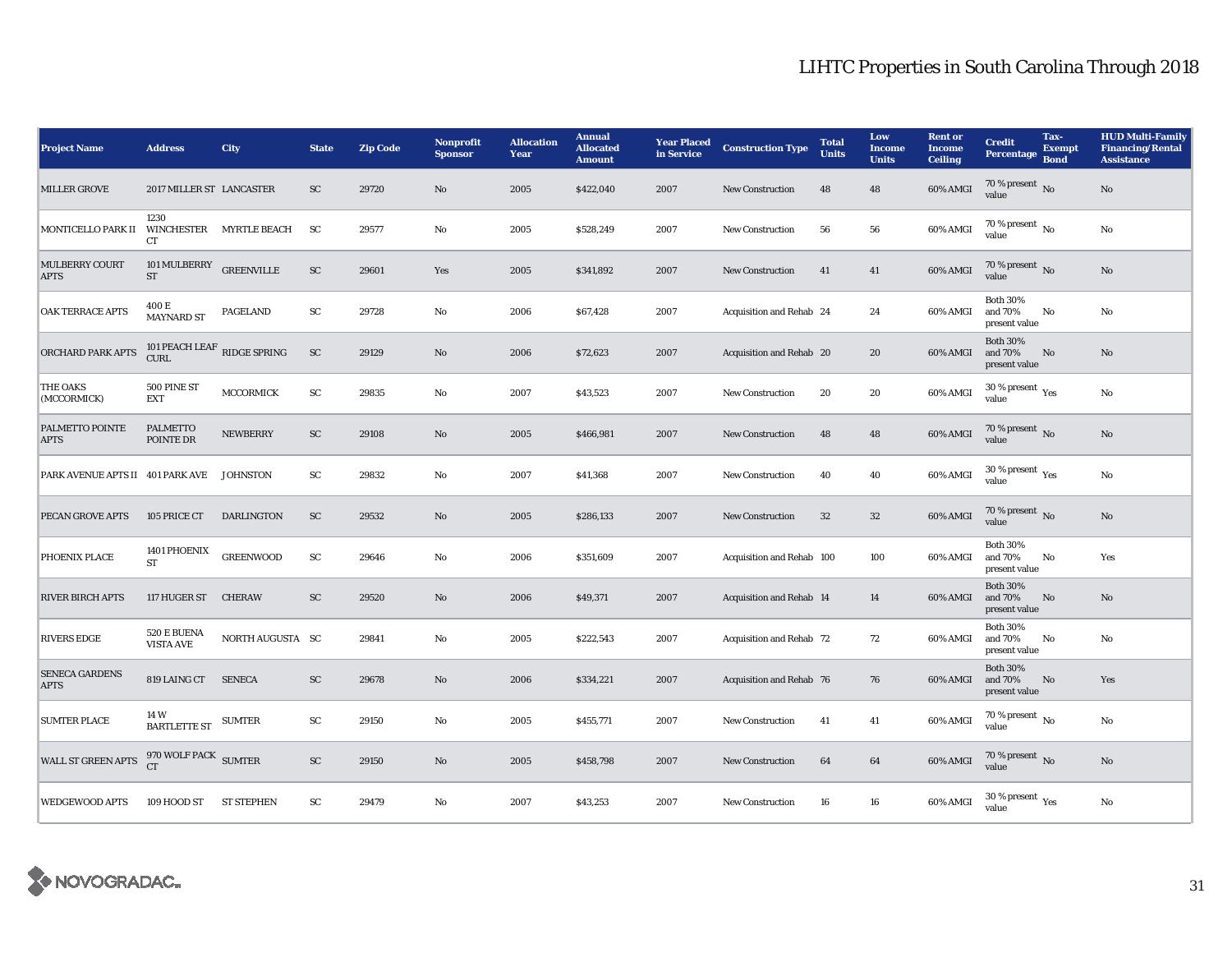# LIHTC Properties in South Carolina Through 2018

| Project Name | Address | City | State | Zip Code | Nonprofit Sponsor | Allocation Year | Annual Allocated Amount | Year Placed in Service | Construction Type | Total Units | Low Income Units | Rent or Income Ceiling | Credit Percentage | Tax-Exempt Bond | HUD Multi-Family Financing/Rental Assistance |
|---|---|---|---|---|---|---|---|---|---|---|---|---|---|---|---|
| MILLER GROVE | 2017 MILLER ST | LANCASTER | SC | 29720 | No | 2005 | $422,040 | 2007 | New Construction | 48 | 48 | 60% AMGI | 70 % present value | No | No |
| MONTICELLO PARK II | 1230 WINCHESTER CT | MYRTLE BEACH | SC | 29577 | No | 2005 | $528,249 | 2007 | New Construction | 56 | 56 | 60% AMGI | 70 % present value | No | No |
| MULBERRY COURT APTS | 101 MULBERRY ST | GREENVILLE | SC | 29601 | Yes | 2005 | $341,892 | 2007 | New Construction | 41 | 41 | 60% AMGI | 70 % present value | No | No |
| OAK TERRACE APTS | 400 E MAYNARD ST | PAGELAND | SC | 29728 | No | 2006 | $67,428 | 2007 | Acquisition and Rehab | 24 | 24 | 60% AMGI | Both 30% and 70% present value | No | No |
| ORCHARD PARK APTS | 101 PEACH LEAF CURL | RIDGE SPRING | SC | 29129 | No | 2006 | $72,623 | 2007 | Acquisition and Rehab | 20 | 20 | 60% AMGI | Both 30% and 70% present value | No | No |
| THE OAKS (MCCORMICK) | 500 PINE ST EXT | MCCORMICK | SC | 29835 | No | 2007 | $43,523 | 2007 | New Construction | 20 | 20 | 60% AMGI | 30 % present value | Yes | No |
| PALMETTO POINTE APTS | PALMETTO POINTE DR | NEWBERRY | SC | 29108 | No | 2005 | $466,981 | 2007 | New Construction | 48 | 48 | 60% AMGI | 70 % present value | No | No |
| PARK AVENUE APTS II | 401 PARK AVE | JOHNSTON | SC | 29832 | No | 2007 | $41,368 | 2007 | New Construction | 40 | 40 | 60% AMGI | 30 % present value | Yes | No |
| PECAN GROVE APTS | 105 PRICE CT | DARLINGTON | SC | 29532 | No | 2005 | $286,133 | 2007 | New Construction | 32 | 32 | 60% AMGI | 70 % present value | No | No |
| PHOENIX PLACE | 1401 PHOENIX ST | GREENWOOD | SC | 29646 | No | 2006 | $351,609 | 2007 | Acquisition and Rehab | 100 | 100 | 60% AMGI | Both 30% and 70% present value | No | Yes |
| RIVER BIRCH APTS | 117 HUGER ST | CHERAW | SC | 29520 | No | 2006 | $49,371 | 2007 | Acquisition and Rehab | 14 | 14 | 60% AMGI | Both 30% and 70% present value | No | No |
| RIVERS EDGE | 520 E BUENA VISTA AVE | NORTH AUGUSTA | SC | 29841 | No | 2005 | $222,543 | 2007 | Acquisition and Rehab | 72 | 72 | 60% AMGI | Both 30% and 70% present value | No | No |
| SENECA GARDENS APTS | 819 LAING CT | SENECA | SC | 29678 | No | 2006 | $334,221 | 2007 | Acquisition and Rehab | 76 | 76 | 60% AMGI | Both 30% and 70% present value | No | Yes |
| SUMTER PLACE | 14 W BARTLETTE ST | SUMTER | SC | 29150 | No | 2005 | $455,771 | 2007 | New Construction | 41 | 41 | 60% AMGI | 70 % present value | No | No |
| WALL ST GREEN APTS | 970 WOLF PACK CT | SUMTER | SC | 29150 | No | 2005 | $458,798 | 2007 | New Construction | 64 | 64 | 60% AMGI | 70 % present value | No | No |
| WEDGEWOOD APTS | 109 HOOD ST | ST STEPHEN | SC | 29479 | No | 2007 | $43,253 | 2007 | New Construction | 16 | 16 | 60% AMGI | 30 % present value | Yes | No |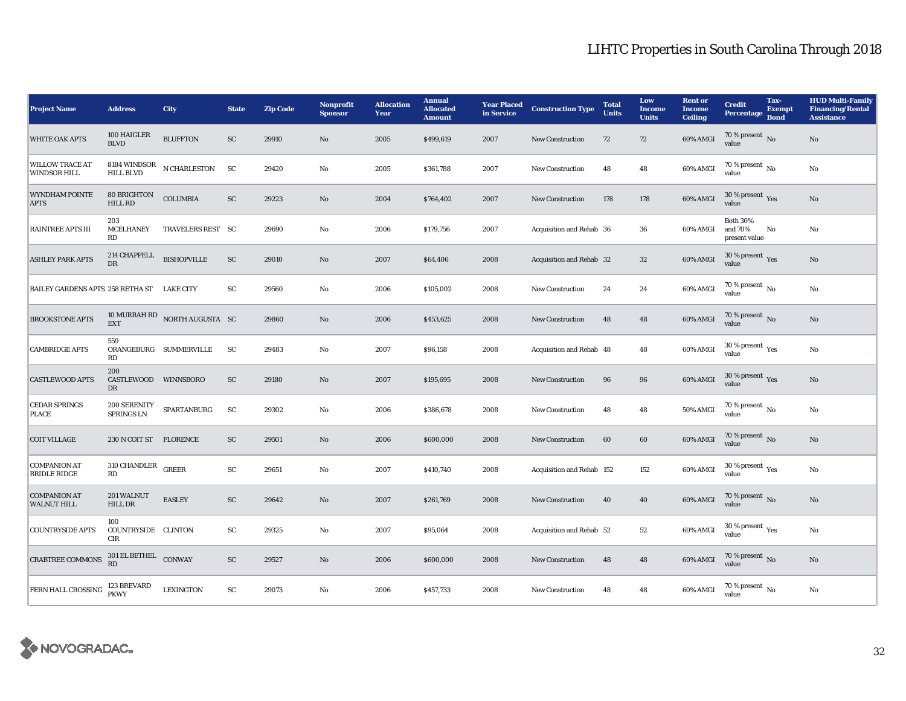# LIHTC Properties in South Carolina Through 2018

| Project Name | Address | City | State | Zip Code | Nonprofit Sponsor | Allocation Year | Annual Allocated Amount | Year Placed in Service | Construction Type | Total Units | Low Income Units | Rent or Income Ceiling | Credit Percentage | Tax-Exempt Bond | HUD Multi-Family Financing/Rental Assistance |
|---|---|---|---|---|---|---|---|---|---|---|---|---|---|---|---|
| WHITE OAK APTS | 100 HAIGLER BLVD | BLUFFTON | SC | 29910 | No | 2005 | $499,619 | 2007 | New Construction | 72 | 72 | 60% AMGI | 70 % present value | No | No |
| WILLOW TRACE AT WINDSOR HILL | 8184 WINDSOR HILL BLVD | N CHARLESTON | SC | 29420 | No | 2005 | $361,788 | 2007 | New Construction | 48 | 48 | 60% AMGI | 70 % present value | No | No |
| WYNDHAM POINTE APTS | 80 BRIGHTON HILL RD | COLUMBIA | SC | 29223 | No | 2004 | $764,402 | 2007 | New Construction | 178 | 178 | 60% AMGI | 30 % present value | Yes | No |
| RAINTREE APTS III | 203 MCELHANEY RD | TRAVELERS REST | SC | 29690 | No | 2006 | $179,756 | 2007 | Acquisition and Rehab | 36 | 36 | 60% AMGI | Both 30% and 70% present value | No | No |
| ASHLEY PARK APTS | 214 CHAPPELL DR | BISHOPVILLE | SC | 29010 | No | 2007 | $64,406 | 2008 | Acquisition and Rehab | 32 | 32 | 60% AMGI | 30 % present value | Yes | No |
| BAILEY GARDENS APTS | 258 RETHA ST | LAKE CITY | SC | 29560 | No | 2006 | $105,002 | 2008 | New Construction | 24 | 24 | 60% AMGI | 70 % present value | No | No |
| BROOKSTONE APTS | 10 MURRAH RD EXT | NORTH AUGUSTA | SC | 29860 | No | 2006 | $453,625 | 2008 | New Construction | 48 | 48 | 60% AMGI | 70 % present value | No | No |
| CAMBRIDGE APTS | 559 ORANGEBURG RD | SUMMERVILLE | SC | 29483 | No | 2007 | $96,158 | 2008 | Acquisition and Rehab | 48 | 48 | 60% AMGI | 30 % present value | Yes | No |
| CASTLEWOOD APTS | 200 CASTLEWOOD DR | WINNSBORO | SC | 29180 | No | 2007 | $195,695 | 2008 | New Construction | 96 | 96 | 60% AMGI | 30 % present value | Yes | No |
| CEDAR SPRINGS PLACE | 200 SERENITY SPRINGS LN | SPARTANBURG | SC | 29302 | No | 2006 | $386,678 | 2008 | New Construction | 48 | 48 | 50% AMGI | 70 % present value | No | No |
| COIT VILLAGE | 230 N COIT ST | FLORENCE | SC | 29501 | No | 2006 | $600,000 | 2008 | New Construction | 60 | 60 | 60% AMGI | 70 % present value | No | No |
| COMPANION AT BRIDLE RIDGE | 310 CHANDLER RD | GREER | SC | 29651 | No | 2007 | $410,740 | 2008 | Acquisition and Rehab | 152 | 152 | 60% AMGI | 30 % present value | Yes | No |
| COMPANION AT WALNUT HILL | 201 WALNUT HILL DR | EASLEY | SC | 29642 | No | 2007 | $261,769 | 2008 | New Construction | 40 | 40 | 60% AMGI | 70 % present value | No | No |
| COUNTRYSIDE APTS | 100 COUNTRYSIDE CIR | CLINTON | SC | 29325 | No | 2007 | $95,064 | 2008 | Acquisition and Rehab | 52 | 52 | 60% AMGI | 30 % present value | Yes | No |
| CRABTREE COMMONS | 301 EL BETHEL RD | CONWAY | SC | 29527 | No | 2006 | $600,000 | 2008 | New Construction | 48 | 48 | 60% AMGI | 70 % present value | No | No |
| FERN HALL CROSSING | 123 BREVARD PKWY | LEXINGTON | SC | 29073 | No | 2006 | $457,733 | 2008 | New Construction | 48 | 48 | 60% AMGI | 70 % present value | No | No |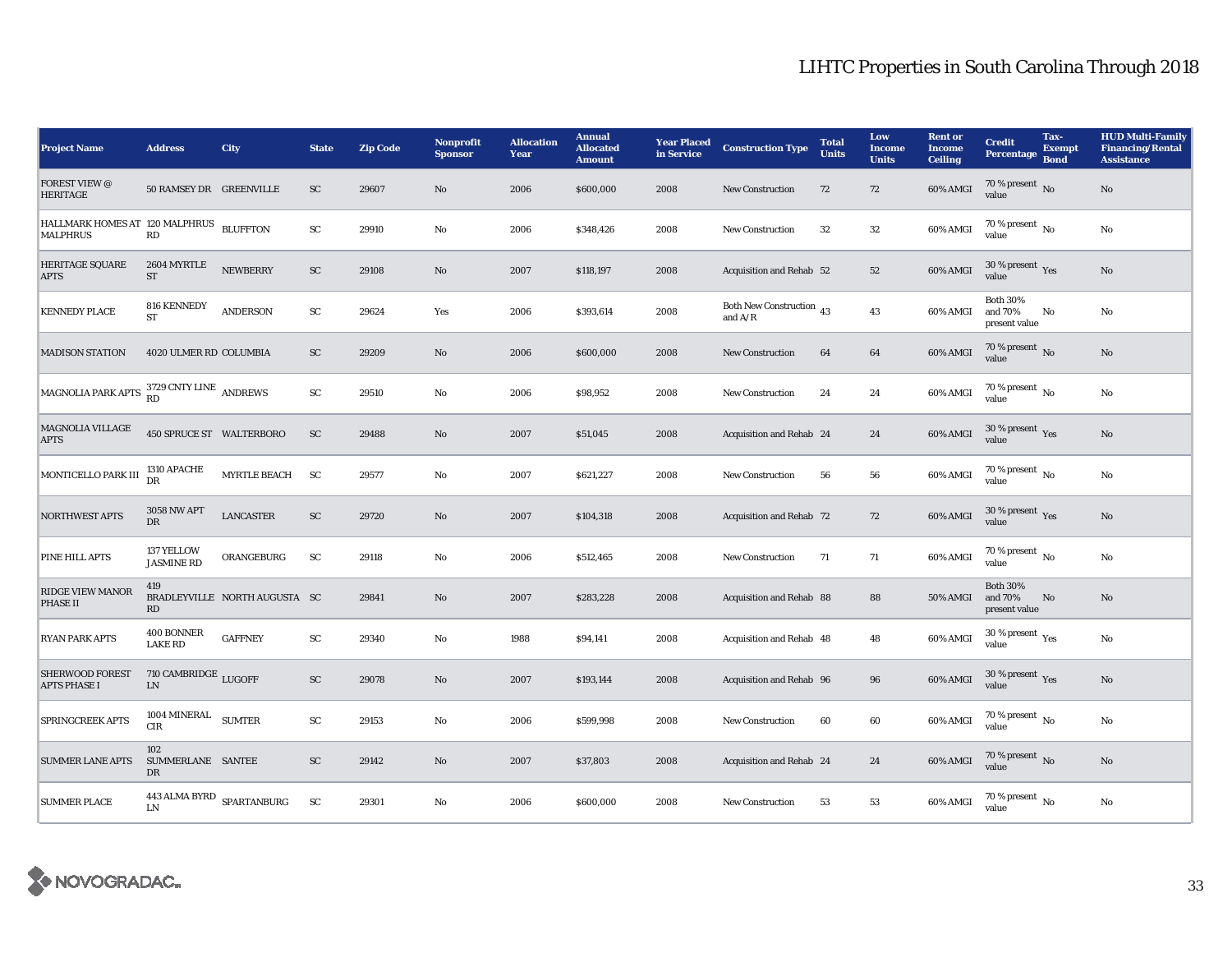# LIHTC Properties in South Carolina Through 2018

| Project Name | Address | City | State | Zip Code | Nonprofit Sponsor | Allocation Year | Annual Allocated Amount | Year Placed in Service | Construction Type | Total Units | Low Income Units | Rent or Income Ceiling | Credit Percentage | Tax-Exempt Bond | HUD Multi-Family Financing/Rental Assistance |
|---|---|---|---|---|---|---|---|---|---|---|---|---|---|---|---|
| FOREST VIEW @ HERITAGE | 50 RAMSEY DR | GREENVILLE | SC | 29607 | No | 2006 | $600,000 | 2008 | New Construction | 72 | 72 | 60% AMGI | 70 % present value | No | No |
| HALLMARK HOMES AT MALPHRUS | 120 MALPHRUS RD | BLUFFTON | SC | 29910 | No | 2006 | $348,426 | 2008 | New Construction | 32 | 32 | 60% AMGI | 70 % present value | No | No |
| HERITAGE SQUARE APTS | 2604 MYRTLE ST | NEWBERRY | SC | 29108 | No | 2007 | $118,197 | 2008 | Acquisition and Rehab | 52 | 52 | 60% AMGI | 30 % present value | Yes | No |
| KENNEDY PLACE | 816 KENNEDY ST | ANDERSON | SC | 29624 | Yes | 2006 | $393,614 | 2008 | Both New Construction and A/R | 43 | 43 | 60% AMGI | Both 30% and 70% present value | No | No |
| MADISON STATION | 4020 ULMER RD | COLUMBIA | SC | 29209 | No | 2006 | $600,000 | 2008 | New Construction | 64 | 64 | 60% AMGI | 70 % present value | No | No |
| MAGNOLIA PARK APTS | 3729 CNTY LINE RD | ANDREWS | SC | 29510 | No | 2006 | $98,952 | 2008 | New Construction | 24 | 24 | 60% AMGI | 70 % present value | No | No |
| MAGNOLIA VILLAGE APTS | 450 SPRUCE ST | WALTERBORO | SC | 29488 | No | 2007 | $51,045 | 2008 | Acquisition and Rehab | 24 | 24 | 60% AMGI | 30 % present value | Yes | No |
| MONTICELLO PARK III | 1310 APACHE DR | MYRTLE BEACH | SC | 29577 | No | 2007 | $621,227 | 2008 | New Construction | 56 | 56 | 60% AMGI | 70 % present value | No | No |
| NORTHWEST APTS | 3058 NW APT DR | LANCASTER | SC | 29720 | No | 2007 | $104,318 | 2008 | Acquisition and Rehab | 72 | 72 | 60% AMGI | 30 % present value | Yes | No |
| PINE HILL APTS | 137 YELLOW JASMINE RD | ORANGEBURG | SC | 29118 | No | 2006 | $512,465 | 2008 | New Construction | 71 | 71 | 60% AMGI | 70 % present value | No | No |
| RIDGE VIEW MANOR PHASE II | 419 BRADLEYVILLE RD | NORTH AUGUSTA | SC | 29841 | No | 2007 | $283,228 | 2008 | Acquisition and Rehab | 88 | 88 | 50% AMGI | Both 30% and 70% present value | No | No |
| RYAN PARK APTS | 400 BONNER LAKE RD | GAFFNEY | SC | 29340 | No | 1988 | $94,141 | 2008 | Acquisition and Rehab | 48 | 48 | 60% AMGI | 30 % present value | Yes | No |
| SHERWOOD FOREST APTS PHASE I | 710 CAMBRIDGE LN | LUGOFF | SC | 29078 | No | 2007 | $193,144 | 2008 | Acquisition and Rehab | 96 | 96 | 60% AMGI | 30 % present value | Yes | No |
| SPRINGCREEK APTS | 1004 MINERAL CIR | SUMTER | SC | 29153 | No | 2006 | $599,998 | 2008 | New Construction | 60 | 60 | 60% AMGI | 70 % present value | No | No |
| SUMMER LANE APTS | 102 SUMMERLANE DR | SANTEE | SC | 29142 | No | 2007 | $37,803 | 2008 | Acquisition and Rehab | 24 | 24 | 60% AMGI | 70 % present value | No | No |
| SUMMER PLACE | 443 ALMA BYRD LN | SPARTANBURG | SC | 29301 | No | 2006 | $600,000 | 2008 | New Construction | 53 | 53 | 60% AMGI | 70 % present value | No | No |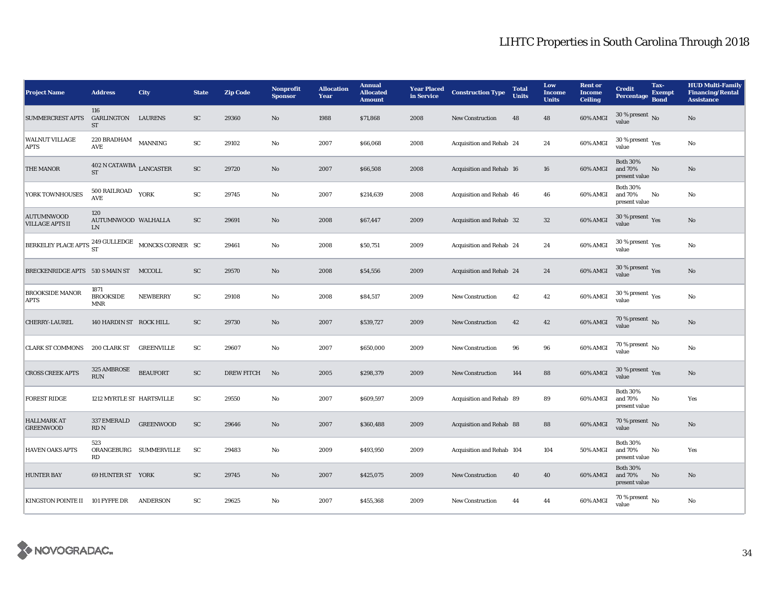# LIHTC Properties in South Carolina Through 2018

| Project Name | Address | City | State | Zip Code | Nonprofit Sponsor | Allocation Year | Annual Allocated Amount | Year Placed in Service | Construction Type | Total Units | Low Income Units | Rent or Income Ceiling | Credit Percentage | Tax-Exempt Bond | HUD Multi-Family Financing/Rental Assistance |
|---|---|---|---|---|---|---|---|---|---|---|---|---|---|---|---|
| SUMMERCREST APTS | 116 GARLINGTON ST | LAURENS | SC | 29360 | No | 1988 | $71,868 | 2008 | New Construction | 48 | 48 | 60% AMGI | 30 % present value | No | No |
| WALNUT VILLAGE APTS | 220 BRADHAM AVE | MANNING | SC | 29102 | No | 2007 | $66,068 | 2008 | Acquisition and Rehab | 24 | 24 | 60% AMGI | 30 % present value | Yes | No |
| THE MANOR | 402 N CATAWBA ST | LANCASTER | SC | 29720 | No | 2007 | $66,508 | 2008 | Acquisition and Rehab | 16 | 16 | 60% AMGI | Both 30% and 70% present value | No | No |
| YORK TOWNHOUSES | 500 RAILROAD AVE | YORK | SC | 29745 | No | 2007 | $214,639 | 2008 | Acquisition and Rehab | 46 | 46 | 60% AMGI | Both 30% and 70% present value | No | No |
| AUTUMNWOOD VILLAGE APTS II | 120 AUTUMNWOOD LN | WALHALLA | SC | 29691 | No | 2008 | $67,447 | 2009 | Acquisition and Rehab | 32 | 32 | 60% AMGI | 30 % present value | Yes | No |
| BERKELEY PLACE APTS | 249 GULLEDGE ST | MONCKS CORNER | SC | 29461 | No | 2008 | $50,751 | 2009 | Acquisition and Rehab | 24 | 24 | 60% AMGI | 30 % present value | Yes | No |
| BRECKENRIDGE APTS | 510 S MAIN ST | MCCOLL | SC | 29570 | No | 2008 | $54,556 | 2009 | Acquisition and Rehab | 24 | 24 | 60% AMGI | 30 % present value | Yes | No |
| BROOKSIDE MANOR APTS | 1871 BROOKSIDE MNR | NEWBERRY | SC | 29108 | No | 2008 | $84,517 | 2009 | New Construction | 42 | 42 | 60% AMGI | 30 % present value | Yes | No |
| CHERRY-LAUREL | 140 HARDIN ST | ROCK HILL | SC | 29730 | No | 2007 | $539,727 | 2009 | New Construction | 42 | 42 | 60% AMGI | 70 % present value | No | No |
| CLARK ST COMMONS | 200 CLARK ST | GREENVILLE | SC | 29607 | No | 2007 | $650,000 | 2009 | New Construction | 96 | 96 | 60% AMGI | 70 % present value | No | No |
| CROSS CREEK APTS | 325 AMBROSE RUN | BEAUFORT | SC | DREW FITCH | No | 2005 | $298,379 | 2009 | New Construction | 144 | 88 | 60% AMGI | 30 % present value | Yes | No |
| FOREST RIDGE | 1212 MYRTLE ST | HARTSVILLE | SC | 29550 | No | 2007 | $609,597 | 2009 | Acquisition and Rehab | 89 | 89 | 60% AMGI | Both 30% and 70% present value | No | Yes |
| HALLMARK AT GREENWOOD | 337 EMERALD RD N | GREENWOOD | SC | 29646 | No | 2007 | $360,488 | 2009 | Acquisition and Rehab | 88 | 88 | 60% AMGI | 70 % present value | No | No |
| HAVEN OAKS APTS | 523 ORANGEBURG RD | SUMMERVILLE | SC | 29483 | No | 2009 | $493,950 | 2009 | Acquisition and Rehab | 104 | 104 | 50% AMGI | Both 30% and 70% present value | No | Yes |
| HUNTER BAY | 69 HUNTER ST | YORK | SC | 29745 | No | 2007 | $425,075 | 2009 | New Construction | 40 | 40 | 60% AMGI | Both 30% and 70% present value | No | No |
| KINGSTON POINTE II | 101 FYFFE DR | ANDERSON | SC | 29625 | No | 2007 | $455,368 | 2009 | New Construction | 44 | 44 | 60% AMGI | 70 % present value | No | No |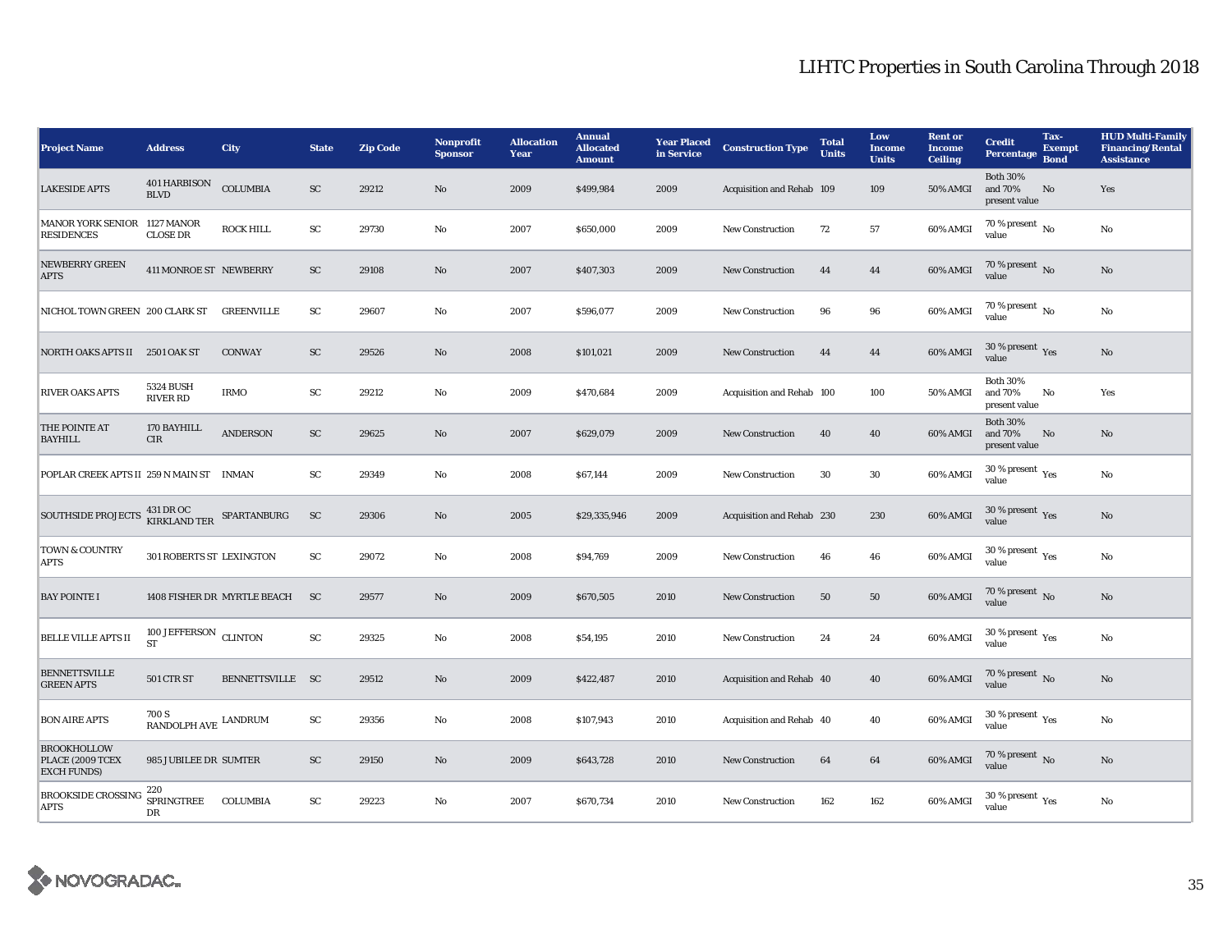# LIHTC Properties in South Carolina Through 2018

| Project Name | Address | City | State | Zip Code | Nonprofit Sponsor | Allocation Year | Annual Allocated Amount | Year Placed in Service | Construction Type | Total Units | Low Income Units | Rent or Income Ceiling | Credit Percentage | Tax-Exempt Bond | HUD Multi-Family Financing/Rental Assistance |
|---|---|---|---|---|---|---|---|---|---|---|---|---|---|---|---|
| LAKESIDE APTS | 401 HARBISON BLVD | COLUMBIA | SC | 29212 | No | 2009 | $499,984 | 2009 | Acquisition and Rehab | 109 | 109 | 50% AMGI | Both 30% and 70% present value | No | Yes |
| MANOR YORK SENIOR RESIDENCES | 1127 MANOR CLOSE DR | ROCK HILL | SC | 29730 | No | 2007 | $650,000 | 2009 | New Construction | 72 | 57 | 60% AMGI | 70 % present value | No | No |
| NEWBERRY GREEN APTS | 411 MONROE ST | NEWBERRY | SC | 29108 | No | 2007 | $407,303 | 2009 | New Construction | 44 | 44 | 60% AMGI | 70 % present value | No | No |
| NICHOL TOWN GREEN | 200 CLARK ST | GREENVILLE | SC | 29607 | No | 2007 | $596,077 | 2009 | New Construction | 96 | 96 | 60% AMGI | 70 % present value | No | No |
| NORTH OAKS APTS II | 2501 OAK ST | CONWAY | SC | 29526 | No | 2008 | $101,021 | 2009 | New Construction | 44 | 44 | 60% AMGI | 30 % present value | Yes | No |
| RIVER OAKS APTS | 5324 BUSH RIVER RD | IRMO | SC | 29212 | No | 2009 | $470,684 | 2009 | Acquisition and Rehab | 100 | 100 | 50% AMGI | Both 30% and 70% present value | No | Yes |
| THE POINTE AT BAYHILL | 170 BAYHILL CIR | ANDERSON | SC | 29625 | No | 2007 | $629,079 | 2009 | New Construction | 40 | 40 | 60% AMGI | Both 30% and 70% present value | No | No |
| POPLAR CREEK APTS II | 259 N MAIN ST | INMAN | SC | 29349 | No | 2008 | $67,144 | 2009 | New Construction | 30 | 30 | 60% AMGI | 30 % present value | Yes | No |
| SOUTHSIDE PROJECTS | 431 DR OC KIRKLAND TER | SPARTANBURG | SC | 29306 | No | 2005 | $29,335,946 | 2009 | Acquisition and Rehab | 230 | 230 | 60% AMGI | 30 % present value | Yes | No |
| TOWN & COUNTRY APTS | 301 ROBERTS ST | LEXINGTON | SC | 29072 | No | 2008 | $94,769 | 2009 | New Construction | 46 | 46 | 60% AMGI | 30 % present value | Yes | No |
| BAY POINTE I | 1408 FISHER DR | MYRTLE BEACH | SC | 29577 | No | 2009 | $670,505 | 2010 | New Construction | 50 | 50 | 60% AMGI | 70 % present value | No | No |
| BELLE VILLE APTS II | 100 JEFFERSON ST | CLINTON | SC | 29325 | No | 2008 | $54,195 | 2010 | New Construction | 24 | 24 | 60% AMGI | 30 % present value | Yes | No |
| BENNETTSVILLE GREEN APTS | 501 CTR ST | BENNETTSVILLE | SC | 29512 | No | 2009 | $422,487 | 2010 | Acquisition and Rehab | 40 | 40 | 60% AMGI | 70 % present value | No | No |
| BON AIRE APTS | 700 S RANDOLPH AVE | LANDRUM | SC | 29356 | No | 2008 | $107,943 | 2010 | Acquisition and Rehab | 40 | 40 | 60% AMGI | 30 % present value | Yes | No |
| BROOKHOLLOW PLACE (2009 TCEX EXCH FUNDS) | 985 JUBILEE DR | SUMTER | SC | 29150 | No | 2009 | $643,728 | 2010 | New Construction | 64 | 64 | 60% AMGI | 70 % present value | No | No |
| BROOKSIDE CROSSING APTS | 220 SPRINGTREE DR | COLUMBIA | SC | 29223 | No | 2007 | $670,734 | 2010 | New Construction | 162 | 162 | 60% AMGI | 30 % present value | Yes | No |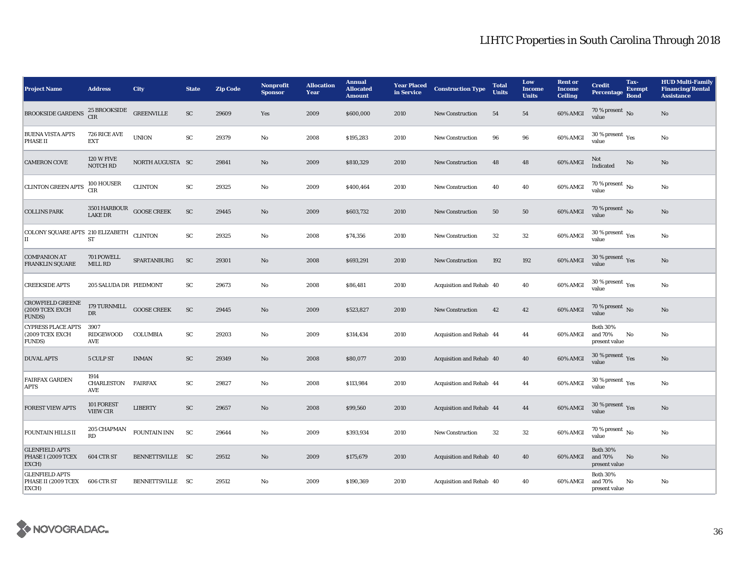# LIHTC Properties in South Carolina Through 2018

| Project Name | Address | City | State | Zip Code | Nonprofit Sponsor | Allocation Year | Annual Allocated Amount | Year Placed in Service | Construction Type | Total Units | Low Income Units | Rent or Income Ceiling | Credit Percentage | Tax-Exempt Bond | HUD Multi-Family Financing/Rental Assistance |
|---|---|---|---|---|---|---|---|---|---|---|---|---|---|---|---|
| BROOKSIDE GARDENS | 25 BROOKSIDE CIR | GREENVILLE | SC | 29609 | Yes | 2009 | $600,000 | 2010 | New Construction | 54 | 54 | 60% AMGI | 70 % present value | No | No |
| BUENA VISTA APTS PHASE II | 726 RICE AVE EXT | UNION | SC | 29379 | No | 2008 | $195,283 | 2010 | New Construction | 96 | 96 | 60% AMGI | 30 % present value | Yes | No |
| CAMERON COVE | 120 W FIVE NOTCH RD | NORTH AUGUSTA | SC | 29841 | No | 2009 | $810,329 | 2010 | New Construction | 48 | 48 | 60% AMGI | Not Indicated | No | No |
| CLINTON GREEN APTS | 100 HOUSER CIR | CLINTON | SC | 29325 | No | 2009 | $400,464 | 2010 | New Construction | 40 | 40 | 60% AMGI | 70 % present value | No | No |
| COLLINS PARK | 3501 HARBOUR LAKE DR | GOOSE CREEK | SC | 29445 | No | 2009 | $603,732 | 2010 | New Construction | 50 | 50 | 60% AMGI | 70 % present value | No | No |
| COLONY SQUARE APTS II | 210 ELIZABETH ST | CLINTON | SC | 29325 | No | 2008 | $74,356 | 2010 | New Construction | 32 | 32 | 60% AMGI | 30 % present value | Yes | No |
| COMPANION AT FRANKLIN SQUARE | 701 POWELL MILL RD | SPARTANBURG | SC | 29301 | No | 2008 | $693,291 | 2010 | New Construction | 192 | 192 | 60% AMGI | 30 % present value | Yes | No |
| CREEKSIDE APTS | 205 SALUDA DR | PIEDMONT | SC | 29673 | No | 2008 | $86,481 | 2010 | Acquisition and Rehab | 40 | 40 | 60% AMGI | 30 % present value | Yes | No |
| CROWFIELD GREENE (2009 TCEX EXCH FUNDS) | 179 TURNMILL DR | GOOSE CREEK | SC | 29445 | No | 2009 | $523,827 | 2010 | New Construction | 42 | 42 | 60% AMGI | 70 % present value | No | No |
| CYPRESS PLACE APTS (2009 TCEX EXCH FUNDS) | 3907 RIDGEWOOD AVE | COLUMBIA | SC | 29203 | No | 2009 | $314,434 | 2010 | Acquisition and Rehab | 44 | 44 | 60% AMGI | Both 30% and 70% present value | No | No |
| DUVAL APTS | 5 CULP ST | INMAN | SC | 29349 | No | 2008 | $80,077 | 2010 | Acquisition and Rehab | 40 | 40 | 60% AMGI | 30 % present value | Yes | No |
| FAIRFAX GARDEN APTS | 1914 CHARLESTON AVE | FAIRFAX | SC | 29827 | No | 2008 | $113,984 | 2010 | Acquisition and Rehab | 44 | 44 | 60% AMGI | 30 % present value | Yes | No |
| FOREST VIEW APTS | 101 FOREST VIEW CIR | LIBERTY | SC | 29657 | No | 2008 | $99,560 | 2010 | Acquisition and Rehab | 44 | 44 | 60% AMGI | 30 % present value | Yes | No |
| FOUNTAIN HILLS II | 205 CHAPMAN RD | FOUNTAIN INN | SC | 29644 | No | 2009 | $393,934 | 2010 | New Construction | 32 | 32 | 60% AMGI | 70 % present value | No | No |
| GLENFIELD APTS PHASE I (2009 TCEX EXCH) | 604 CTR ST | BENNETTSVILLE | SC | 29512 | No | 2009 | $175,679 | 2010 | Acquisition and Rehab | 40 | 40 | 60% AMGI | Both 30% and 70% present value | No | No |
| GLENFIELD APTS PHASE II (2009 TCEX EXCH) | 606 CTR ST | BENNETTSVILLE | SC | 29512 | No | 2009 | $190,369 | 2010 | Acquisition and Rehab | 40 | 40 | 60% AMGI | Both 30% and 70% present value | No | No |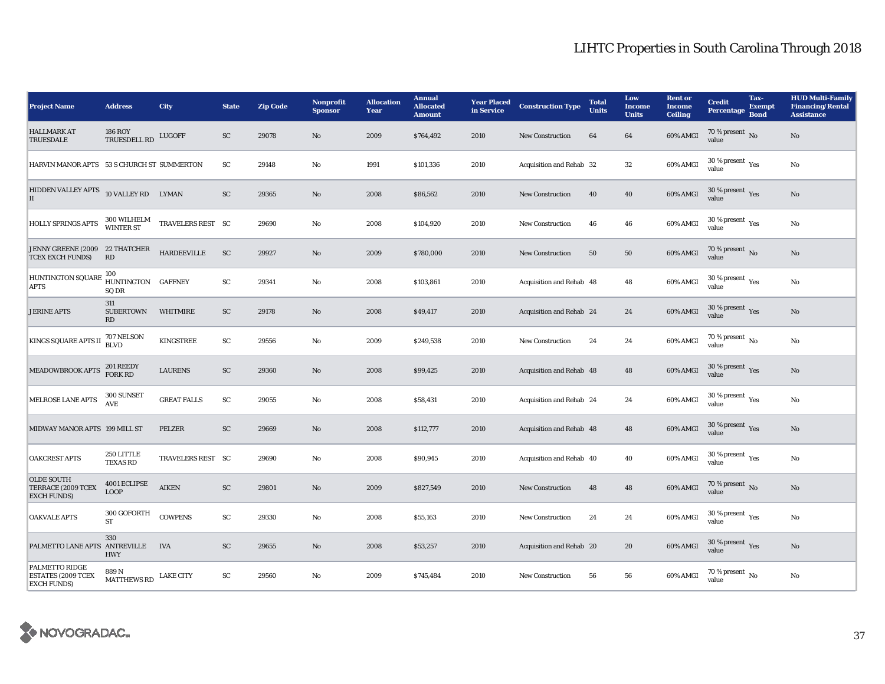# LIHTC Properties in South Carolina Through 2018

| Project Name | Address | City | State | Zip Code | Nonprofit Sponsor | Allocation Year | Annual Allocated Amount | Year Placed in Service | Construction Type | Total Units | Low Income Units | Rent or Income Ceiling | Credit Percentage | Tax-Exempt Bond | HUD Multi-Family Financing/Rental Assistance |
|---|---|---|---|---|---|---|---|---|---|---|---|---|---|---|---|
| HALLMARK AT TRUESDALE | 186 ROY TRUESDELL RD | LUGOFF | SC | 29078 | No | 2009 | $764,492 | 2010 | New Construction | 64 | 64 | 60% AMGI | 70 % present value | No | No |
| HARVIN MANOR APTS | 53 S CHURCH ST | SUMMERTON | SC | 29148 | No | 1991 | $101,336 | 2010 | Acquisition and Rehab | 32 | 32 | 60% AMGI | 30 % present value | Yes | No |
| HIDDEN VALLEY APTS II | 10 VALLEY RD | LYMAN | SC | 29365 | No | 2008 | $86,562 | 2010 | New Construction | 40 | 40 | 60% AMGI | 30 % present value | Yes | No |
| HOLLY SPRINGS APTS | 300 WILHELM WINTER ST | TRAVELERS REST | SC | 29690 | No | 2008 | $104,920 | 2010 | New Construction | 46 | 46 | 60% AMGI | 30 % present value | Yes | No |
| JENNY GREENE (2009 TCEX EXCH FUNDS) | 22 THATCHER RD | HARDEEVILLE | SC | 29927 | No | 2009 | $780,000 | 2010 | New Construction | 50 | 50 | 60% AMGI | 70 % present value | No | No |
| HUNTINGTON SQUARE APTS | 100 HUNTINGTON SQ DR | GAFFNEY | SC | 29341 | No | 2008 | $103,861 | 2010 | Acquisition and Rehab | 48 | 48 | 60% AMGI | 30 % present value | Yes | No |
| JERINE APTS | 311 SUBERTOWN RD | WHITMIRE | SC | 29178 | No | 2008 | $49,417 | 2010 | Acquisition and Rehab | 24 | 24 | 60% AMGI | 30 % present value | Yes | No |
| KINGS SQUARE APTS II | 707 NELSON BLVD | KINGSTREE | SC | 29556 | No | 2009 | $249,538 | 2010 | New Construction | 24 | 24 | 60% AMGI | 70 % present value | No | No |
| MEADOWBROOK APTS | 201 REEDY FORK RD | LAURENS | SC | 29360 | No | 2008 | $99,425 | 2010 | Acquisition and Rehab | 48 | 48 | 60% AMGI | 30 % present value | Yes | No |
| MELROSE LANE APTS | 300 SUNSET AVE | GREAT FALLS | SC | 29055 | No | 2008 | $58,431 | 2010 | Acquisition and Rehab | 24 | 24 | 60% AMGI | 30 % present value | Yes | No |
| MIDWAY MANOR APTS | 199 MILL ST | PELZER | SC | 29669 | No | 2008 | $112,777 | 2010 | Acquisition and Rehab | 48 | 48 | 60% AMGI | 30 % present value | Yes | No |
| OAKCREST APTS | 250 LITTLE TEXAS RD | TRAVELERS REST | SC | 29690 | No | 2008 | $90,945 | 2010 | Acquisition and Rehab | 40 | 40 | 60% AMGI | 30 % present value | Yes | No |
| OLDE SOUTH TERRACE (2009 TCEX EXCH FUNDS) | 4001 ECLIPSE LOOP | AIKEN | SC | 29801 | No | 2009 | $827,549 | 2010 | New Construction | 48 | 48 | 60% AMGI | 70 % present value | No | No |
| OAKVALE APTS | 300 GOFORTH ST | COWPENS | SC | 29330 | No | 2008 | $55,163 | 2010 | New Construction | 24 | 24 | 60% AMGI | 30 % present value | Yes | No |
| PALMETTO LANE APTS | 330 ANTREVILLE HWY | IVA | SC | 29655 | No | 2008 | $53,257 | 2010 | Acquisition and Rehab | 20 | 20 | 60% AMGI | 30 % present value | Yes | No |
| PALMETTO RIDGE ESTATES (2009 TCEX EXCH FUNDS) | 889 N MATTHEWS RD | LAKE CITY | SC | 29560 | No | 2009 | $745,484 | 2010 | New Construction | 56 | 56 | 60% AMGI | 70 % present value | No | No |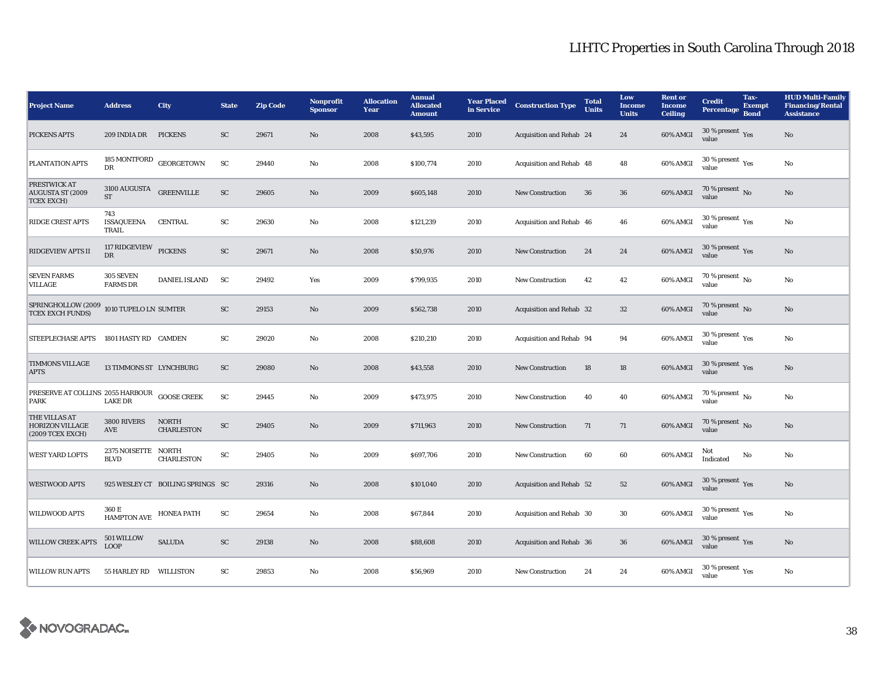# LIHTC Properties in South Carolina Through 2018

| Project Name | Address | City | State | Zip Code | Nonprofit Sponsor | Allocation Year | Annual Allocated Amount | Year Placed in Service | Construction Type | Total Units | Low Income Units | Rent or Income Ceiling | Credit Percentage | Tax-Exempt Bond | HUD Multi-Family Financing/Rental Assistance |
|---|---|---|---|---|---|---|---|---|---|---|---|---|---|---|---|
| PICKENS APTS | 209 INDIA DR | PICKENS | SC | 29671 | No | 2008 | $43,595 | 2010 | Acquisition and Rehab | 24 | 24 | 60% AMGI | 30 % present value | Yes | No |
| PLANTATION APTS | 185 MONTFORD DR | GEORGETOWN | SC | 29440 | No | 2008 | $100,774 | 2010 | Acquisition and Rehab | 48 | 48 | 60% AMGI | 30 % present value | Yes | No |
| PRESTWICK AT AUGUSTA ST (2009 TCEX EXCH) | 3100 AUGUSTA ST | GREENVILLE | SC | 29605 | No | 2009 | $605,148 | 2010 | New Construction | 36 | 36 | 60% AMGI | 70 % present value | No | No |
| RIDGE CREST APTS | 743 ISSAQUEENA TRAIL | CENTRAL | SC | 29630 | No | 2008 | $121,239 | 2010 | Acquisition and Rehab | 46 | 46 | 60% AMGI | 30 % present value | Yes | No |
| RIDGEVIEW APTS II | 117 RIDGEVIEW DR | PICKENS | SC | 29671 | No | 2008 | $50,976 | 2010 | New Construction | 24 | 24 | 60% AMGI | 30 % present value | Yes | No |
| SEVEN FARMS VILLAGE | 305 SEVEN FARMS DR | DANIEL ISLAND | SC | 29492 | Yes | 2009 | $799,935 | 2010 | New Construction | 42 | 42 | 60% AMGI | 70 % present value | No | No |
| SPRINGHOLLOW (2009 TCEX EXCH FUNDS) | 1010 TUPELO LN | SUMTER | SC | 29153 | No | 2009 | $562,738 | 2010 | Acquisition and Rehab | 32 | 32 | 60% AMGI | 70 % present value | No | No |
| STEEPLECHASE APTS | 1801 HASTY RD | CAMDEN | SC | 29020 | No | 2008 | $210,210 | 2010 | Acquisition and Rehab | 94 | 94 | 60% AMGI | 30 % present value | Yes | No |
| TIMMONS VILLAGE APTS | 13 TIMMONS ST | LYNCHBURG | SC | 29080 | No | 2008 | $43,558 | 2010 | New Construction | 18 | 18 | 60% AMGI | 30 % present value | Yes | No |
| PRESERVE AT COLLINS PARK | 2055 HARBOUR LAKE DR | GOOSE CREEK | SC | 29445 | No | 2009 | $473,975 | 2010 | New Construction | 40 | 40 | 60% AMGI | 70 % present value | No | No |
| THE VILLAS AT HORIZON VILLAGE (2009 TCEX EXCH) | 3800 RIVERS AVE | NORTH CHARLESTON | SC | 29405 | No | 2009 | $711,963 | 2010 | New Construction | 71 | 71 | 60% AMGI | 70 % present value | No | No |
| WEST YARD LOFTS | 2375 NOISETTE BLVD | NORTH CHARLESTON | SC | 29405 | No | 2009 | $697,706 | 2010 | New Construction | 60 | 60 | 60% AMGI | Not Indicated | No | No |
| WESTWOOD APTS | 925 WESLEY CT | BOILING SPRINGS | SC | 29316 | No | 2008 | $101,040 | 2010 | Acquisition and Rehab | 52 | 52 | 60% AMGI | 30 % present value | Yes | No |
| WILDWOOD APTS | 360 E HAMPTON AVE | HONEA PATH | SC | 29654 | No | 2008 | $67,844 | 2010 | Acquisition and Rehab | 30 | 30 | 60% AMGI | 30 % present value | Yes | No |
| WILLOW CREEK APTS | 501 WILLOW LOOP | SALUDA | SC | 29138 | No | 2008 | $88,608 | 2010 | Acquisition and Rehab | 36 | 36 | 60% AMGI | 30 % present value | Yes | No |
| WILLOW RUN APTS | 55 HARLEY RD | WILLISTON | SC | 29853 | No | 2008 | $56,969 | 2010 | New Construction | 24 | 24 | 60% AMGI | 30 % present value | Yes | No |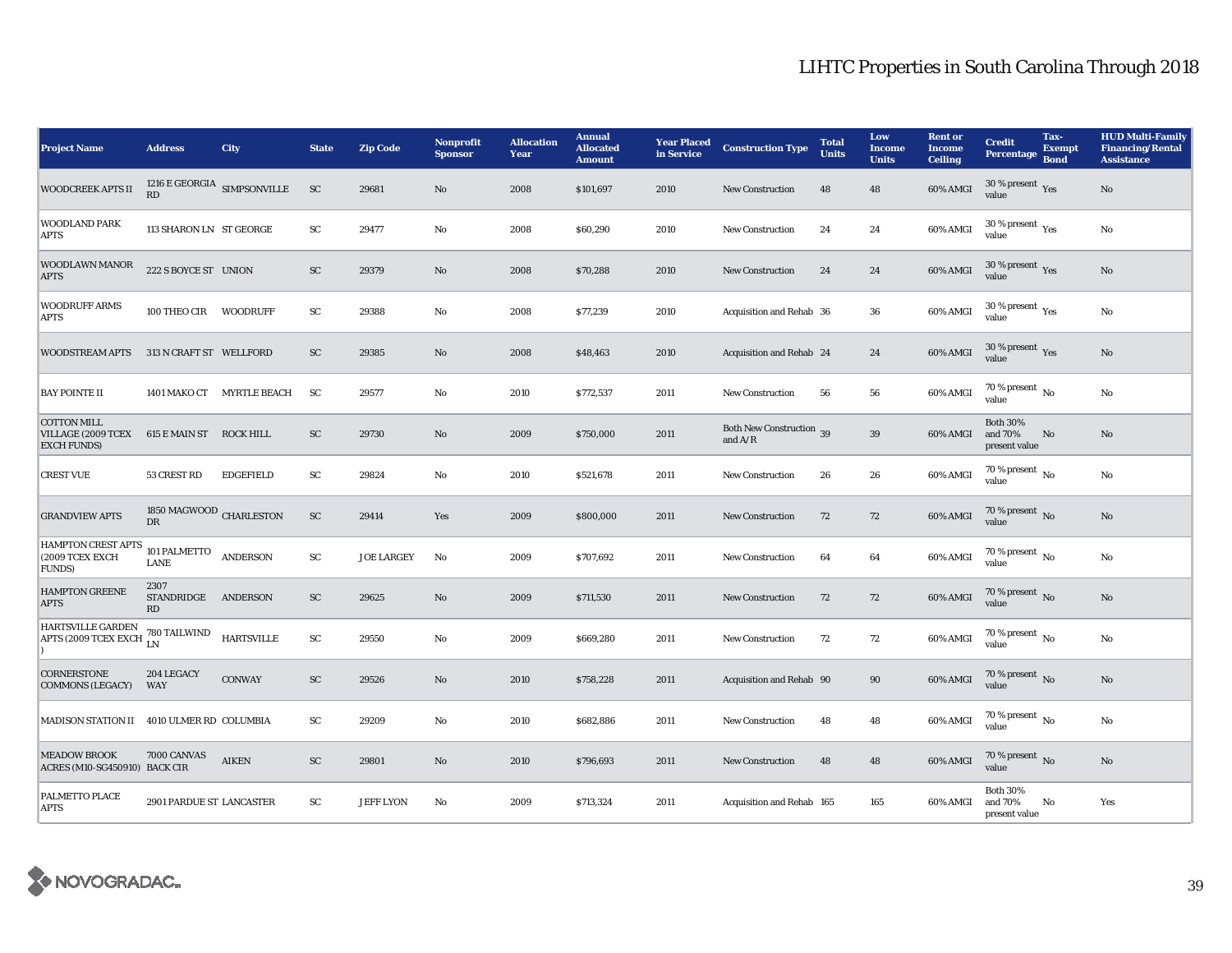# LIHTC Properties in South Carolina Through 2018

| Project Name | Address | City | State | Zip Code | Nonprofit Sponsor | Allocation Year | Annual Allocated Amount | Year Placed in Service | Construction Type | Total Units | Low Income Units | Rent or Income Ceiling | Credit Percentage | Tax-Exempt Bond | HUD Multi-Family Financing/Rental Assistance |
|---|---|---|---|---|---|---|---|---|---|---|---|---|---|---|---|
| WOODCREEK APTS II | 1216 E GEORGIA RD | SIMPSONVILLE | SC | 29681 | No | 2008 | $101,697 | 2010 | New Construction | 48 | 48 | 60% AMGI | 30 % present value | Yes | No |
| WOODLAND PARK APTS | 113 SHARON LN | ST GEORGE | SC | 29477 | No | 2008 | $60,290 | 2010 | New Construction | 24 | 24 | 60% AMGI | 30 % present value | Yes | No |
| WOODLAWN MANOR APTS | 222 S BOYCE ST | UNION | SC | 29379 | No | 2008 | $70,288 | 2010 | New Construction | 24 | 24 | 60% AMGI | 30 % present value | Yes | No |
| WOODRUFF ARMS APTS | 100 THEO CIR | WOODRUFF | SC | 29388 | No | 2008 | $77,239 | 2010 | Acquisition and Rehab | 36 | 36 | 60% AMGI | 30 % present value | Yes | No |
| WOODSTREAM APTS | 313 N CRAFT ST | WELLFORD | SC | 29385 | No | 2008 | $48,463 | 2010 | Acquisition and Rehab | 24 | 24 | 60% AMGI | 30 % present value | Yes | No |
| BAY POINTE II | 1401 MAKO CT | MYRTLE BEACH | SC | 29577 | No | 2010 | $772,537 | 2011 | New Construction | 56 | 56 | 60% AMGI | 70 % present value | No | No |
| COTTON MILL VILLAGE (2009 TCEX EXCH FUNDS) | 615 E MAIN ST | ROCK HILL | SC | 29730 | No | 2009 | $750,000 | 2011 | Both New Construction and A/R | 39 | 39 | 60% AMGI | Both 30% and 70% present value | No | No |
| CREST VUE | 53 CREST RD | EDGEFIELD | SC | 29824 | No | 2010 | $521,678 | 2011 | New Construction | 26 | 26 | 60% AMGI | 70 % present value | No | No |
| GRANDVIEW APTS | 1850 MAGWOOD DR | CHARLESTON | SC | 29414 | Yes | 2009 | $800,000 | 2011 | New Construction | 72 | 72 | 60% AMGI | 70 % present value | No | No |
| HAMPTON CREST APTS (2009 TCEX EXCH FUNDS) | 101 PALMETTO LANE | ANDERSON | SC | JOE LARGEY | No | 2009 | $707,692 | 2011 | New Construction | 64 | 64 | 60% AMGI | 70 % present value | No | No |
| HAMPTON GREENE APTS | 2307 STANDRIDGE RD | ANDERSON | SC | 29625 | No | 2009 | $711,530 | 2011 | New Construction | 72 | 72 | 60% AMGI | 70 % present value | No | No |
| HARTSVILLE GARDEN APTS (2009 TCEX EXCH ) | 780 TAILWIND LN | HARTSVILLE | SC | 29550 | No | 2009 | $669,280 | 2011 | New Construction | 72 | 72 | 60% AMGI | 70 % present value | No | No |
| CORNERSTONE COMMONS (LEGACY) | 204 LEGACY WAY | CONWAY | SC | 29526 | No | 2010 | $758,228 | 2011 | Acquisition and Rehab | 90 | 90 | 60% AMGI | 70 % present value | No | No |
| MADISON STATION II | 4010 ULMER RD | COLUMBIA | SC | 29209 | No | 2010 | $682,886 | 2011 | New Construction | 48 | 48 | 60% AMGI | 70 % present value | No | No |
| MEADOW BROOK ACRES (M10-SG450910) | 7000 CANVAS BACK CIR | AIKEN | SC | 29801 | No | 2010 | $796,693 | 2011 | New Construction | 48 | 48 | 60% AMGI | 70 % present value | No | No |
| PALMETTO PLACE APTS | 2901 PARDUE ST | LANCASTER | SC | JEFF LYON | No | 2009 | $713,324 | 2011 | Acquisition and Rehab | 165 | 165 | 60% AMGI | Both 30% and 70% present value | No | Yes |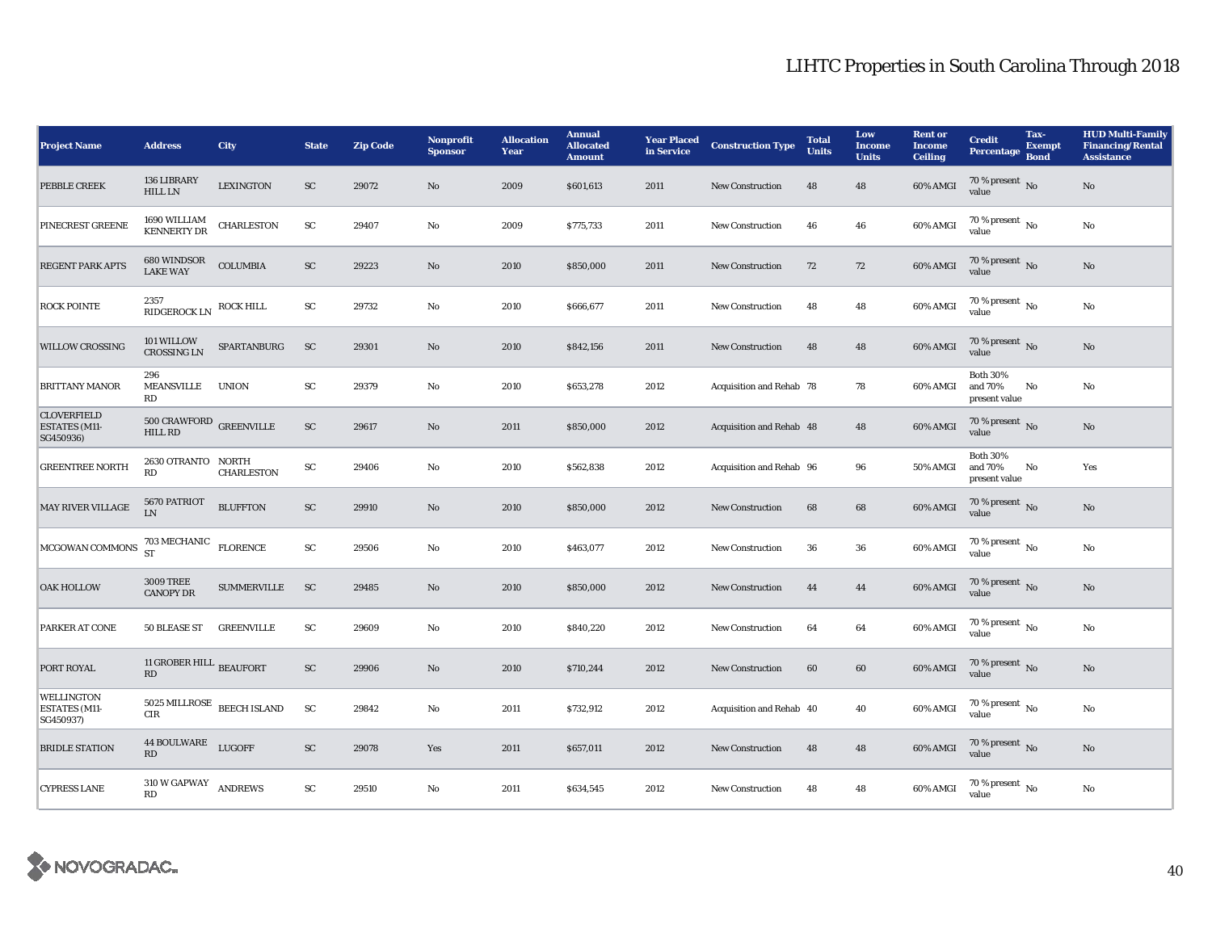# LIHTC Properties in South Carolina Through 2018

| Project Name | Address | City | State | Zip Code | Nonprofit Sponsor | Allocation Year | Annual Allocated Amount | Year Placed in Service | Construction Type | Total Units | Low Income Units | Rent or Income Ceiling | Credit Percentage | Tax-Exempt Bond | HUD Multi-Family Financing/Rental Assistance |
|---|---|---|---|---|---|---|---|---|---|---|---|---|---|---|---|
| PEBBLE CREEK | 136 LIBRARY HILL LN | LEXINGTON | SC | 29072 | No | 2009 | $601,613 | 2011 | New Construction | 48 | 48 | 60% AMGI | 70 % present value | No | No |
| PINECREST GREENE | 1690 WILLIAM KENNERTY DR | CHARLESTON | SC | 29407 | No | 2009 | $775,733 | 2011 | New Construction | 46 | 46 | 60% AMGI | 70 % present value | No | No |
| REGENT PARK APTS | 680 WINDSOR LAKE WAY | COLUMBIA | SC | 29223 | No | 2010 | $850,000 | 2011 | New Construction | 72 | 72 | 60% AMGI | 70 % present value | No | No |
| ROCK POINTE | 2357 RIDGEROCK LN | ROCK HILL | SC | 29732 | No | 2010 | $666,677 | 2011 | New Construction | 48 | 48 | 60% AMGI | 70 % present value | No | No |
| WILLOW CROSSING | 101 WILLOW CROSSING LN | SPARTANBURG | SC | 29301 | No | 2010 | $842,156 | 2011 | New Construction | 48 | 48 | 60% AMGI | 70 % present value | No | No |
| BRITTANY MANOR | 296 MEANSVILLE RD | UNION | SC | 29379 | No | 2010 | $653,278 | 2012 | Acquisition and Rehab | 78 | 78 | 60% AMGI | Both 30% and 70% present value | No | No |
| CLOVERFIELD ESTATES (M11-SG450936) | 500 CRAWFORD HILL RD | GREENVILLE | SC | 29617 | No | 2011 | $850,000 | 2012 | Acquisition and Rehab | 48 | 48 | 60% AMGI | 70 % present value | No | No |
| GREENTREE NORTH | 2630 OTRANTO RD | NORTH CHARLESTON | SC | 29406 | No | 2010 | $562,838 | 2012 | Acquisition and Rehab | 96 | 96 | 50% AMGI | Both 30% and 70% present value | No | Yes |
| MAY RIVER VILLAGE | 5670 PATRIOT LN | BLUFFTON | SC | 29910 | No | 2010 | $850,000 | 2012 | New Construction | 68 | 68 | 60% AMGI | 70 % present value | No | No |
| MCGOWAN COMMONS | 703 MECHANIC ST | FLORENCE | SC | 29506 | No | 2010 | $463,077 | 2012 | New Construction | 36 | 36 | 60% AMGI | 70 % present value | No | No |
| OAK HOLLOW | 3009 TREE CANOPY DR | SUMMERVILLE | SC | 29485 | No | 2010 | $850,000 | 2012 | New Construction | 44 | 44 | 60% AMGI | 70 % present value | No | No |
| PARKER AT CONE | 50 BLEASE ST | GREENVILLE | SC | 29609 | No | 2010 | $840,220 | 2012 | New Construction | 64 | 64 | 60% AMGI | 70 % present value | No | No |
| PORT ROYAL | 11 GROBER HILL RD | BEAUFORT | SC | 29906 | No | 2010 | $710,244 | 2012 | New Construction | 60 | 60 | 60% AMGI | 70 % present value | No | No |
| WELLINGTON ESTATES (M11-SG450937) | 5025 MILLROSE CIR | BEECH ISLAND | SC | 29842 | No | 2011 | $732,912 | 2012 | Acquisition and Rehab | 40 | 40 | 60% AMGI | 70 % present value | No | No |
| BRIDLE STATION | 44 BOULWARE RD | LUGOFF | SC | 29078 | Yes | 2011 | $657,011 | 2012 | New Construction | 48 | 48 | 60% AMGI | 70 % present value | No | No |
| CYPRESS LANE | 310 W GAPWAY RD | ANDREWS | SC | 29510 | No | 2011 | $634,545 | 2012 | New Construction | 48 | 48 | 60% AMGI | 70 % present value | No | No |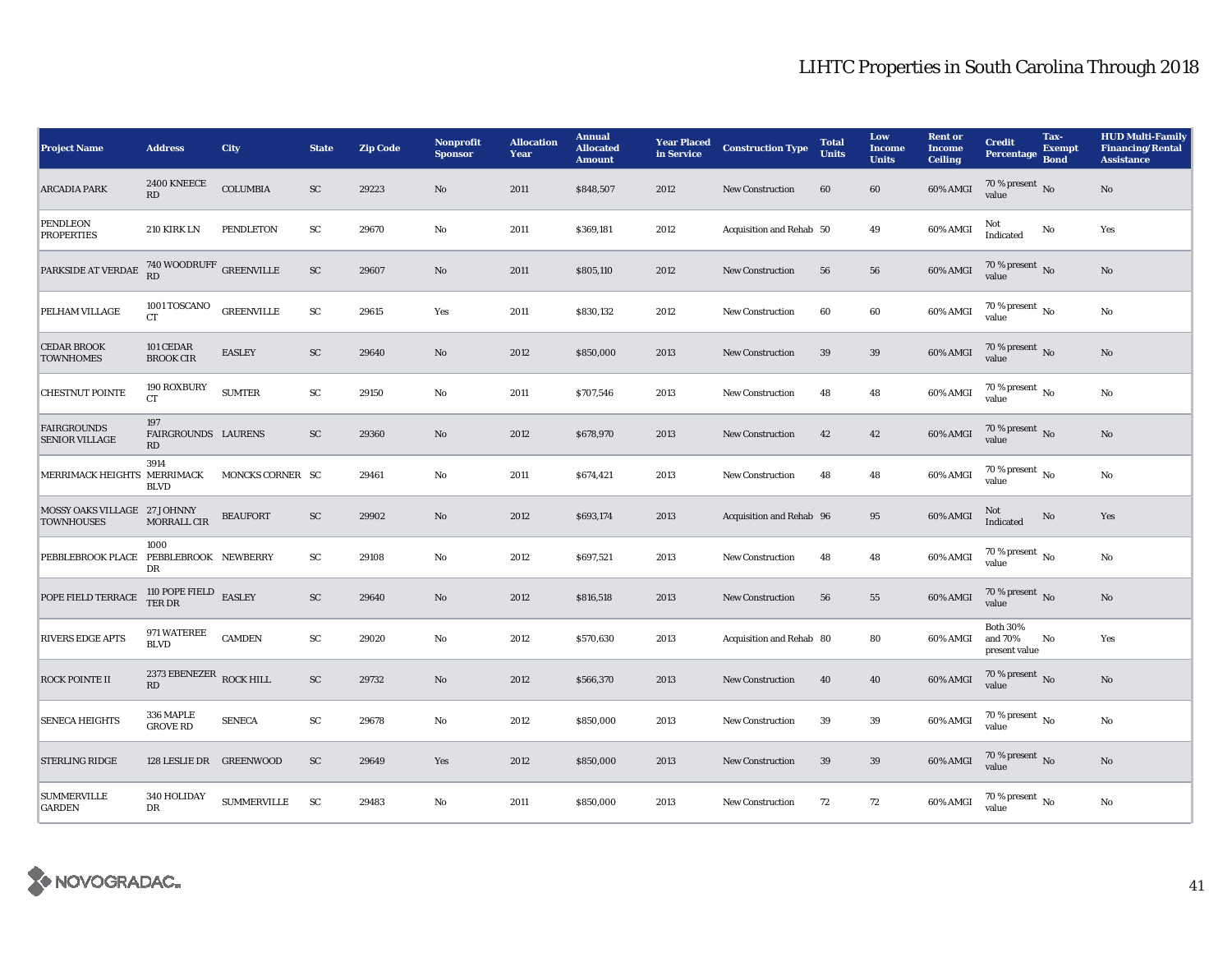# LIHTC Properties in South Carolina Through 2018

| Project Name | Address | City | State | Zip Code | Nonprofit Sponsor | Allocation Year | Annual Allocated Amount | Year Placed in Service | Construction Type | Total Units | Low Income Units | Rent or Income Ceiling | Credit Percentage | Tax-Exempt Bond | HUD Multi-Family Financing/Rental Assistance |
|---|---|---|---|---|---|---|---|---|---|---|---|---|---|---|---|
| ARCADIA PARK | 2400 KNEECE RD | COLUMBIA | SC | 29223 | No | 2011 | $848,507 | 2012 | New Construction | 60 | 60 | 60% AMGI | 70 % present value | No | No |
| PENDLEON PROPERTIES | 210 KIRK LN | PENDLETON | SC | 29670 | No | 2011 | $369,181 | 2012 | Acquisition and Rehab | 50 | 49 | 60% AMGI | Not Indicated | No | Yes |
| PARKSIDE AT VERDAE | 740 WOODRUFF RD | GREENVILLE | SC | 29607 | No | 2011 | $805,110 | 2012 | New Construction | 56 | 56 | 60% AMGI | 70 % present value | No | No |
| PELHAM VILLAGE | 1001 TOSCANO CT | GREENVILLE | SC | 29615 | Yes | 2011 | $830,132 | 2012 | New Construction | 60 | 60 | 60% AMGI | 70 % present value | No | No |
| CEDAR BROOK TOWNHOMES | 101 CEDAR BROOK CIR | EASLEY | SC | 29640 | No | 2012 | $850,000 | 2013 | New Construction | 39 | 39 | 60% AMGI | 70 % present value | No | No |
| CHESTNUT POINTE | 190 ROXBURY CT | SUMTER | SC | 29150 | No | 2011 | $707,546 | 2013 | New Construction | 48 | 48 | 60% AMGI | 70 % present value | No | No |
| FAIRGROUNDS SENIOR VILLAGE | 197 FAIRGROUNDS RD | LAURENS | SC | 29360 | No | 2012 | $678,970 | 2013 | New Construction | 42 | 42 | 60% AMGI | 70 % present value | No | No |
| MERRIMACK HEIGHTS | 3914 MERRIMACK BLVD | MONCKS CORNER | SC | 29461 | No | 2011 | $674,421 | 2013 | New Construction | 48 | 48 | 60% AMGI | 70 % present value | No | No |
| MOSSY OAKS VILLAGE TOWNHOUSES | 27 JOHNNY MORRALL CIR | BEAUFORT | SC | 29902 | No | 2012 | $693,174 | 2013 | Acquisition and Rehab | 96 | 95 | 60% AMGI | Not Indicated | No | Yes |
| PEBBLEBROOK PLACE | 1000 PEBBLEBROOK DR | NEWBERRY | SC | 29108 | No | 2012 | $697,521 | 2013 | New Construction | 48 | 48 | 60% AMGI | 70 % present value | No | No |
| POPE FIELD TERRACE | 110 POPE FIELD TER DR | EASLEY | SC | 29640 | No | 2012 | $816,518 | 2013 | New Construction | 56 | 55 | 60% AMGI | 70 % present value | No | No |
| RIVERS EDGE APTS | 971 WATEREE BLVD | CAMDEN | SC | 29020 | No | 2012 | $570,630 | 2013 | Acquisition and Rehab | 80 | 80 | 60% AMGI | Both 30% and 70% present value | No | Yes |
| ROCK POINTE II | 2373 EBENEZER RD | ROCK HILL | SC | 29732 | No | 2012 | $566,370 | 2013 | New Construction | 40 | 40 | 60% AMGI | 70 % present value | No | No |
| SENECA HEIGHTS | 336 MAPLE GROVE RD | SENECA | SC | 29678 | No | 2012 | $850,000 | 2013 | New Construction | 39 | 39 | 60% AMGI | 70 % present value | No | No |
| STERLING RIDGE | 128 LESLIE DR | GREENWOOD | SC | 29649 | Yes | 2012 | $850,000 | 2013 | New Construction | 39 | 39 | 60% AMGI | 70 % present value | No | No |
| SUMMERVILLE GARDEN | 340 HOLIDAY DR | SUMMERVILLE | SC | 29483 | No | 2011 | $850,000 | 2013 | New Construction | 72 | 72 | 60% AMGI | 70 % present value | No | No |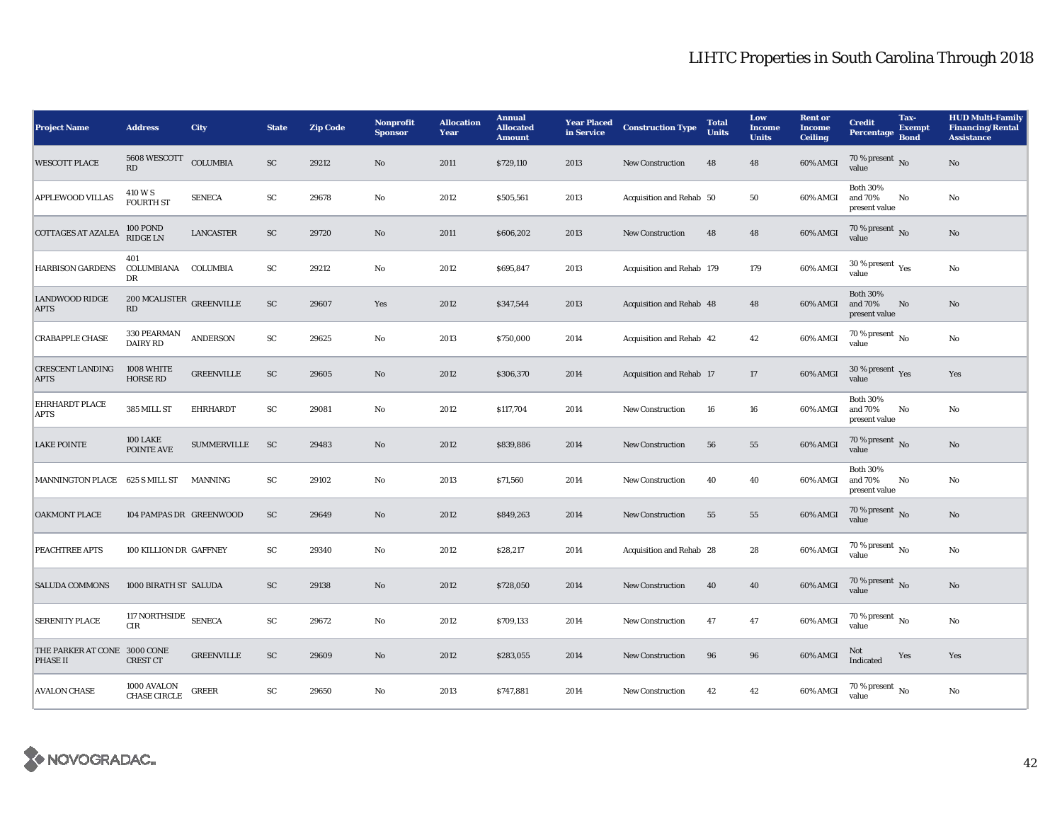# LIHTC Properties in South Carolina Through 2018

| Project Name | Address | City | State | Zip Code | Nonprofit Sponsor | Allocation Year | Annual Allocated Amount | Year Placed in Service | Construction Type | Total Units | Low Income Units | Rent or Income Ceiling | Credit Percentage | Tax-Exempt Bond | HUD Multi-Family Financing/Rental Assistance |
|---|---|---|---|---|---|---|---|---|---|---|---|---|---|---|---|
| WESCOTT PLACE | 5608 WESCOTT RD | COLUMBIA | SC | 29212 | No | 2011 | $729,110 | 2013 | New Construction | 48 | 48 | 60% AMGI | 70 % present value | No | No |
| APPLEWOOD VILLAS | 410 W S FOURTH ST | SENECA | SC | 29678 | No | 2012 | $505,561 | 2013 | Acquisition and Rehab | 50 | 50 | 60% AMGI | Both 30% and 70% present value | No | No |
| COTTAGES AT AZALEA | 100 POND RIDGE LN | LANCASTER | SC | 29720 | No | 2011 | $606,202 | 2013 | New Construction | 48 | 48 | 60% AMGI | 70 % present value | No | No |
| HARBISON GARDENS | 401 COLUMBIANA DR | COLUMBIA | SC | 29212 | No | 2012 | $695,847 | 2013 | Acquisition and Rehab | 179 | 179 | 60% AMGI | 30 % present value | Yes | No |
| LANDWOOD RIDGE APTS | 200 MCALISTER RD | GREENVILLE | SC | 29607 | Yes | 2012 | $347,544 | 2013 | Acquisition and Rehab | 48 | 48 | 60% AMGI | Both 30% and 70% present value | No | No |
| CRABAPPLE CHASE | 330 PEARMAN DAIRY RD | ANDERSON | SC | 29625 | No | 2013 | $750,000 | 2014 | Acquisition and Rehab | 42 | 42 | 60% AMGI | 70 % present value | No | No |
| CRESCENT LANDING APTS | 1008 WHITE HORSE RD | GREENVILLE | SC | 29605 | No | 2012 | $306,370 | 2014 | Acquisition and Rehab | 17 | 17 | 60% AMGI | 30 % present value | Yes | Yes |
| EHRHARDT PLACE APTS | 385 MILL ST | EHRHARDT | SC | 29081 | No | 2012 | $117,704 | 2014 | New Construction | 16 | 16 | 60% AMGI | Both 30% and 70% present value | No | No |
| LAKE POINTE | 100 LAKE POINTE AVE | SUMMERVILLE | SC | 29483 | No | 2012 | $839,886 | 2014 | New Construction | 56 | 55 | 60% AMGI | 70 % present value | No | No |
| MANNINGTON PLACE | 625 S MILL ST | MANNING | SC | 29102 | No | 2013 | $71,560 | 2014 | New Construction | 40 | 40 | 60% AMGI | Both 30% and 70% present value | No | No |
| OAKMONT PLACE | 104 PAMPAS DR | GREENWOOD | SC | 29649 | No | 2012 | $849,263 | 2014 | New Construction | 55 | 55 | 60% AMGI | 70 % present value | No | No |
| PEACHTREE APTS | 100 KILLION DR | GAFFNEY | SC | 29340 | No | 2012 | $28,217 | 2014 | Acquisition and Rehab | 28 | 28 | 60% AMGI | 70 % present value | No | No |
| SALUDA COMMONS | 1000 BIRATH ST | SALUDA | SC | 29138 | No | 2012 | $728,050 | 2014 | New Construction | 40 | 40 | 60% AMGI | 70 % present value | No | No |
| SERENITY PLACE | 117 NORTHSIDE CIR | SENECA | SC | 29672 | No | 2012 | $709,133 | 2014 | New Construction | 47 | 47 | 60% AMGI | 70 % present value | No | No |
| THE PARKER AT CONE PHASE II | 3000 CONE CREST CT | GREENVILLE | SC | 29609 | No | 2012 | $283,055 | 2014 | New Construction | 96 | 96 | 60% AMGI | Not Indicated | Yes | Yes |
| AVALON CHASE | 1000 AVALON CHASE CIRCLE | GREER | SC | 29650 | No | 2013 | $747,881 | 2014 | New Construction | 42 | 42 | 60% AMGI | 70 % present value | No | No |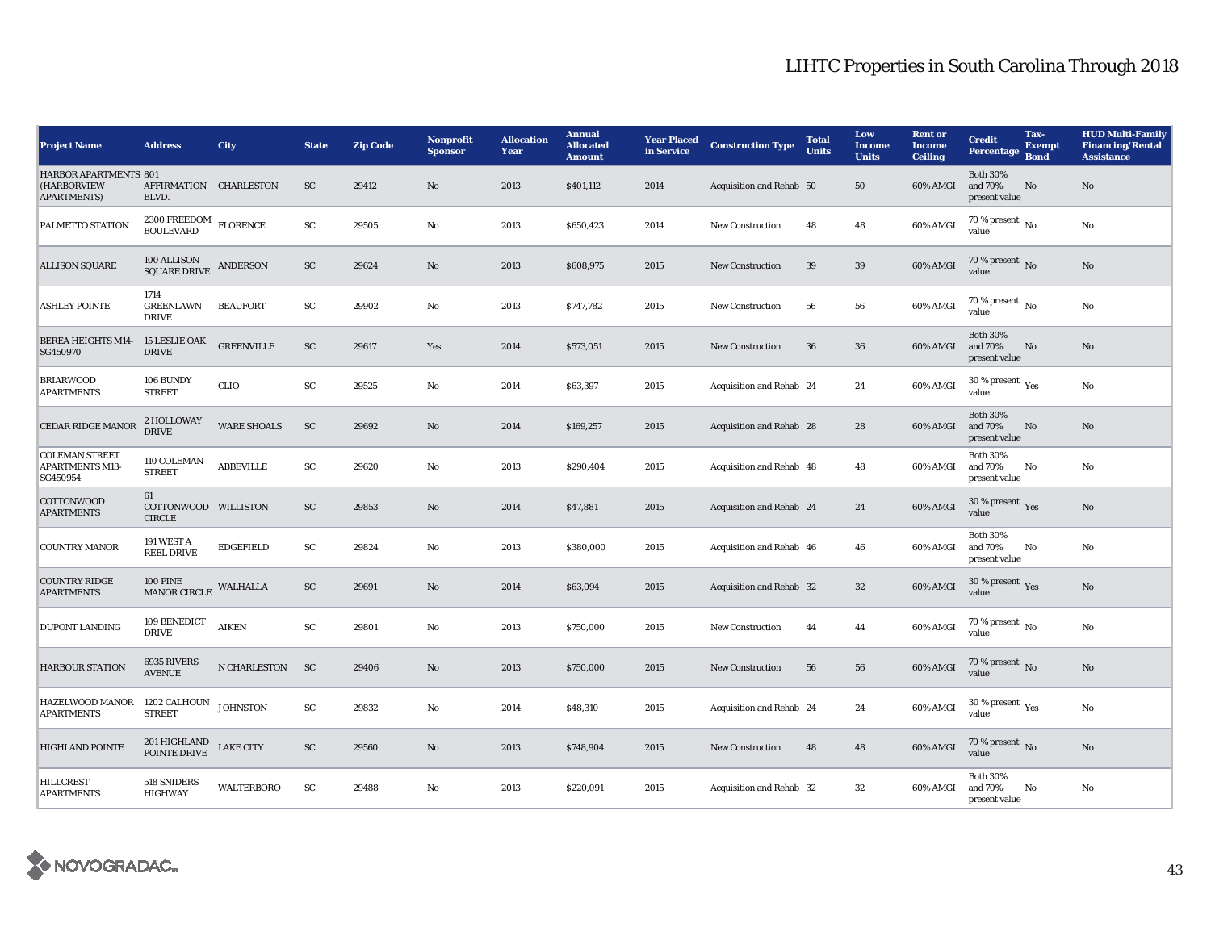# LIHTC Properties in South Carolina Through 2018

| Project Name | Address | City | State | Zip Code | Nonprofit Sponsor | Allocation Year | Annual Allocated Amount | Year Placed in Service | Construction Type | Total Units | Low Income Units | Rent or Income Ceiling | Credit Percentage | Tax-Exempt Bond | HUD Multi-Family Financing/Rental Assistance |
|---|---|---|---|---|---|---|---|---|---|---|---|---|---|---|---|
| HARBOR APARTMENTS (HARBORVIEW APARTMENTS) | 801 AFFIRMATION BLVD. | CHARLESTON | SC | 29412 | No | 2013 | $401,112 | 2014 | Acquisition and Rehab | 50 | 50 | 60% AMGI | Both 30% and 70% present value | No | No |
| PALMETTO STATION | 2300 FREEDOM BOULEVARD | FLORENCE | SC | 29505 | No | 2013 | $650,423 | 2014 | New Construction | 48 | 48 | 60% AMGI | 70 % present value | No | No |
| ALLISON SQUARE | 100 ALLISON SQUARE DRIVE | ANDERSON | SC | 29624 | No | 2013 | $608,975 | 2015 | New Construction | 39 | 39 | 60% AMGI | 70 % present value | No | No |
| ASHLEY POINTE | 1714 GREENLAWN DRIVE | BEAUFORT | SC | 29902 | No | 2013 | $747,782 | 2015 | New Construction | 56 | 56 | 60% AMGI | 70 % present value | No | No |
| BEREA HEIGHTS M14-SG450970 | 15 LESLIE OAK DRIVE | GREENVILLE | SC | 29617 | Yes | 2014 | $573,051 | 2015 | New Construction | 36 | 36 | 60% AMGI | Both 30% and 70% present value | No | No |
| BRIARWOOD APARTMENTS | 106 BUNDY STREET | CLIO | SC | 29525 | No | 2014 | $63,397 | 2015 | Acquisition and Rehab | 24 | 24 | 60% AMGI | 30 % present value | Yes | No |
| CEDAR RIDGE MANOR | 2 HOLLOWAY DRIVE | WARE SHOALS | SC | 29692 | No | 2014 | $169,257 | 2015 | Acquisition and Rehab | 28 | 28 | 60% AMGI | Both 30% and 70% present value | No | No |
| COLEMAN STREET APARTMENTS M13-SG450954 | 110 COLEMAN STREET | ABBEVILLE | SC | 29620 | No | 2013 | $290,404 | 2015 | Acquisition and Rehab | 48 | 48 | 60% AMGI | Both 30% and 70% present value | No | No |
| COTTONWOOD APARTMENTS | 61 COTTONWOOD CIRCLE | WILLISTON | SC | 29853 | No | 2014 | $47,881 | 2015 | Acquisition and Rehab | 24 | 24 | 60% AMGI | 30 % present value | Yes | No |
| COUNTRY MANOR | 191 WEST A REEL DRIVE | EDGEFIELD | SC | 29824 | No | 2013 | $380,000 | 2015 | Acquisition and Rehab | 46 | 46 | 60% AMGI | Both 30% and 70% present value | No | No |
| COUNTRY RIDGE APARTMENTS | 100 PINE MANOR CIRCLE | WALHALLA | SC | 29691 | No | 2014 | $63,094 | 2015 | Acquisition and Rehab | 32 | 32 | 60% AMGI | 30 % present value | Yes | No |
| DUPONT LANDING | 109 BENEDICT DRIVE | AIKEN | SC | 29801 | No | 2013 | $750,000 | 2015 | New Construction | 44 | 44 | 60% AMGI | 70 % present value | No | No |
| HARBOUR STATION | 6935 RIVERS AVENUE | N CHARLESTON | SC | 29406 | No | 2013 | $750,000 | 2015 | New Construction | 56 | 56 | 60% AMGI | 70 % present value | No | No |
| HAZELWOOD MANOR APARTMENTS | 1202 CALHOUN STREET | JOHNSTON | SC | 29832 | No | 2014 | $48,310 | 2015 | Acquisition and Rehab | 24 | 24 | 60% AMGI | 30 % present value | Yes | No |
| HIGHLAND POINTE | 201 HIGHLAND POINTE DRIVE | LAKE CITY | SC | 29560 | No | 2013 | $748,904 | 2015 | New Construction | 48 | 48 | 60% AMGI | 70 % present value | No | No |
| HILLCREST APARTMENTS | 518 SNIDERS HIGHWAY | WALTERBORO | SC | 29488 | No | 2013 | $220,091 | 2015 | Acquisition and Rehab | 32 | 32 | 60% AMGI | Both 30% and 70% present value | No | No |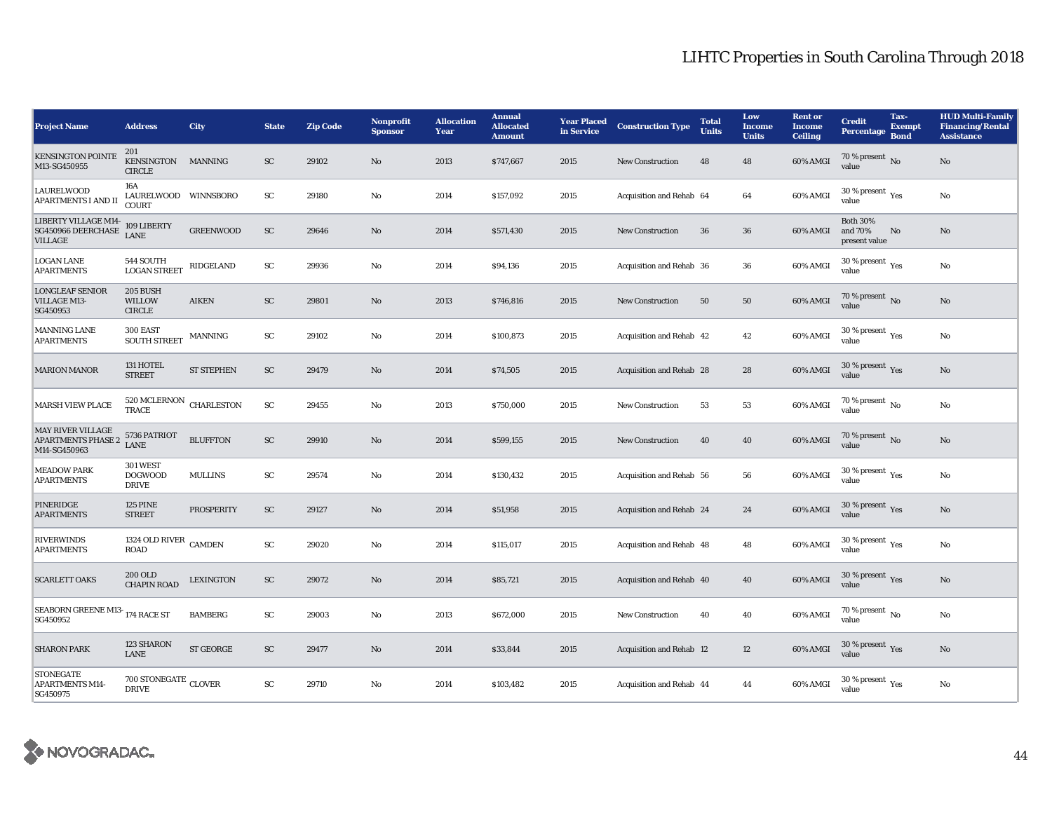# LIHTC Properties in South Carolina Through 2018

| Project Name | Address | City | State | Zip Code | Nonprofit Sponsor | Allocation Year | Annual Allocated Amount | Year Placed in Service | Construction Type | Total Units | Low Income Units | Rent or Income Ceiling | Credit Percentage | Tax-Exempt Bond | HUD Multi-Family Financing/Rental Assistance |
|---|---|---|---|---|---|---|---|---|---|---|---|---|---|---|---|
| KENSINGTON POINTE M13-SG450955 | 201 KENSINGTON CIRCLE | MANNING | SC | 29102 | No | 2013 | $747,667 | 2015 | New Construction | 48 | 48 | 60% AMGI | 70 % present value | No | No |
| LAURELWOOD APARTMENTS I AND II | 16A LAURELWOOD COURT | WINNSBORO | SC | 29180 | No | 2014 | $157,092 | 2015 | Acquisition and Rehab | 64 | 64 | 60% AMGI | 30 % present value | Yes | No |
| LIBERTY VILLAGE M14-SG450966 DEERCHASE VILLAGE | 109 LIBERTY LANE | GREENWOOD | SC | 29646 | No | 2014 | $571,430 | 2015 | New Construction | 36 | 36 | 60% AMGI | Both 30% and 70% present value | No | No |
| LOGAN LANE APARTMENTS | 544 SOUTH LOGAN STREET | RIDGELAND | SC | 29936 | No | 2014 | $94,136 | 2015 | Acquisition and Rehab | 36 | 36 | 60% AMGI | 30 % present value | Yes | No |
| LONGLEAF SENIOR VILLAGE M13-SG450953 | 205 BUSH WILLOW CIRCLE | AIKEN | SC | 29801 | No | 2013 | $746,816 | 2015 | New Construction | 50 | 50 | 60% AMGI | 70 % present value | No | No |
| MANNING LANE APARTMENTS | 300 EAST SOUTH STREET | MANNING | SC | 29102 | No | 2014 | $100,873 | 2015 | Acquisition and Rehab | 42 | 42 | 60% AMGI | 30 % present value | Yes | No |
| MARION MANOR | 131 HOTEL STREET | ST STEPHEN | SC | 29479 | No | 2014 | $74,505 | 2015 | Acquisition and Rehab | 28 | 28 | 60% AMGI | 30 % present value | Yes | No |
| MARSH VIEW PLACE | 520 MCLERNON TRACE | CHARLESTON | SC | 29455 | No | 2013 | $750,000 | 2015 | New Construction | 53 | 53 | 60% AMGI | 70 % present value | No | No |
| MAY RIVER VILLAGE APARTMENTS PHASE 2 M14-SG450963 | 5736 PATRIOT LANE | BLUFFTON | SC | 29910 | No | 2014 | $599,155 | 2015 | New Construction | 40 | 40 | 60% AMGI | 70 % present value | No | No |
| MEADOW PARK APARTMENTS | 301 WEST DOGWOOD DRIVE | MULLINS | SC | 29574 | No | 2014 | $130,432 | 2015 | Acquisition and Rehab | 56 | 56 | 60% AMGI | 30 % present value | Yes | No |
| PINERIDGE APARTMENTS | 125 PINE STREET | PROSPERITY | SC | 29127 | No | 2014 | $51,958 | 2015 | Acquisition and Rehab | 24 | 24 | 60% AMGI | 30 % present value | Yes | No |
| RIVERWINDS APARTMENTS | 1324 OLD RIVER ROAD | CAMDEN | SC | 29020 | No | 2014 | $115,017 | 2015 | Acquisition and Rehab | 48 | 48 | 60% AMGI | 30 % present value | Yes | No |
| SCARLETT OAKS | 200 OLD CHAPIN ROAD | LEXINGTON | SC | 29072 | No | 2014 | $85,721 | 2015 | Acquisition and Rehab | 40 | 40 | 60% AMGI | 30 % present value | Yes | No |
| SEABORN GREENE M13-SG450952 | 174 RACE ST | BAMBERG | SC | 29003 | No | 2013 | $672,000 | 2015 | New Construction | 40 | 40 | 60% AMGI | 70 % present value | No | No |
| SHARON PARK | 123 SHARON LANE | ST GEORGE | SC | 29477 | No | 2014 | $33,844 | 2015 | Acquisition and Rehab | 12 | 12 | 60% AMGI | 30 % present value | Yes | No |
| STONEGATE APARTMENTS M14-SG450975 | 700 STONEGATE DRIVE | CLOVER | SC | 29710 | No | 2014 | $103,482 | 2015 | Acquisition and Rehab | 44 | 44 | 60% AMGI | 30 % present value | Yes | No |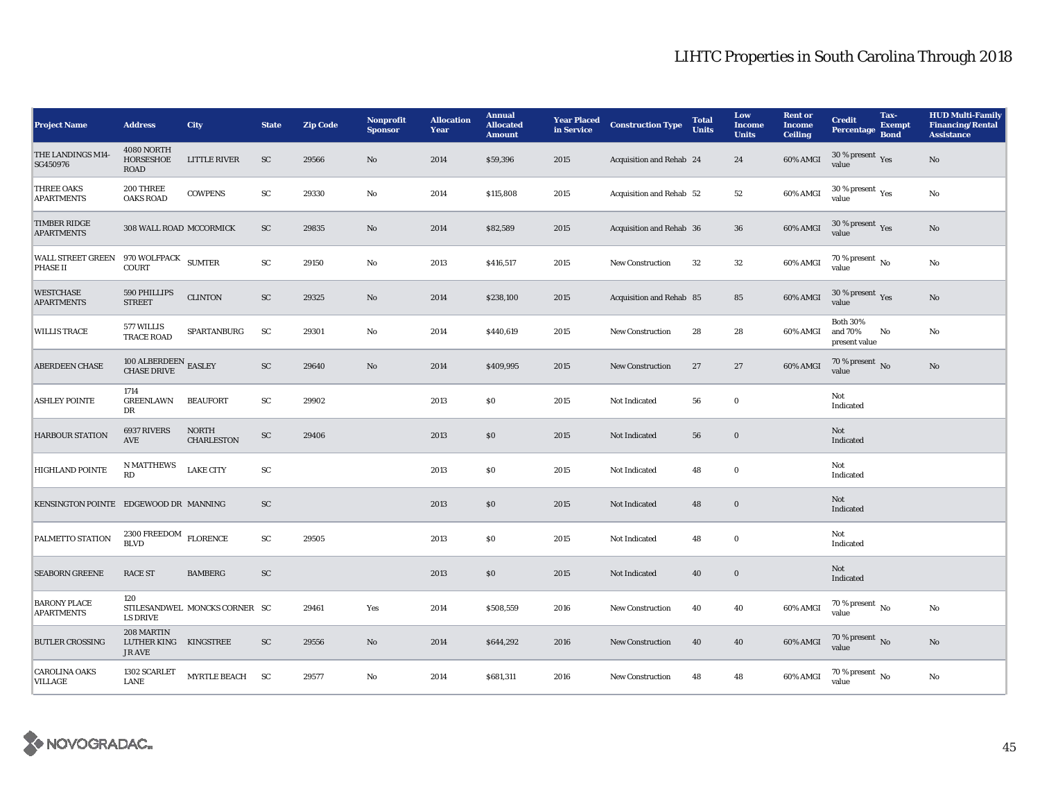# LIHTC Properties in South Carolina Through 2018

| Project Name | Address | City | State | Zip Code | Nonprofit Sponsor | Allocation Year | Annual Allocated Amount | Year Placed in Service | Construction Type | Total Units | Low Income Units | Rent or Income Ceiling | Credit Percentage | Tax-Exempt Bond | HUD Multi-Family Financing/Rental Assistance |
|---|---|---|---|---|---|---|---|---|---|---|---|---|---|---|---|
| THE LANDINGS M14-SG450976 | 4080 NORTH HORSESHOE ROAD | LITTLE RIVER | SC | 29566 | No | 2014 | $59,396 | 2015 | Acquisition and Rehab | 24 | 24 | 60% AMGI | 30 % present value | Yes | No |
| THREE OAKS APARTMENTS | 200 THREE OAKS ROAD | COWPENS | SC | 29330 | No | 2014 | $115,808 | 2015 | Acquisition and Rehab | 52 | 52 | 60% AMGI | 30 % present value | Yes | No |
| TIMBER RIDGE APARTMENTS | 308 WALL ROAD | MCCORMICK | SC | 29835 | No | 2014 | $82,589 | 2015 | Acquisition and Rehab | 36 | 36 | 60% AMGI | 30 % present value | Yes | No |
| WALL STREET GREEN PHASE II | 970 WOLFPACK COURT | SUMTER | SC | 29150 | No | 2013 | $416,517 | 2015 | New Construction | 32 | 32 | 60% AMGI | 70 % present value | No | No |
| WESTCHASE APARTMENTS | 590 PHILLIPS STREET | CLINTON | SC | 29325 | No | 2014 | $238,100 | 2015 | Acquisition and Rehab | 85 | 85 | 60% AMGI | 30 % present value | Yes | No |
| WILLIS TRACE | 577 WILLIS TRACE ROAD | SPARTANBURG | SC | 29301 | No | 2014 | $440,619 | 2015 | New Construction | 28 | 28 | 60% AMGI | Both 30% and 70% present value | No | No |
| ABERDEEN CHASE | 100 ALBERDEEN CHASE DRIVE | EASLEY | SC | 29640 | No | 2014 | $409,995 | 2015 | New Construction | 27 | 27 | 60% AMGI | 70 % present value | No | No |
| ASHLEY POINTE | 1714 GREENLAWN DR | BEAUFORT | SC | 29902 | | 2013 | $0 | 2015 | Not Indicated | 56 | 0 | | Not Indicated | | |
| HARBOUR STATION | 6937 RIVERS AVE | NORTH CHARLESTON | SC | 29406 | | 2013 | $0 | 2015 | Not Indicated | 56 | 0 | | Not Indicated | | |
| HIGHLAND POINTE | N MATTHEWS RD | LAKE CITY | SC | | | 2013 | $0 | 2015 | Not Indicated | 48 | 0 | | Not Indicated | | |
| KENSINGTON POINTE | EDGEWOOD DR | MANNING | SC | | | 2013 | $0 | 2015 | Not Indicated | 48 | 0 | | Not Indicated | | |
| PALMETTO STATION | 2300 FREEDOM BLVD | FLORENCE | SC | 29505 | | 2013 | $0 | 2015 | Not Indicated | 48 | 0 | | Not Indicated | | |
| SEABORN GREENE | RACE ST | BAMBERG | SC | | | 2013 | $0 | 2015 | Not Indicated | 40 | 0 | | Not Indicated | | |
| BARONY PLACE APARTMENTS | 120 STILESANDWELLS DRIVE | MONCKS CORNER | SC | 29461 | Yes | 2014 | $508,559 | 2016 | New Construction | 40 | 40 | 60% AMGI | 70 % present value | No | No |
| BUTLER CROSSING | 208 MARTIN LUTHER KING JR AVE | KINGSTREE | SC | 29556 | No | 2014 | $644,292 | 2016 | New Construction | 40 | 40 | 60% AMGI | 70 % present value | No | No |
| CAROLINA OAKS VILLAGE | 1302 SCARLET LANE | MYRTLE BEACH | SC | 29577 | No | 2014 | $681,311 | 2016 | New Construction | 48 | 48 | 60% AMGI | 70 % present value | No | No |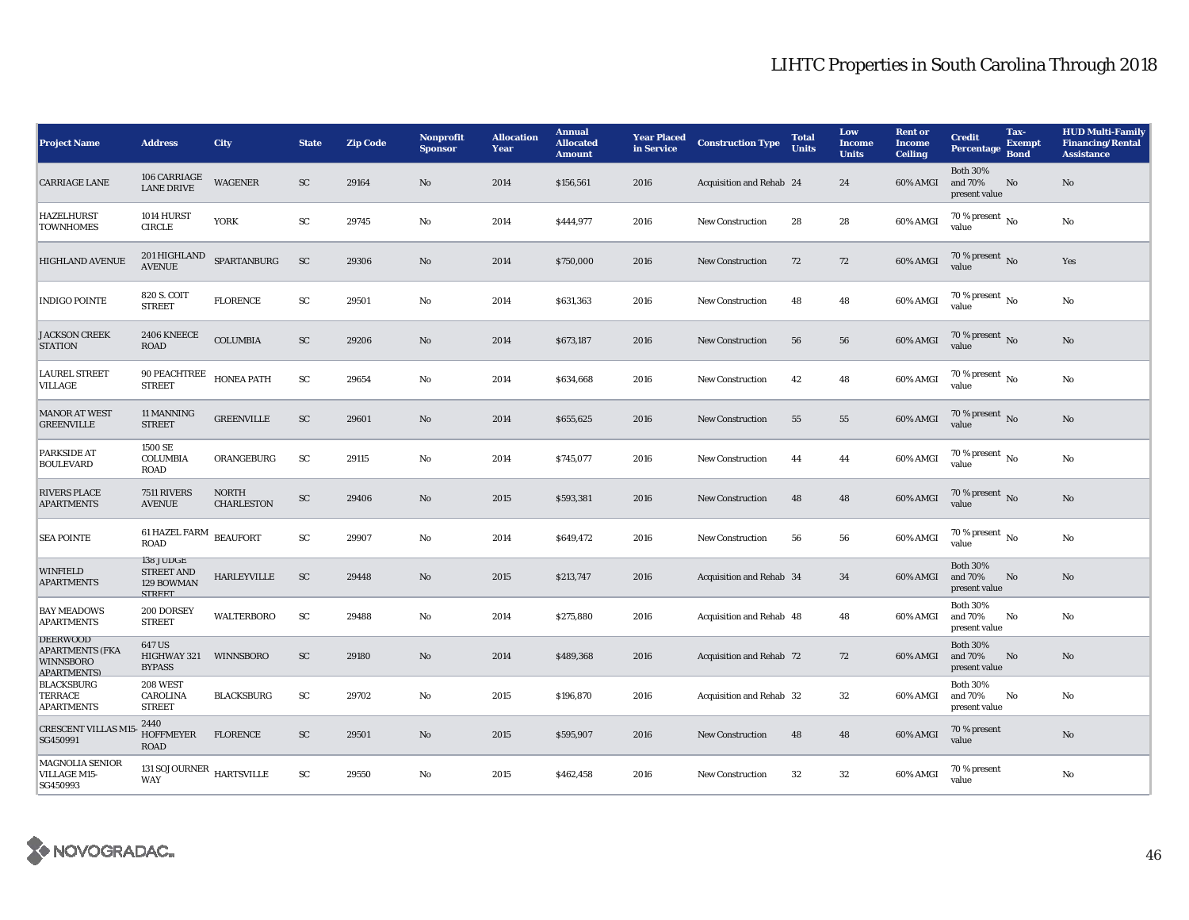# LIHTC Properties in South Carolina Through 2018

| Project Name | Address | City | State | Zip Code | Nonprofit Sponsor | Allocation Year | Annual Allocated Amount | Year Placed in Service | Construction Type | Total Units | Low Income Units | Rent or Income Ceiling | Credit Percentage | Tax-Exempt Bond | HUD Multi-Family Financing/Rental Assistance |
|---|---|---|---|---|---|---|---|---|---|---|---|---|---|---|---|
| CARRIAGE LANE | 106 CARRIAGE LANE DRIVE | WAGENER | SC | 29164 | No | 2014 | $156,561 | 2016 | Acquisition and Rehab | 24 | 24 | 60% AMGI | Both 30% and 70% present value | No | No |
| HAZELHURST TOWNHOMES | 1014 HURST CIRCLE | YORK | SC | 29745 | No | 2014 | $444,977 | 2016 | New Construction | 28 | 28 | 60% AMGI | 70 % present value | No | No |
| HIGHLAND AVENUE | 201 HIGHLAND AVENUE | SPARTANBURG | SC | 29306 | No | 2014 | $750,000 | 2016 | New Construction | 72 | 72 | 60% AMGI | 70 % present value | No | Yes |
| INDIGO POINTE | 820 S. COIT STREET | FLORENCE | SC | 29501 | No | 2014 | $631,363 | 2016 | New Construction | 48 | 48 | 60% AMGI | 70 % present value | No | No |
| JACKSON CREEK STATION | 2406 KNEECE ROAD | COLUMBIA | SC | 29206 | No | 2014 | $673,187 | 2016 | New Construction | 56 | 56 | 60% AMGI | 70 % present value | No | No |
| LAUREL STREET VILLAGE | 90 PEACHTREE STREET | HONEA PATH | SC | 29654 | No | 2014 | $634,668 | 2016 | New Construction | 42 | 48 | 60% AMGI | 70 % present value | No | No |
| MANOR AT WEST GREENVILLE | 11 MANNING STREET | GREENVILLE | SC | 29601 | No | 2014 | $655,625 | 2016 | New Construction | 55 | 55 | 60% AMGI | 70 % present value | No | No |
| PARKSIDE AT BOULEVARD | 1500 SE COLUMBIA ROAD | ORANGEBURG | SC | 29115 | No | 2014 | $745,077 | 2016 | New Construction | 44 | 44 | 60% AMGI | 70 % present value | No | No |
| RIVERS PLACE APARTMENTS | 7511 RIVERS AVENUE | NORTH CHARLESTON | SC | 29406 | No | 2015 | $593,381 | 2016 | New Construction | 48 | 48 | 60% AMGI | 70 % present value | No | No |
| SEA POINTE | 61 HAZEL FARM ROAD | BEAUFORT | SC | 29907 | No | 2014 | $649,472 | 2016 | New Construction | 56 | 56 | 60% AMGI | 70 % present value | No | No |
| WINFIELD APARTMENTS | 138 JUDGE STREET AND 129 BOWMAN STREET | HARLEYVILLE | SC | 29448 | No | 2015 | $213,747 | 2016 | Acquisition and Rehab | 34 | 34 | 60% AMGI | Both 30% and 70% present value | No | No |
| BAY MEADOWS APARTMENTS | 200 DORSEY STREET | WALTERBORO | SC | 29488 | No | 2014 | $275,880 | 2016 | Acquisition and Rehab | 48 | 48 | 60% AMGI | Both 30% and 70% present value | No | No |
| DEERWOOD APARTMENTS (FKA WINNSBORO APARTMENTS) | 647 US HIGHWAY 321 BYPASS | WINNSBORO | SC | 29180 | No | 2014 | $489,368 | 2016 | Acquisition and Rehab | 72 | 72 | 60% AMGI | Both 30% and 70% present value | No | No |
| BLACKSBURG TERRACE APARTMENTS | 208 WEST CAROLINA STREET | BLACKSBURG | SC | 29702 | No | 2015 | $196,870 | 2016 | Acquisition and Rehab | 32 | 32 | 60% AMGI | Both 30% and 70% present value | No | No |
| CRESCENT VILLAS M15-SG450991 | 2440 HOFFMEYER ROAD | FLORENCE | SC | 29501 | No | 2015 | $595,907 | 2016 | New Construction | 48 | 48 | 60% AMGI | 70 % present value | | No |
| MAGNOLIA SENIOR VILLAGE M15-SG450993 | 131 SOJOURNER WAY | HARTSVILLE | SC | 29550 | No | 2015 | $462,458 | 2016 | New Construction | 32 | 32 | 60% AMGI | 70 % present value | | No |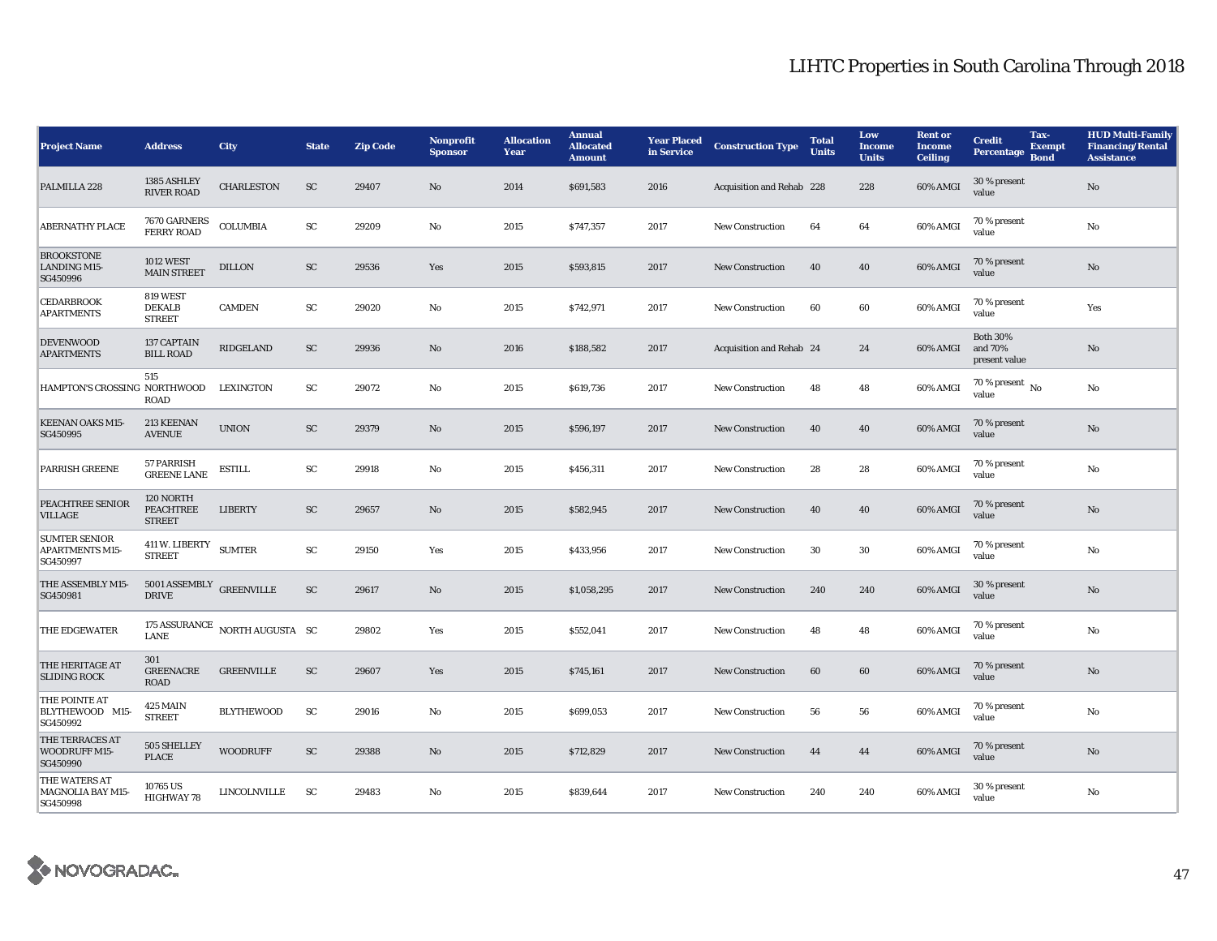# LIHTC Properties in South Carolina Through 2018

| Project Name | Address | City | State | Zip Code | Nonprofit Sponsor | Allocation Year | Annual Allocated Amount | Year Placed in Service | Construction Type | Total Units | Low Income Units | Rent or Income Ceiling | Credit Percentage | Tax-Exempt Bond | HUD Multi-Family Financing/Rental Assistance |
|---|---|---|---|---|---|---|---|---|---|---|---|---|---|---|---|
| PALMILLA 228 | 1385 ASHLEY RIVER ROAD | CHARLESTON | SC | 29407 | No | 2014 | $691,583 | 2016 | Acquisition and Rehab | 228 | 228 | 60% AMGI | 30 % present value | | No |
| ABERNATHY PLACE | 7670 GARNERS FERRY ROAD | COLUMBIA | SC | 29209 | No | 2015 | $747,357 | 2017 | New Construction | 64 | 64 | 60% AMGI | 70 % present value | | No |
| BROOKSTONE LANDING M15-SG450996 | 1012 WEST MAIN STREET | DILLON | SC | 29536 | Yes | 2015 | $593,815 | 2017 | New Construction | 40 | 40 | 60% AMGI | 70 % present value | | No |
| CEDARBROOK APARTMENTS | 819 WEST DEKALB STREET | CAMDEN | SC | 29020 | No | 2015 | $742,971 | 2017 | New Construction | 60 | 60 | 60% AMGI | 70 % present value | | Yes |
| DEVENWOOD APARTMENTS | 137 CAPTAIN BILL ROAD | RIDGELAND | SC | 29936 | No | 2016 | $188,582 | 2017 | Acquisition and Rehab | 24 | 24 | 60% AMGI | Both 30% and 70% present value | | No |
| HAMPTON'S CROSSING | 515 NORTHWOOD ROAD | LEXINGTON | SC | 29072 | No | 2015 | $619,736 | 2017 | New Construction | 48 | 48 | 60% AMGI | 70 % present value | No | No |
| KEENAN OAKS M15-SG450995 | 213 KEENAN AVENUE | UNION | SC | 29379 | No | 2015 | $596,197 | 2017 | New Construction | 40 | 40 | 60% AMGI | 70 % present value | | No |
| PARRISH GREENE | 57 PARRISH GREENE LANE | ESTILL | SC | 29918 | No | 2015 | $456,311 | 2017 | New Construction | 28 | 28 | 60% AMGI | 70 % present value | | No |
| PEACHTREE SENIOR VILLAGE | 120 NORTH PEACHTREE STREET | LIBERTY | SC | 29657 | No | 2015 | $582,945 | 2017 | New Construction | 40 | 40 | 60% AMGI | 70 % present value | | No |
| SUMTER SENIOR APARTMENTS M15-SG450997 | 411 W. LIBERTY STREET | SUMTER | SC | 29150 | Yes | 2015 | $433,956 | 2017 | New Construction | 30 | 30 | 60% AMGI | 70 % present value | | No |
| THE ASSEMBLY M15-SG450981 | 5001 ASSEMBLY DRIVE | GREENVILLE | SC | 29617 | No | 2015 | $1,058,295 | 2017 | New Construction | 240 | 240 | 60% AMGI | 30 % present value | | No |
| THE EDGEWATER | 175 ASSURANCE LANE | NORTH AUGUSTA | SC | 29802 | Yes | 2015 | $552,041 | 2017 | New Construction | 48 | 48 | 60% AMGI | 70 % present value | | No |
| THE HERITAGE AT SLIDING ROCK | 301 GREENACRE ROAD | GREENVILLE | SC | 29607 | Yes | 2015 | $745,161 | 2017 | New Construction | 60 | 60 | 60% AMGI | 70 % present value | | No |
| THE POINTE AT BLYTHEWOOD M15-SG450992 | 425 MAIN STREET | BLYTHEWOOD | SC | 29016 | No | 2015 | $699,053 | 2017 | New Construction | 56 | 56 | 60% AMGI | 70 % present value | | No |
| THE TERRACES AT WOODRUFF M15-SG450990 | 505 SHELLEY PLACE | WOODRUFF | SC | 29388 | No | 2015 | $712,829 | 2017 | New Construction | 44 | 44 | 60% AMGI | 70 % present value | | No |
| THE WATERS AT MAGNOLIA BAY M15-SG450998 | 10765 US HIGHWAY 78 | LINCOLNVILLE | SC | 29483 | No | 2015 | $839,644 | 2017 | New Construction | 240 | 240 | 60% AMGI | 30 % present value | | No |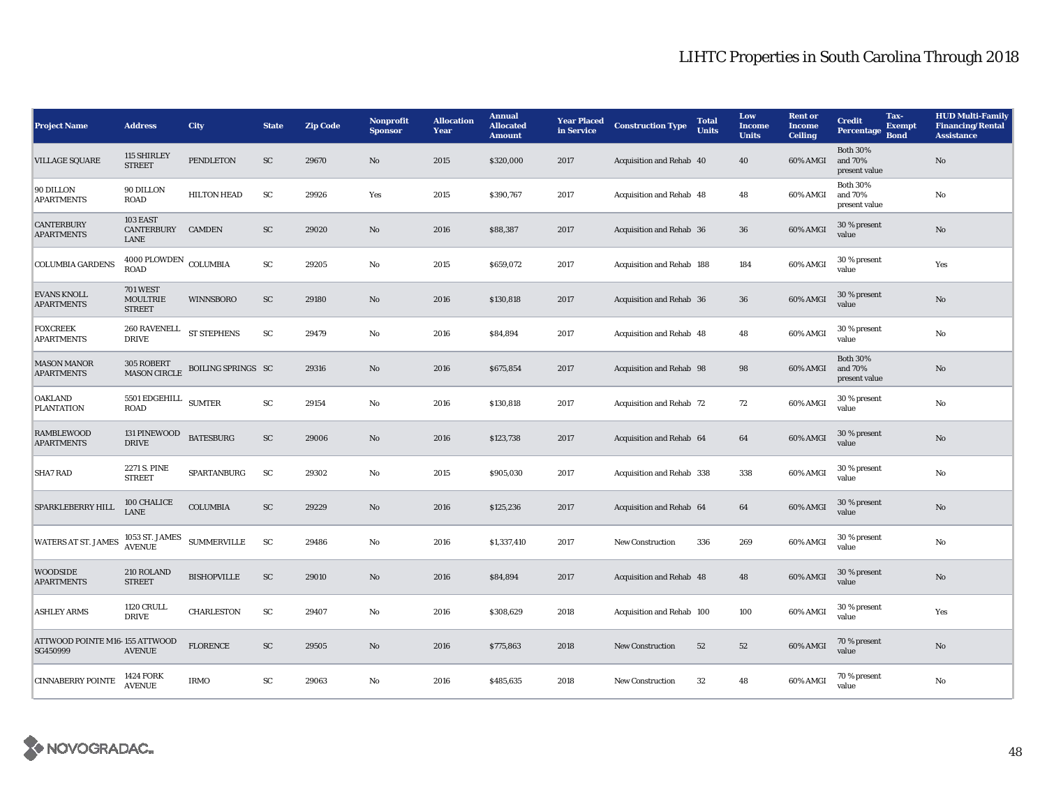# LIHTC Properties in South Carolina Through 2018

| Project Name | Address | City | State | Zip Code | Nonprofit Sponsor | Allocation Year | Annual Allocated Amount | Year Placed in Service | Construction Type | Total Units | Low Income Units | Rent or Income Ceiling | Credit Percentage | Tax-Exempt Bond | HUD Multi-Family Financing/Rental Assistance |
|---|---|---|---|---|---|---|---|---|---|---|---|---|---|---|---|
| VILLAGE SQUARE | 115 SHIRLEY STREET | PENDLETON | SC | 29670 | No | 2015 | $320,000 | 2017 | Acquisition and Rehab | 40 | 40 | 60% AMGI | Both 30% and 70% present value | | No |
| 90 DILLON APARTMENTS | 90 DILLON ROAD | HILTON HEAD | SC | 29926 | Yes | 2015 | $390,767 | 2017 | Acquisition and Rehab | 48 | 48 | 60% AMGI | Both 30% and 70% present value | | No |
| CANTERBURY APARTMENTS | 103 EAST CANTERBURY LANE | CAMDEN | SC | 29020 | No | 2016 | $88,387 | 2017 | Acquisition and Rehab | 36 | 36 | 60% AMGI | 30 % present value | | No |
| COLUMBIA GARDENS | 4000 PLOWDEN ROAD | COLUMBIA | SC | 29205 | No | 2015 | $659,072 | 2017 | Acquisition and Rehab | 188 | 184 | 60% AMGI | 30 % present value | | Yes |
| EVANS KNOLL APARTMENTS | 701 WEST MOULTRIE STREET | WINNSBORO | SC | 29180 | No | 2016 | $130,818 | 2017 | Acquisition and Rehab | 36 | 36 | 60% AMGI | 30 % present value | | No |
| FOXCREEK APARTMENTS | 260 RAVENELL DRIVE | ST STEPHENS | SC | 29479 | No | 2016 | $84,894 | 2017 | Acquisition and Rehab | 48 | 48 | 60% AMGI | 30 % present value | | No |
| MASON MANOR APARTMENTS | 305 ROBERT MASON CIRCLE | BOILING SPRINGS | SC | 29316 | No | 2016 | $675,854 | 2017 | Acquisition and Rehab | 98 | 98 | 60% AMGI | Both 30% and 70% present value | | No |
| OAKLAND PLANTATION | 5501 EDGEHILL ROAD | SUMTER | SC | 29154 | No | 2016 | $130,818 | 2017 | Acquisition and Rehab | 72 | 72 | 60% AMGI | 30 % present value | | No |
| RAMBLEWOOD APARTMENTS | 131 PINEWOOD DRIVE | BATESBURG | SC | 29006 | No | 2016 | $123,738 | 2017 | Acquisition and Rehab | 64 | 64 | 60% AMGI | 30 % present value | | No |
| SHA7 RAD | 2271 S. PINE STREET | SPARTANBURG | SC | 29302 | No | 2015 | $905,030 | 2017 | Acquisition and Rehab | 338 | 338 | 60% AMGI | 30 % present value | | No |
| SPARKLEBERRY HILL | 100 CHALICE LANE | COLUMBIA | SC | 29229 | No | 2016 | $125,236 | 2017 | Acquisition and Rehab | 64 | 64 | 60% AMGI | 30 % present value | | No |
| WATERS AT ST. JAMES | 1053 ST. JAMES AVENUE | SUMMERVILLE | SC | 29486 | No | 2016 | $1,337,410 | 2017 | New Construction | 336 | 269 | 60% AMGI | 30 % present value | | No |
| WOODSIDE APARTMENTS | 210 ROLAND STREET | BISHOPVILLE | SC | 29010 | No | 2016 | $84,894 | 2017 | Acquisition and Rehab | 48 | 48 | 60% AMGI | 30 % present value | | No |
| ASHLEY ARMS | 1120 CRULL DRIVE | CHARLESTON | SC | 29407 | No | 2016 | $308,629 | 2018 | Acquisition and Rehab | 100 | 100 | 60% AMGI | 30 % present value | | Yes |
| ATTWOOD POINTE M16-SG450999 | 155 ATTWOOD AVENUE | FLORENCE | SC | 29505 | No | 2016 | $775,863 | 2018 | New Construction | 52 | 52 | 60% AMGI | 70 % present value | | No |
| CINNABERRY POINTE | 1424 FORK AVENUE | IRMO | SC | 29063 | No | 2016 | $485,635 | 2018 | New Construction | 32 | 48 | 60% AMGI | 70 % present value | | No |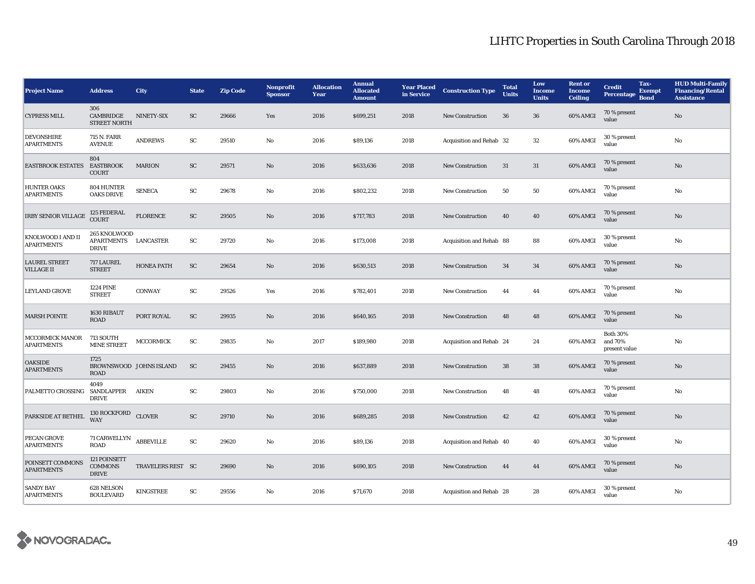# LIHTC Properties in South Carolina Through 2018

| Project Name | Address | City | State | Zip Code | Nonprofit Sponsor | Allocation Year | Annual Allocated Amount | Year Placed in Service | Construction Type | Total Units | Low Income Units | Rent or Income Ceiling | Credit Percentage | Tax-Exempt Bond | HUD Multi-Family Financing/Rental Assistance |
|---|---|---|---|---|---|---|---|---|---|---|---|---|---|---|---|
| CYPRESS MILL | 306 CAMBRIDGE STREET NORTH | NINETY-SIX | SC | 29666 | Yes | 2016 | $699,251 | 2018 | New Construction | 36 | 36 | 60% AMGI | 70 % present value | | No |
| DEVONSHIRE APARTMENTS | 715 N. FARR AVENUE | ANDREWS | SC | 29510 | No | 2016 | $89,136 | 2018 | Acquisition and Rehab | 32 | 32 | 60% AMGI | 30 % present value | | No |
| EASTBROOK ESTATES | 804 EASTBROOK COURT | MARION | SC | 29571 | No | 2016 | $633,636 | 2018 | New Construction | 31 | 31 | 60% AMGI | 70 % present value | | No |
| HUNTER OAKS APARTMENTS | 804 HUNTER OAKS DRIVE | SENECA | SC | 29678 | No | 2016 | $802,232 | 2018 | New Construction | 50 | 50 | 60% AMGI | 70 % present value | | No |
| IRBY SENIOR VILLAGE | 125 FEDERAL COURT | FLORENCE | SC | 29505 | No | 2016 | $717,783 | 2018 | New Construction | 40 | 40 | 60% AMGI | 70 % present value | | No |
| KNOLWOOD I AND II APARTMENTS | 265 KNOLWOOD APARTMENTS DRIVE | LANCASTER | SC | 29720 | No | 2016 | $173,008 | 2018 | Acquisition and Rehab | 88 | 88 | 60% AMGI | 30 % present value | | No |
| LAUREL STREET VILLAGE II | 717 LAUREL STREET | HONEA PATH | SC | 29654 | No | 2016 | $630,513 | 2018 | New Construction | 34 | 34 | 60% AMGI | 70 % present value | | No |
| LEYLAND GROVE | 1224 PINE STREET | CONWAY | SC | 29526 | Yes | 2016 | $782,401 | 2018 | New Construction | 44 | 44 | 60% AMGI | 70 % present value | | No |
| MARSH POINTE | 1630 RIBAUT ROAD | PORT ROYAL | SC | 29935 | No | 2016 | $640,165 | 2018 | New Construction | 48 | 48 | 60% AMGI | 70 % present value | | No |
| MCCORMICK MANOR APARTMENTS | 713 SOUTH MINE STREET | MCCORMICK | SC | 29835 | No | 2017 | $189,980 | 2018 | Acquisition and Rehab | 24 | 24 | 60% AMGI | Both 30% and 70% present value | | No |
| OAKSIDE APARTMENTS | 1725 BROWNSWOOD ROAD | JOHNS ISLAND | SC | 29455 | No | 2016 | $637,889 | 2018 | New Construction | 38 | 38 | 60% AMGI | 70 % present value | | No |
| PALMETTO CROSSING | 4049 SANDLAPPER DRIVE | AIKEN | SC | 29803 | No | 2016 | $750,000 | 2018 | New Construction | 48 | 48 | 60% AMGI | 70 % present value | | No |
| PARKSIDE AT BETHEL | 130 ROCKFORD WAY | CLOVER | SC | 29710 | No | 2016 | $689,285 | 2018 | New Construction | 42 | 42 | 60% AMGI | 70 % present value | | No |
| PECAN GROVE APARTMENTS | 71 CARWELLYN ROAD | ABBEVILLE | SC | 29620 | No | 2016 | $89,136 | 2018 | Acquisition and Rehab | 40 | 40 | 60% AMGI | 30 % present value | | No |
| POINSETT COMMONS APARTMENTS | 121 POINSETT COMMONS DRIVE | TRAVELERS REST | SC | 29690 | No | 2016 | $690,105 | 2018 | New Construction | 44 | 44 | 60% AMGI | 70 % present value | | No |
| SANDY BAY APARTMENTS | 628 NELSON BOULEVARD | KINGSTREE | SC | 29556 | No | 2016 | $71,670 | 2018 | Acquisition and Rehab | 28 | 28 | 60% AMGI | 30 % present value | | No |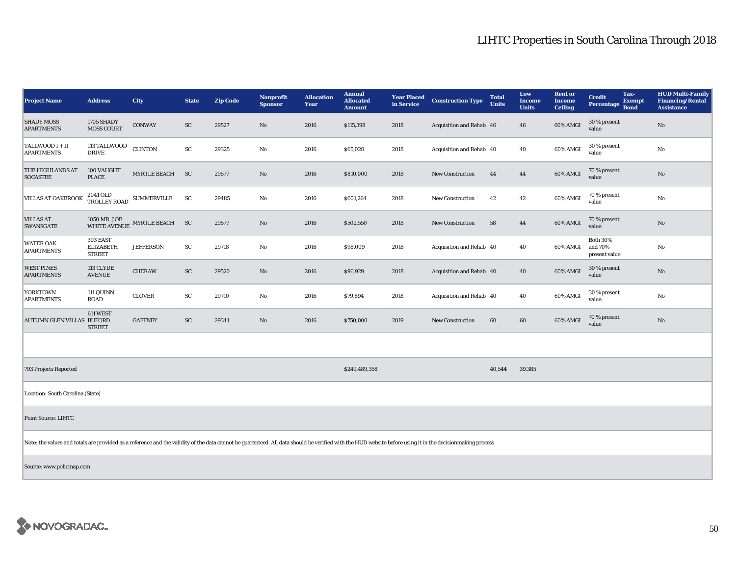# LIHTC Properties in South Carolina Through 2018

| Project Name | Address | City | State | Zip Code | Nonprofit Sponsor | Allocation Year | Annual Allocated Amount | Year Placed in Service | Construction Type | Total Units | Low Income Units | Rent or Income Ceiling | Credit Percentage | Tax-Exempt Bond | HUD Multi-Family Financing/Rental Assistance |
|---|---|---|---|---|---|---|---|---|---|---|---|---|---|---|---|
| SHADY MOSS APARTMENTS | 1705 SHADY MOSS COURT | CONWAY | SC | 29527 | No | 2016 | $115,398 | 2018 | Acquisition and Rehab | 46 | 46 | 60% AMGI | 30 % present value | | No |
| TALLWOOD I + II APARTMENTS | 113 TALLWOOD DRIVE | CLINTON | SC | 29325 | No | 2016 | $65,020 | 2018 | Acquisition and Rehab | 40 | 40 | 60% AMGI | 30 % present value | | No |
| THE HIGHLANDS AT SOCASTEE | 100 VAUGHT PLACE | MYRTLE BEACH | SC | 29577 | No | 2016 | $810,000 | 2018 | New Construction | 44 | 44 | 60% AMGI | 70 % present value | | No |
| VILLAS AT OAKBROOK | 2041 OLD TROLLEY ROAD | SUMMERVILLE | SC | 29485 | No | 2016 | $601,264 | 2018 | New Construction | 42 | 42 | 60% AMGI | 70 % present value | | No |
| VILLAS AT SWANSGATE | 1050 MR. JOE WHITE AVENUE | MYRTLE BEACH | SC | 29577 | No | 2016 | $502,550 | 2018 | New Construction | 58 | 44 | 60% AMGI | 70 % present value | | No |
| WATER OAK APARTMENTS | 303 EAST ELIZABETH STREET | JEFFERSON | SC | 29718 | No | 2016 | $98,009 | 2018 | Acquisition and Rehab | 40 | 40 | 60% AMGI | Both 30% and 70% present value | | No |
| WEST PINES APARTMENTS | 113 CLYDE AVENUE | CHERAW | SC | 29520 | No | 2016 | $96,929 | 2018 | Acquisition and Rehab | 40 | 40 | 60% AMGI | 30 % present value | | No |
| YORKTOWN APARTMENTS | 111 QUINN ROAD | CLOVER | SC | 29710 | No | 2016 | $79,894 | 2018 | Acquisition and Rehab | 40 | 40 | 60% AMGI | 30 % present value | | No |
| AUTUMN GLEN VILLAS | 611 WEST BUFORD STREET | GAFFNEY | SC | 29341 | No | 2016 | $750,000 | 2019 | New Construction | 60 | 60 | 60% AMGI | 70 % present value | | No |
| | | | | | | | | | | | | | | | |
| 793 Projects Reported | | | | | | | $249,489,358 | | | 40,544 | 39,385 | | | | |

Location: South Carolina (State)

Point Source: LIHTC

Note: the values and totals are provided as a reference and the validity of the data cannot be guaranteed. All data should be verified with the HUD website before using it in the decisionmaking process

Source: www.policmap.com